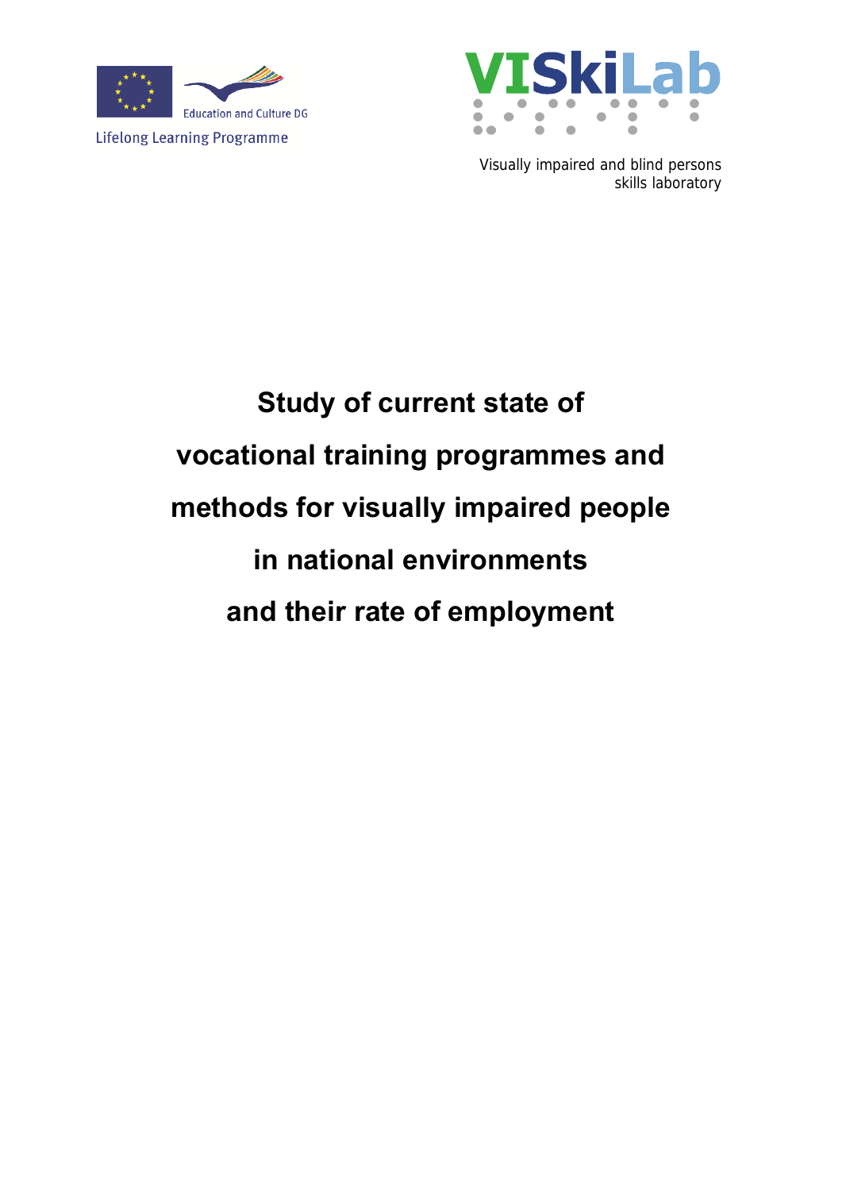Education and Culture DG

Lifelong Learning Programme

VISkiLab

Visually impaired and blind persons skills laboratory

# Study of current state of vocational training programmes and methods for visually impaired people in national environments and their rate of employment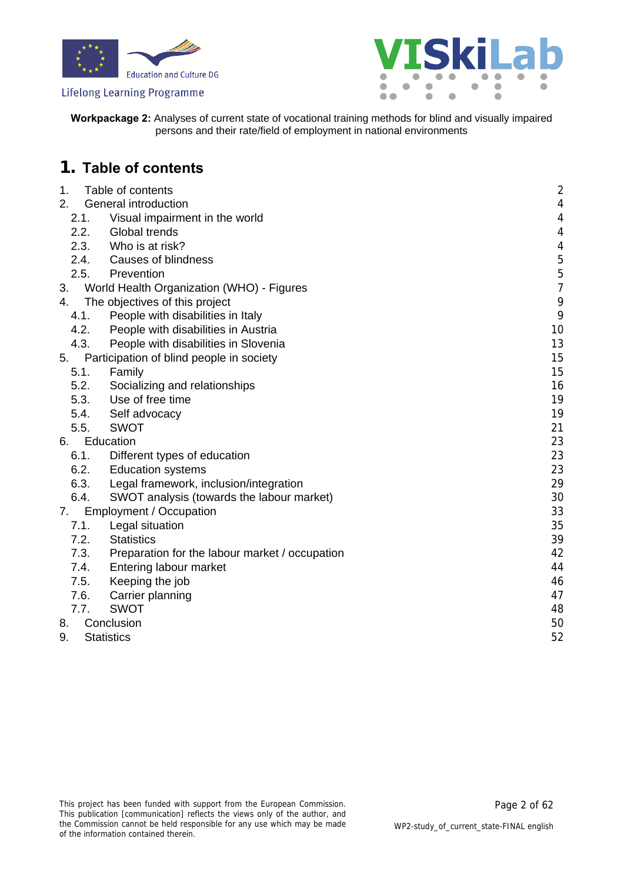**Workpackage 2:** Analyses of current state of vocational training methods for blind and visually impaired persons and their rate/field of employment in national environments

# 1. Table of contents

| | | |
|---|---|---|
| 1. | Table of contents | 2 |
| 2. | General introduction | 4 |
| 2.1. | Visual impairment in the world | 4 |
| 2.2. | Global trends | 4 |
| 2.3. | Who is at risk? | 4 |
| 2.4. | Causes of blindness | 5 |
| 2.5. | Prevention | 5 |
| 3. | World Health Organization (WHO) - Figures | 7 |
| 4. | The objectives of this project | 9 |
| 4.1. | People with disabilities in Italy | 9 |
| 4.2. | People with disabilities in Austria | 10 |
| 4.3. | People with disabilities in Slovenia | 13 |
| 5. | Participation of blind people in society | 15 |
| 5.1. | Family | 15 |
| 5.2. | Socializing and relationships | 16 |
| 5.3. | Use of free time | 19 |
| 5.4. | Self advocacy | 19 |
| 5.5. | SWOT | 21 |
| 6. | Education | 23 |
| 6.1. | Different types of education | 23 |
| 6.2. | Education systems | 23 |
| 6.3. | Legal framework, inclusion/integration | 29 |
| 6.4. | SWOT analysis (towards the labour market) | 30 |
| 7. | Employment / Occupation | 33 |
| 7.1. | Legal situation | 35 |
| 7.2. | Statistics | 39 |
| 7.3. | Preparation for the labour market / occupation | 42 |
| 7.4. | Entering labour market | 44 |
| 7.5. | Keeping the job | 46 |
| 7.6. | Carrier planning | 47 |
| 7.7. | SWOT | 48 |
| 8. | Conclusion | 50 |
| 9. | Statistics | 52 |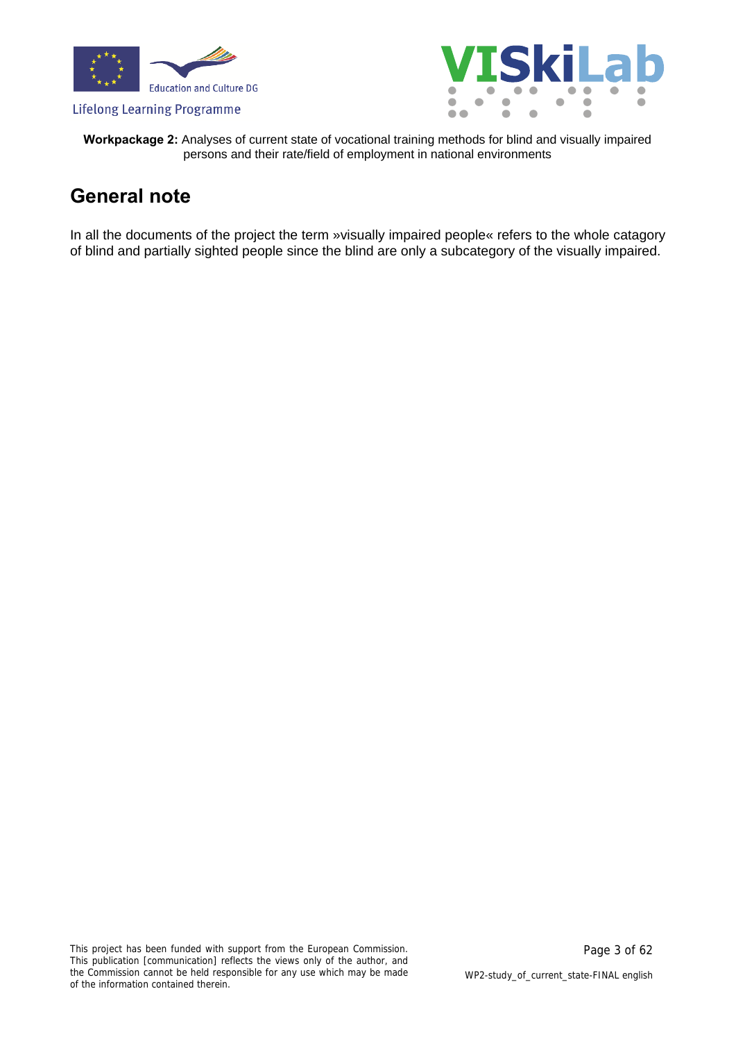## General note

In all the documents of the project the term »visually impaired people« refers to the whole catagory of blind and partially sighted people since the blind are only a subcategory of the visually impaired.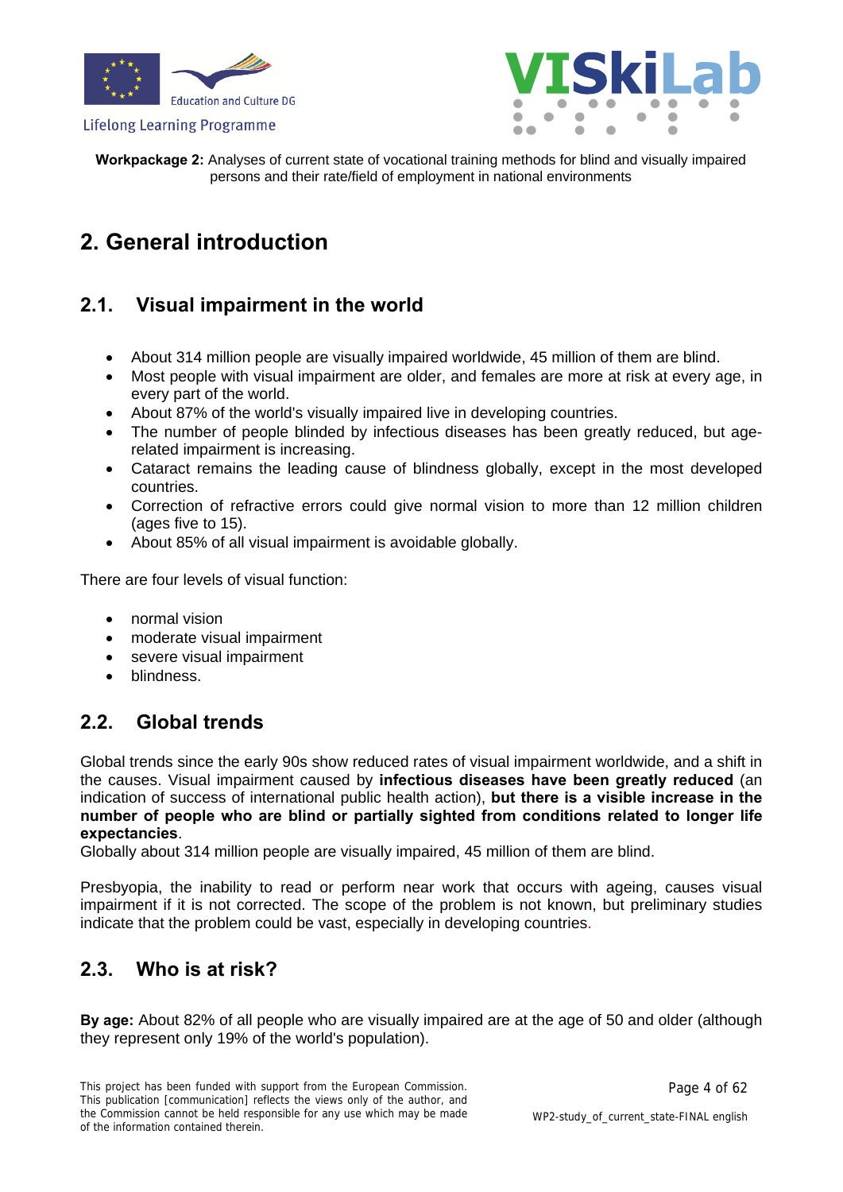## 2. General introduction

### 2.1. Visual impairment in the world

- About 314 million people are visually impaired worldwide, 45 million of them are blind.
- Most people with visual impairment are older, and females are more at risk at every age, in every part of the world.
- About 87% of the world's visually impaired live in developing countries.
- The number of people blinded by infectious diseases has been greatly reduced, but age-related impairment is increasing.
- Cataract remains the leading cause of blindness globally, except in the most developed countries.
- Correction of refractive errors could give normal vision to more than 12 million children (ages five to 15).
- About 85% of all visual impairment is avoidable globally.

There are four levels of visual function:

- normal vision
- moderate visual impairment
- severe visual impairment
- blindness.

### 2.2. Global trends

Global trends since the early 90s show reduced rates of visual impairment worldwide, and a shift in the causes. Visual impairment caused by **infectious diseases have been greatly reduced** (an indication of success of international public health action), **but there is a visible increase in the number of people who are blind or partially sighted from conditions related to longer life expectancies**.
Globally about 314 million people are visually impaired, 45 million of them are blind.

Presbyopia, the inability to read or perform near work that occurs with ageing, causes visual impairment if it is not corrected. The scope of the problem is not known, but preliminary studies indicate that the problem could be vast, especially in developing countries.

### 2.3. Who is at risk?

**By age:** About 82% of all people who are visually impaired are at the age of 50 and older (although they represent only 19% of the world's population).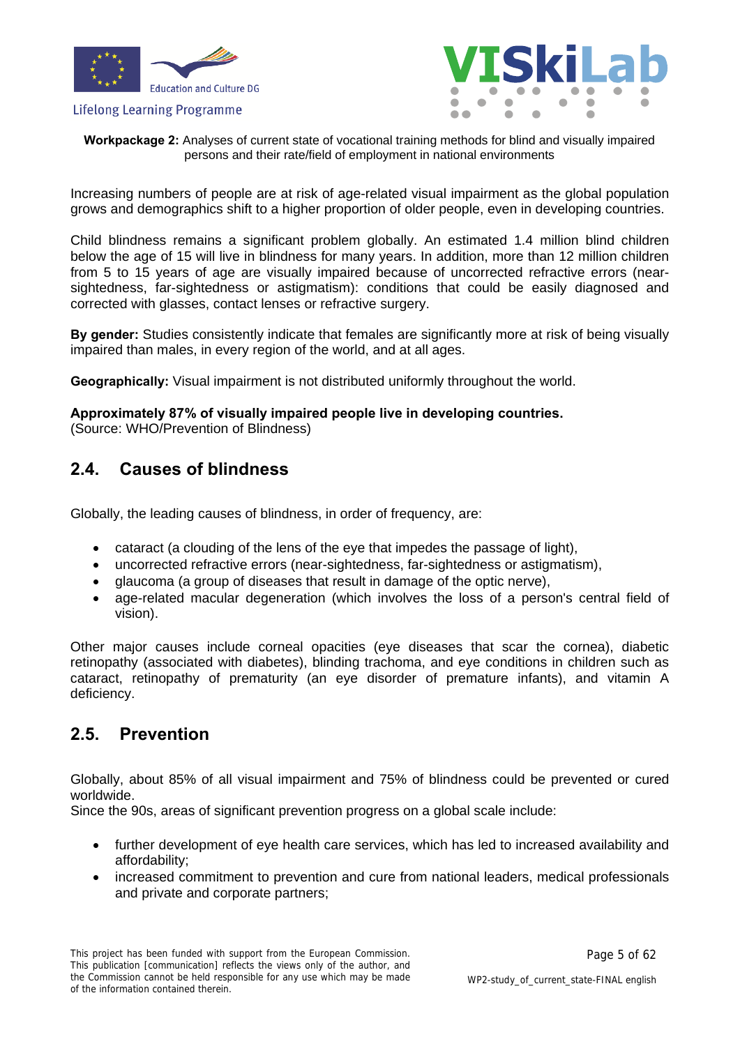Increasing numbers of people are at risk of age-related visual impairment as the global population grows and demographics shift to a higher proportion of older people, even in developing countries.

Child blindness remains a significant problem globally. An estimated 1.4 million blind children below the age of 15 will live in blindness for many years. In addition, more than 12 million children from 5 to 15 years of age are visually impaired because of uncorrected refractive errors (near-sightedness, far-sightedness or astigmatism): conditions that could be easily diagnosed and corrected with glasses, contact lenses or refractive surgery.

**By gender:** Studies consistently indicate that females are significantly more at risk of being visually impaired than males, in every region of the world, and at all ages.

**Geographically:** Visual impairment is not distributed uniformly throughout the world.

**Approximately 87% of visually impaired people live in developing countries.**
(Source: WHO/Prevention of Blindness)

## 2.4. Causes of blindness

Globally, the leading causes of blindness, in order of frequency, are:

- cataract (a clouding of the lens of the eye that impedes the passage of light),
- uncorrected refractive errors (near-sightedness, far-sightedness or astigmatism),
- glaucoma (a group of diseases that result in damage of the optic nerve),
- age-related macular degeneration (which involves the loss of a person's central field of vision).

Other major causes include corneal opacities (eye diseases that scar the cornea), diabetic retinopathy (associated with diabetes), blinding trachoma, and eye conditions in children such as cataract, retinopathy of prematurity (an eye disorder of premature infants), and vitamin A deficiency.

## 2.5. Prevention

Globally, about 85% of all visual impairment and 75% of blindness could be prevented or cured worldwide.
Since the 90s, areas of significant prevention progress on a global scale include:

- further development of eye health care services, which has led to increased availability and affordability;
- increased commitment to prevention and cure from national leaders, medical professionals and private and corporate partners;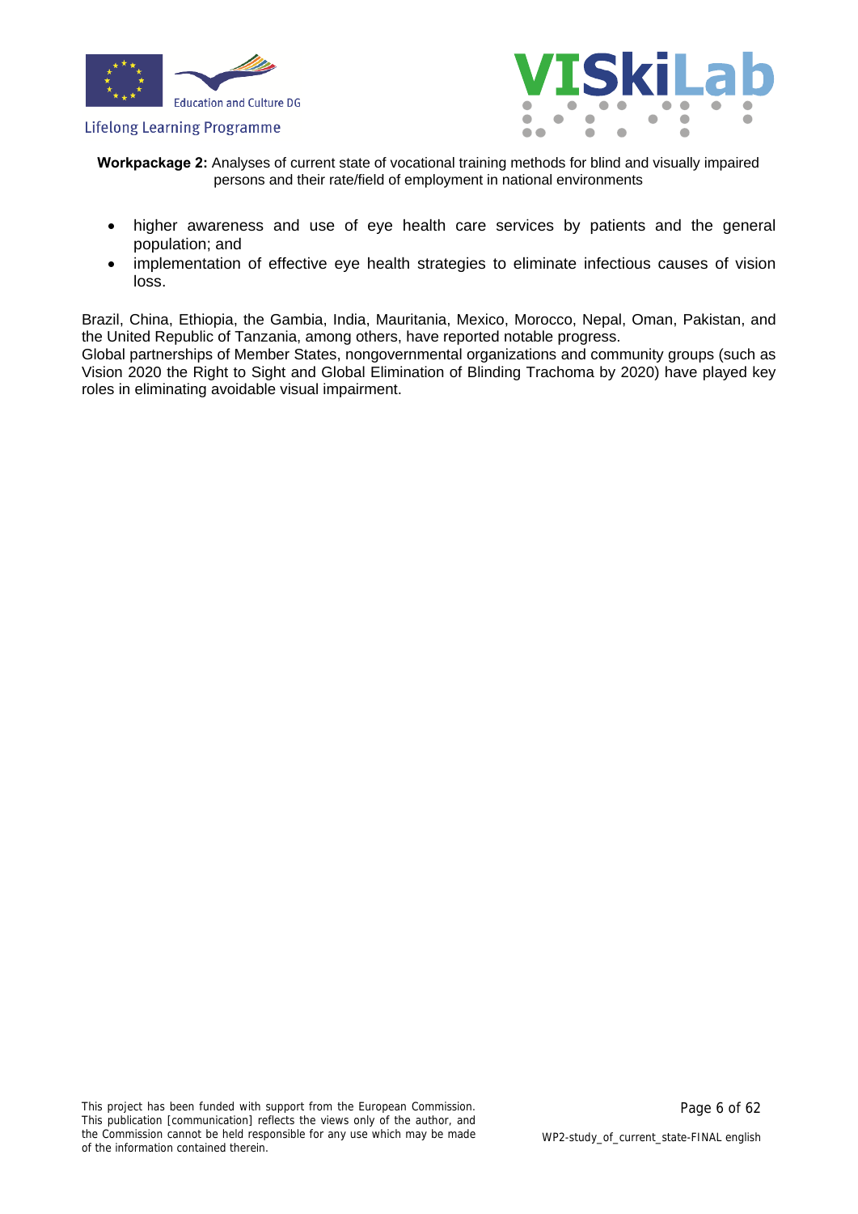- higher awareness and use of eye health care services by patients and the general population; and
- implementation of effective eye health strategies to eliminate infectious causes of vision loss.

Brazil, China, Ethiopia, the Gambia, India, Mauritania, Mexico, Morocco, Nepal, Oman, Pakistan, and the United Republic of Tanzania, among others, have reported notable progress.
Global partnerships of Member States, nongovernmental organizations and community groups (such as Vision 2020 the Right to Sight and Global Elimination of Blinding Trachoma by 2020) have played key roles in eliminating avoidable visual impairment.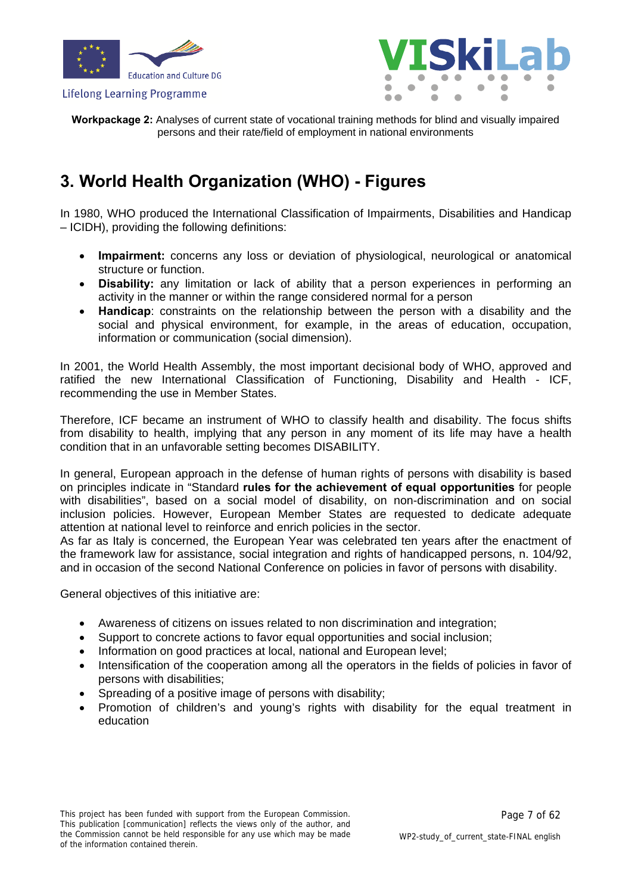## 3. World Health Organization (WHO) - Figures

In 1980, WHO produced the International Classification of Impairments, Disabilities and Handicap – ICIDH), providing the following definitions:

- **Impairment:** concerns any loss or deviation of physiological, neurological or anatomical structure or function.
- **Disability:** any limitation or lack of ability that a person experiences in performing an activity in the manner or within the range considered normal for a person
- **Handicap**: constraints on the relationship between the person with a disability and the social and physical environment, for example, in the areas of education, occupation, information or communication (social dimension).

In 2001, the World Health Assembly, the most important decisional body of WHO, approved and ratified the new International Classification of Functioning, Disability and Health - ICF, recommending the use in Member States.

Therefore, ICF became an instrument of WHO to classify health and disability. The focus shifts from disability to health, implying that any person in any moment of its life may have a health condition that in an unfavorable setting becomes DISABILITY.

In general, European approach in the defense of human rights of persons with disability is based on principles indicate in "Standard **rules for the achievement of equal opportunities** for people with disabilities", based on a social model of disability, on non-discrimination and on social inclusion policies. However, European Member States are requested to dedicate adequate attention at national level to reinforce and enrich policies in the sector.
As far as Italy is concerned, the European Year was celebrated ten years after the enactment of the framework law for assistance, social integration and rights of handicapped persons, n. 104/92, and in occasion of the second National Conference on policies in favor of persons with disability.

General objectives of this initiative are:

- Awareness of citizens on issues related to non discrimination and integration;
- Support to concrete actions to favor equal opportunities and social inclusion;
- Information on good practices at local, national and European level;
- Intensification of the cooperation among all the operators in the fields of policies in favor of persons with disabilities;
- Spreading of a positive image of persons with disability;
- Promotion of children's and young's rights with disability for the equal treatment in education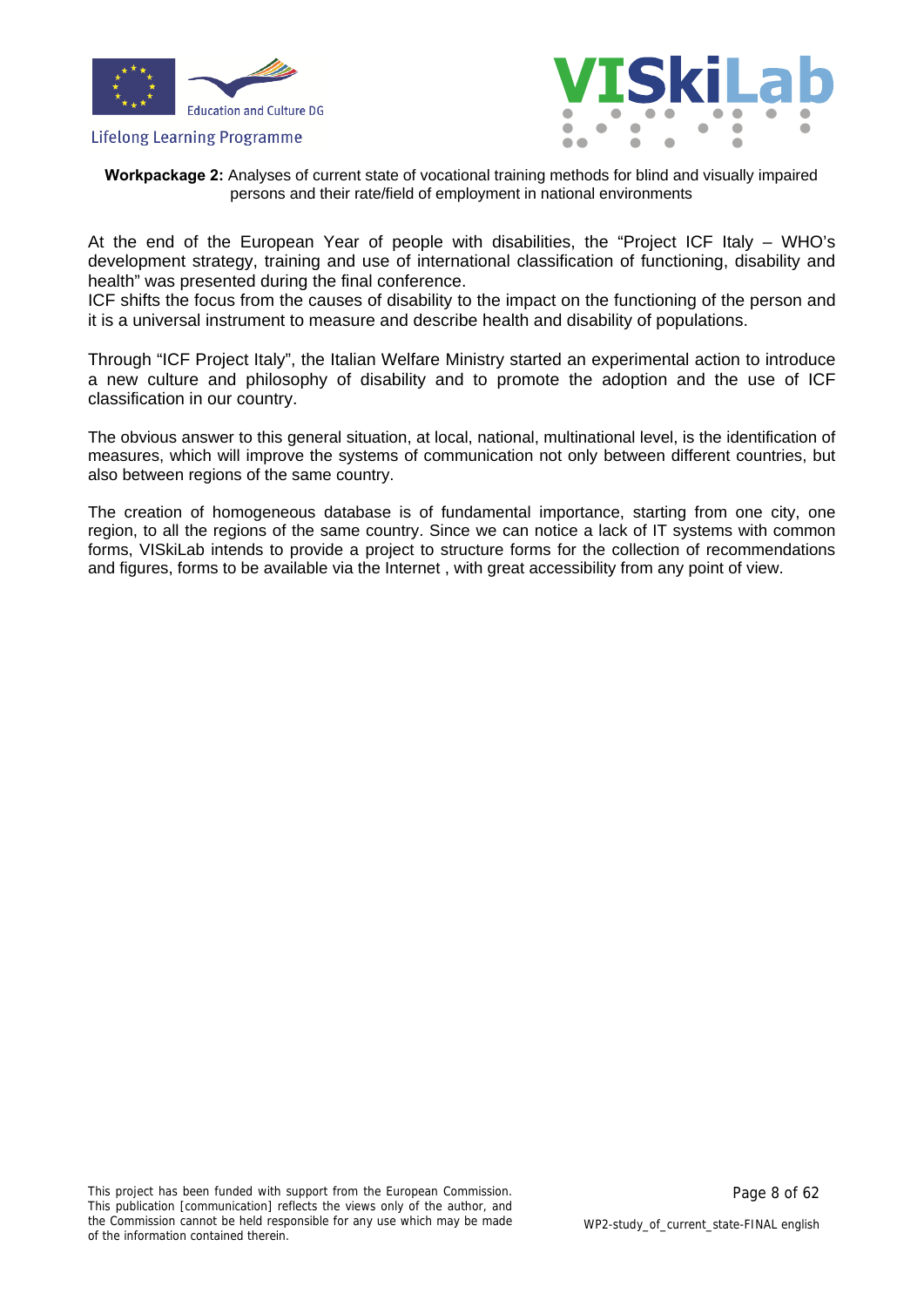At the end of the European Year of people with disabilities, the “Project ICF Italy – WHO’s development strategy, training and use of international classification of functioning, disability and health” was presented during the final conference.
ICF shifts the focus from the causes of disability to the impact on the functioning of the person and it is a universal instrument to measure and describe health and disability of populations.

Through “ICF Project Italy”, the Italian Welfare Ministry started an experimental action to introduce a new culture and philosophy of disability and to promote the adoption and the use of ICF classification in our country.

The obvious answer to this general situation, at local, national, multinational level, is the identification of measures, which will improve the systems of communication not only between different countries, but also between regions of the same country.

The creation of homogeneous database is of fundamental importance, starting from one city, one region, to all the regions of the same country. Since we can notice a lack of IT systems with common forms, VISkiLab intends to provide a project to structure forms for the collection of recommendations and figures, forms to be available via the Internet , with great accessibility from any point of view.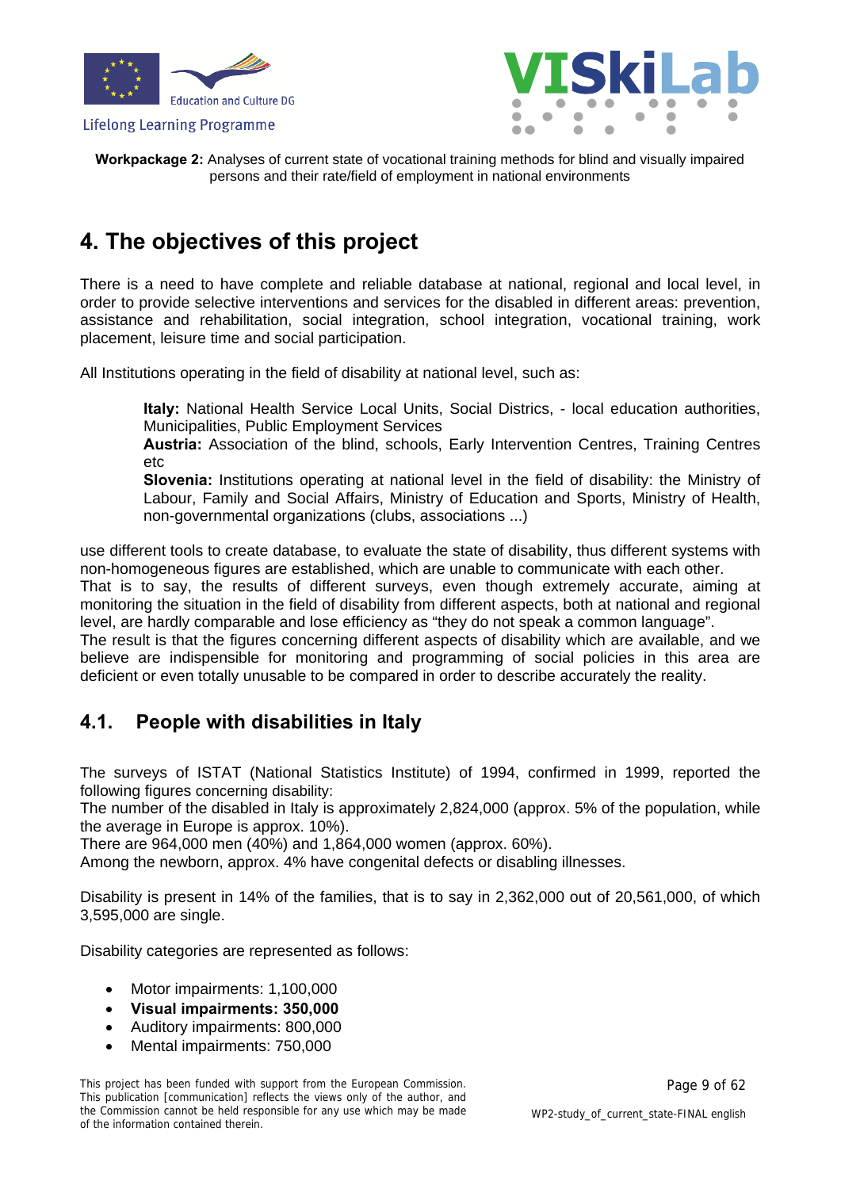# 4. The objectives of this project

There is a need to have complete and reliable database at national, regional and local level, in order to provide selective interventions and services for the disabled in different areas: prevention, assistance and rehabilitation, social integration, school integration, vocational training, work placement, leisure time and social participation.

All Institutions operating in the field of disability at national level, such as:

> **Italy:** National Health Service Local Units, Social Districs, - local education authorities, Municipalities, Public Employment Services
> **Austria:** Association of the blind, schools, Early Intervention Centres, Training Centres etc
> **Slovenia:** Institutions operating at national level in the field of disability: the Ministry of Labour, Family and Social Affairs, Ministry of Education and Sports, Ministry of Health, non-governmental organizations (clubs, associations ...)

use different tools to create database, to evaluate the state of disability, thus different systems with non-homogeneous figures are established, which are unable to communicate with each other.
That is to say, the results of different surveys, even though extremely accurate, aiming at monitoring the situation in the field of disability from different aspects, both at national and regional level, are hardly comparable and lose efficiency as “they do not speak a common language”.
The result is that the figures concerning different aspects of disability which are available, and we believe are indispensible for monitoring and programming of social policies in this area are deficient or even totally unusable to be compared in order to describe accurately the reality.

## 4.1. People with disabilities in Italy

The surveys of ISTAT (National Statistics Institute) of 1994, confirmed in 1999, reported the following figures concerning disability:
The number of the disabled in Italy is approximately 2,824,000 (approx. 5% of the population, while the average in Europe is approx. 10%).
There are 964,000 men (40%) and 1,864,000 women (approx. 60%).
Among the newborn, approx. 4% have congenital defects or disabling illnesses.

Disability is present in 14% of the families, that is to say in 2,362,000 out of 20,561,000, of which 3,595,000 are single.

Disability categories are represented as follows:

- Motor impairments: 1,100,000
- **Visual impairments: 350,000**
- Auditory impairments: 800,000
- Mental impairments: 750,000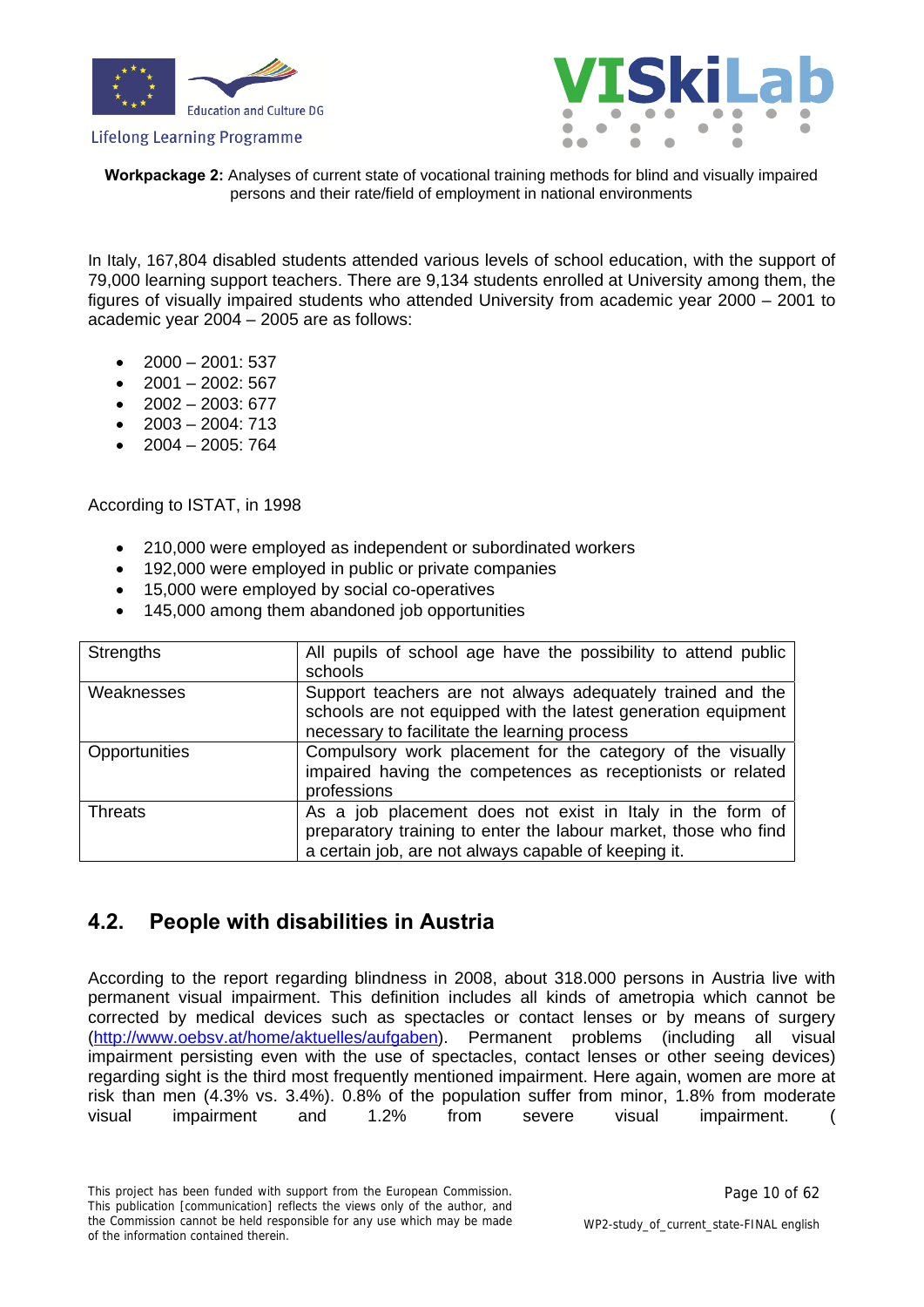In Italy, 167,804 disabled students attended various levels of school education, with the support of 79,000 learning support teachers. There are 9,134 students enrolled at University among them, the figures of visually impaired students who attended University from academic year 2000 – 2001 to academic year 2004 – 2005 are as follows:

- 2000 – 2001: 537
- 2001 – 2002: 567
- 2002 – 2003: 677
- 2003 – 2004: 713
- 2004 – 2005: 764

According to ISTAT, in 1998

- 210,000 were employed as independent or subordinated workers
- 192,000 were employed in public or private companies
- 15,000 were employed by social co-operatives
- 145,000 among them abandoned job opportunities

| | |
|---|---|
| Strengths | All pupils of school age have the possibility to attend public schools |
| Weaknesses | Support teachers are not always adequately trained and the schools are not equipped with the latest generation equipment necessary to facilitate the learning process |
| Opportunities | Compulsory work placement for the category of the visually impaired having the competences as receptionists or related professions |
| Threats | As a job placement does not exist in Italy in the form of preparatory training to enter the labour market, those who find a certain job, are not always capable of keeping it. |

## 4.2. People with disabilities in Austria

According to the report regarding blindness in 2008, about 318.000 persons in Austria live with permanent visual impairment. This definition includes all kinds of ametropia which cannot be corrected by medical devices such as spectacles or contact lenses or by means of surgery (http://www.oebsv.at/home/aktuelles/aufgaben). Permanent problems (including all visual impairment persisting even with the use of spectacles, contact lenses or other seeing devices) regarding sight is the third most frequently mentioned impairment. Here again, women are more at risk than men (4.3% vs. 3.4%). 0.8% of the population suffer from minor, 1.8% from moderate visual impairment and 1.2% from severe visual impairment. (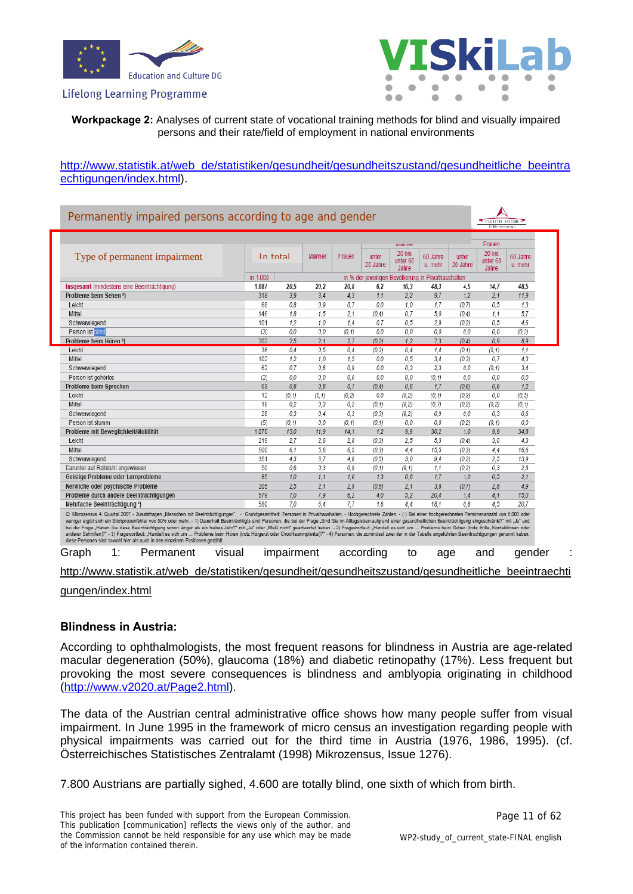**Workpackage 2:** Analyses of current state of vocational training methods for blind and visually impaired persons and their rate/field of employment in national environments

http://www.statistik.at/web_de/statistiken/gesundheit/gesundheitszustand/gesundheitliche_beeintraechtigungen/index.html).

Permanently impaired persons according to age and gender

| Type of permanent impairment | In total | | Männer | Frauen | Männer | | | Frauen | | |
|---|---|---|---|---|---|---|---|---|---|---|
| | | | | | unter 20 Jahre | 20 bis unter 60 Jahre | 60 Jahre u. mehr | unter 20 Jahre | 20 bis unter 60 Jahre | 60 Jahre u. mehr |
| | in 1.000 | in % der jeweiligen Bevölkerung in Privathaushalten | | | | | | | | |
| Insgesamt (mindestens eine Beeinträchtigung) | 1.687 | 20,5 | 20,2 | 20,8 | 6,2 | 16,3 | 48,3 | 4,5 | 14,7 | 48,5 |
| Probleme beim Sehen ²) | 318 | 3,9 | 3,4 | 4,3 | 1,1 | 2,2 | 9,7 | 1,2 | 2,1 | 11,9 |
| Leicht | 68 | 0,8 | 0,9 | 0,7 | 0,0 | 1,0 | 1,7 | (0,7) | 0,5 | 1,3 |
| Mittel | 146 | 1,8 | 1,5 | 2,1 | (0,4) | 0,7 | 5,0 | (0,4) | 1,1 | 5,7 |
| Schwerwiegend | 101 | 1,2 | 1,0 | 1,4 | 0,7 | 0,5 | 2,9 | (0,2) | 0,5 | 4,6 |
| Person ist blind | (3) | 0,0 | 0,0 | (0,1) | 0,0 | 0,0 | 0,0 | 0,0 | 0,0 | (0,3) |
| Probleme beim Hören ³) | 202 | 2,5 | 2,1 | 2,7 | (0,2) | 1,2 | 7,3 | (0,4) | 0,9 | 8,9 |
| Leicht | 36 | 0,4 | 0,5 | 0,4 | (0,2) | 0,4 | 1,4 | (0,1) | (0,1) | 1,1 |
| Mittel | 102 | 1,2 | 1,0 | 1,5 | 0,0 | 0,5 | 3,4 | (0,3) | 0,7 | 4,3 |
| Schwerwiegend | 62 | 0,7 | 0,6 | 0,9 | 0,0 | 0,3 | 2,3 | 0,0 | (0,1) | 3,4 |
| Person ist gehörlos | (2) | 0,0 | 0,0 | 0,0 | 0,0 | 0,0 | (0,1) | 0,0 | 0,0 | 0,0 |
| Probleme beim Sprechen | 63 | 0,8 | 0,8 | 0,7 | (0,4) | 0,6 | 1,7 | (0,6) | 0,6 | 1,2 |
| Leicht | 12 | (0,1) | (0,1) | (0,2) | 0,0 | (0,2) | (0,1) | (0,3) | 0,0 | (0,5) |
| Mittel | 19 | 0,2 | 0,3 | 0,2 | (0,1) | (0,2) | (0,7) | (0,2) | (0,2) | (0,1) |
| Schwerwiegend | 26 | 0,3 | 0,4 | 0,3 | (0,3) | (0,2) | 0,9 | 0,0 | 0,3 | 0,6 |
| Person ist stumm | (5) | (0,1) | 0,0 | (0,1) | (0,1) | 0,0 | 0,0 | (0,2) | (0,1) | 0,0 |
| Probleme mit Beweglichkeit/Mobilität | 1.070 | 13,0 | 11,9 | 14,1 | 1,2 | 9,9 | 30,2 | 1,0 | 9,9 | 34,8 |
| Leicht | 219 | 2,7 | 2,6 | 2,8 | (0,3) | 2,5 | 5,3 | (0,4) | 3,0 | 4,3 |
| Mittel | 500 | 6,1 | 5,6 | 6,5 | (0,3) | 4,4 | 15,5 | (0,3) | 4,4 | 16,6 |
| Schwerwiegend | 351 | 4,3 | 3,7 | 4,8 | (0,5) | 3,0 | 9,4 | (0,2) | 2,5 | 13,9 |
| Darunter auf Rollstuhl angewiesen | 50 | 0,6 | 0,3 | 0,9 | (0,1) | (0,1) | 1,1 | (0,2) | 0,3 | 2,8 |
| Geistige Probleme oder Lernprobleme | 85 | 1,0 | 1,1 | 1,0 | 1,3 | 0,8 | 1,7 | 1,0 | 0,5 | 2,1 |
| Nervliche oder psychische Probleme | 205 | 2,5 | 2,1 | 2,9 | (0,5) | 2,1 | 3,8 | (0,7) | 2,8 | 4,9 |
| Probleme durch andere Beeinträchtigungen | 579 | 7,0 | 7,9 | 6,2 | 4,0 | 5,2 | 20,4 | 1,4 | 4,1 | 13,0 |
| Mehrfache Beeinträchtigung ⁴) | 580 | 7,0 | 6,4 | 7,7 | 1,6 | 4,4 | 18,1 | 0,8 | 4,5 | 20,7 |

Q: Mikrozensus 4. Quartal 2007 - Zusatzfragen „Menschen mit Beeinträchtigungen". - Grundgesamtheit: Personen in Privathaushalten. - Hochgerechnete Zahlen. - ( ) Bei einer hochgerechneten Personenanzahl von 6.000 oder weniger ergibt sich ein Stichprobenfehler von 50% oder mehr. - 1) Dauerhaft Beeinträchtigte sind Personen, die bei der Frage „Sind Sie im Alltagsleben aufgrund einer gesundheitlichen Beeinträchtigung eingeschränkt?" mit „Ja" und bei der Frage „Haben Sie diese Beeinträchtigung schon länger als ein halbes Jahr?" mit „Ja" oder „Weiß nicht" geantwortet haben. - 2) Fragewortlaut: „Handelt es sich um ... Probleme beim Sehen (trotz Brille, Kontaktlinsen oder anderer Sehhilfen)?" - 3) Fragewortlaut: „Handelt es sich um ... Probleme beim Hören (trotz Hörgerät oder Chochlearimplantat)?" - 4) Personen, die zumindest zwei der in der Tabelle angeführten Beeinträchtigungen genannt haben; diese Personen sind sowohl hier als auch in den einzelnen Positionen gezählt.

Graph 1: Permanent visual impairment according to age and gender : http://www.statistik.at/web_de/statistiken/gesundheit/gesundheitszustand/gesundheitliche_beeintraechtigungen/index.html

**Blindness in Austria:**

According to ophthalmologists, the most frequent reasons for blindness in Austria are age-related macular degeneration (50%), glaucoma (18%) and diabetic retinopathy (17%). Less frequent but provoking the most severe consequences is blindness and amblyopia originating in childhood (http://www.v2020.at/Page2.html).

The data of the Austrian central administrative office shows how many people suffer from visual impairment. In June 1995 in the framework of micro census an investigation regarding people with physical impairments was carried out for the third time in Austria (1976, 1986, 1995). (cf. Österreichisches Statistisches Zentralamt (1998) Mikrozensus, Issue 1276).

7.800 Austrians are partially sighed, 4.600 are totally blind, one sixth of which from birth.

This project has been funded with support from the European Commission. This publication [communication] reflects the views only of the author, and the Commission cannot be held responsible for any use which may be made of the information contained therein.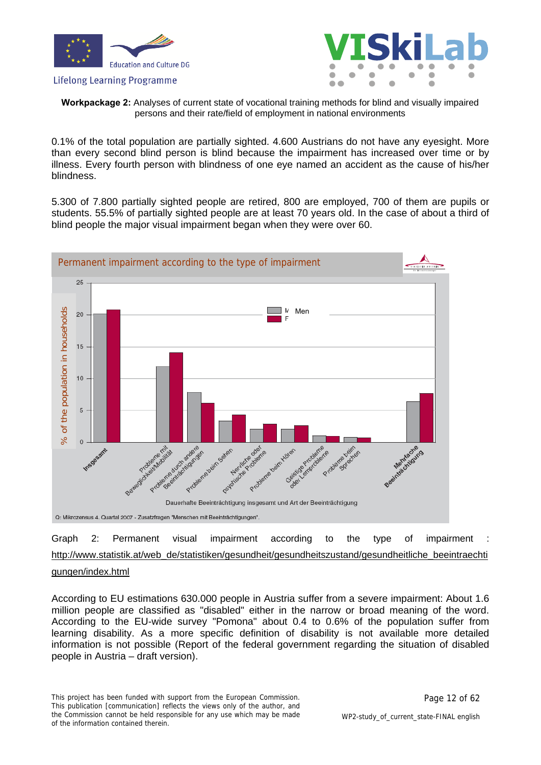**Workpackage 2:** Analyses of current state of vocational training methods for blind and visually impaired persons and their rate/field of employment in national environments

0.1% of the total population are partially sighted. 4.600 Austrians do not have any eyesight. More than every second blind person is blind because the impairment has increased over time or by illness. Every fourth person with blindness of one eye named an accident as the cause of his/her blindness.

5.300 of 7.800 partially sighted people are retired, 800 are employed, 700 of them are pupils or students. 55.5% of partially sighted people are at least 70 years old. In the case of about a third of blind people the major visual impairment began when they were over 60.

Permanent impairment according to the type of impairment

Q: Mikrozensus 4. Quartal 2007 - Zusatzfragen "Menschen mit Beeinträchtigungen".

Graph 2: Permanent visual impairment according to the type of impairment : http://www.statistik.at/web_de/statistiken/gesundheit/gesundheitszustand/gesundheitliche_beeintraechtigungen/index.html

According to EU estimations 630.000 people in Austria suffer from a severe impairment: About 1.6 million people are classified as "disabled" either in the narrow or broad meaning of the word. According to the EU-wide survey "Pomona" about 0.4 to 0.6% of the population suffer from learning disability. As a more specific definition of disability is not available more detailed information is not possible (Report of the federal government regarding the situation of disabled people in Austria – draft version).

This project has been funded with support from the European Commission. This publication [communication] reflects the views only of the author, and the Commission cannot be held responsible for any use which may be made of the information contained therein.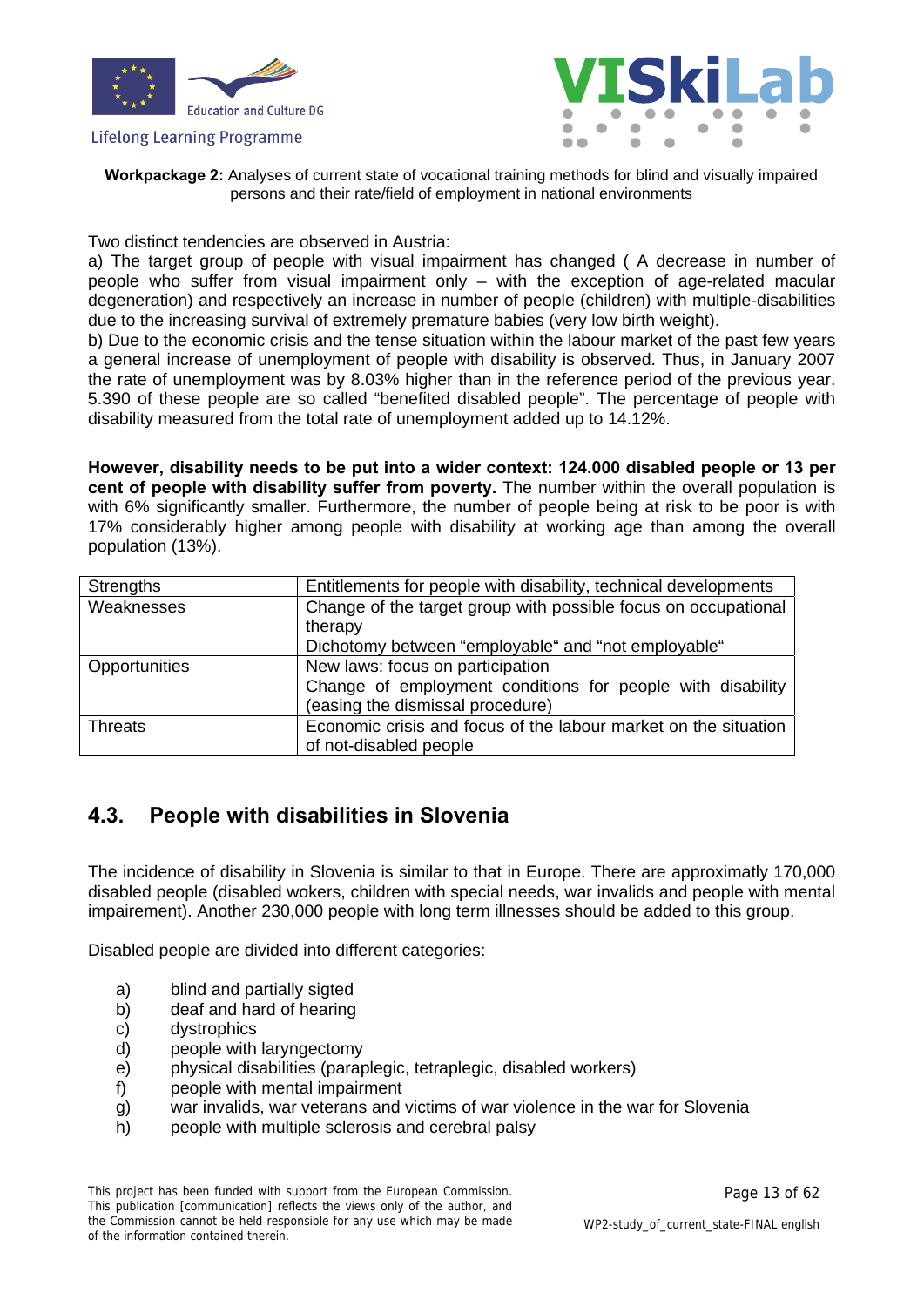Two distinct tendencies are observed in Austria:

a) The target group of people with visual impairment has changed ( A decrease in number of people who suffer from visual impairment only – with the exception of age-related macular degeneration) and respectively an increase in number of people (children) with multiple-disabilities due to the increasing survival of extremely premature babies (very low birth weight).

b) Due to the economic crisis and the tense situation within the labour market of the past few years a general increase of unemployment of people with disability is observed. Thus, in January 2007 the rate of unemployment was by 8.03% higher than in the reference period of the previous year. 5.390 of these people are so called "benefited disabled people". The percentage of people with disability measured from the total rate of unemployment added up to 14.12%.

**However, disability needs to be put into a wider context: 124.000 disabled people or 13 per cent of people with disability suffer from poverty.** The number within the overall population is with 6% significantly smaller. Furthermore, the number of people being at risk to be poor is with 17% considerably higher among people with disability at working age than among the overall population (13%).

| | |
|---|---|
| Strengths | Entitlements for people with disability, technical developments |
| Weaknesses | Change of the target group with possible focus on occupational therapy<br>Dichotomy between "employable" and "not employable" |
| Opportunities | New laws: focus on participation<br>Change of employment conditions for people with disability (easing the dismissal procedure) |
| Threats | Economic crisis and focus of the labour market on the situation of not-disabled people |

## 4.3. People with disabilities in Slovenia

The incidence of disability in Slovenia is similar to that in Europe. There are approximatly 170,000 disabled people (disabled wokers, children with special needs, war invalids and people with mental impairement). Another 230,000 people with long term illnesses should be added to this group.

Disabled people are divided into different categories:

a) blind and partially sigted
b) deaf and hard of hearing
c) dystrophics
d) people with laryngectomy
e) physical disabilities (paraplegic, tetraplegic, disabled workers)
f) people with mental impairment
g) war invalids, war veterans and victims of war violence in the war for Slovenia
h) people with multiple sclerosis and cerebral palsy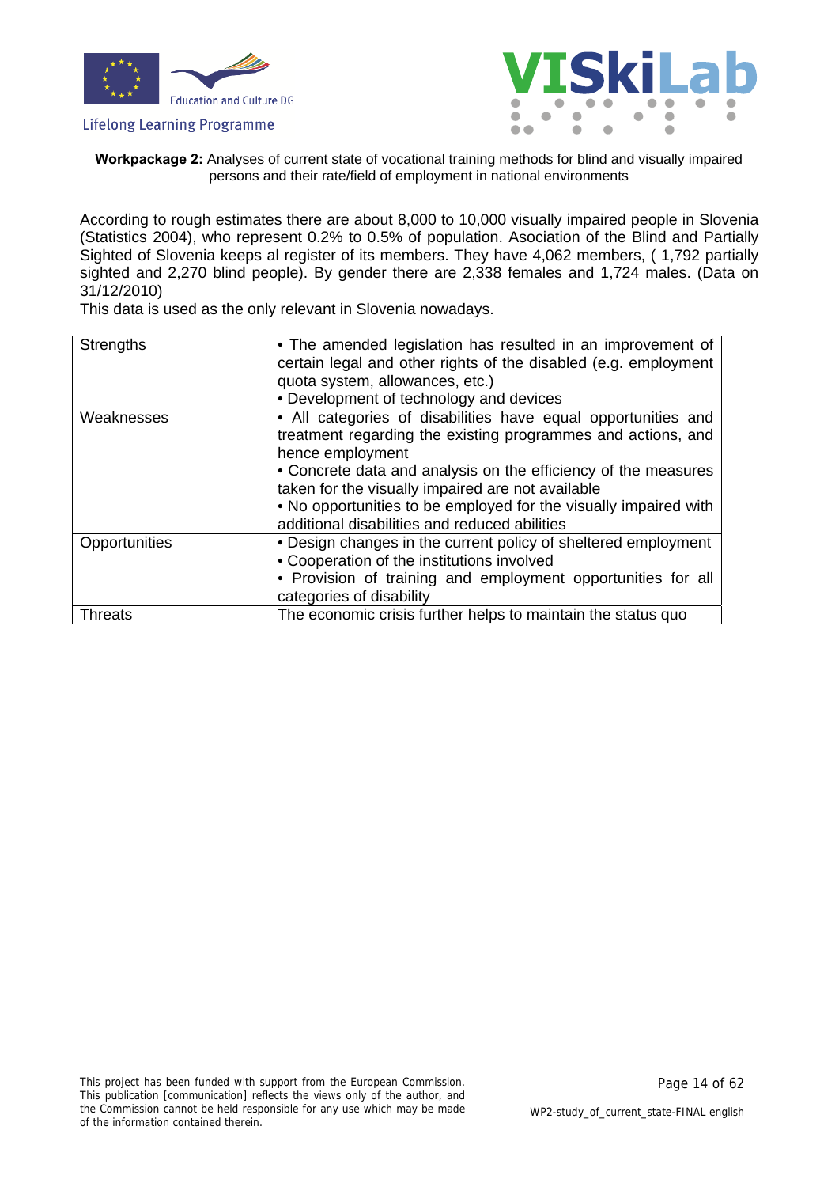According to rough estimates there are about 8,000 to 10,000 visually impaired people in Slovenia (Statistics 2004), who represent 0.2% to 0.5% of population. Association of the Blind and Partially Sighted of Slovenia keeps al register of its members. They have 4,062 members, ( 1,792 partially sighted and 2,270 blind people). By gender there are 2,338 females and 1,724 males. (Data on 31/12/2010)

This data is used as the only relevant in Slovenia nowadays.

| | |
|---|---|
| Strengths | • The amended legislation has resulted in an improvement of certain legal and other rights of the disabled (e.g. employment quota system, allowances, etc.)<br>• Development of technology and devices |
| Weaknesses | • All categories of disabilities have equal opportunities and treatment regarding the existing programmes and actions, and hence employment<br>• Concrete data and analysis on the efficiency of the measures taken for the visually impaired are not available<br>• No opportunities to be employed for the visually impaired with additional disabilities and reduced abilities |
| Opportunities | • Design changes in the current policy of sheltered employment<br>• Cooperation of the institutions involved<br>• Provision of training and employment opportunities for all categories of disability |
| Threats | The economic crisis further helps to maintain the status quo |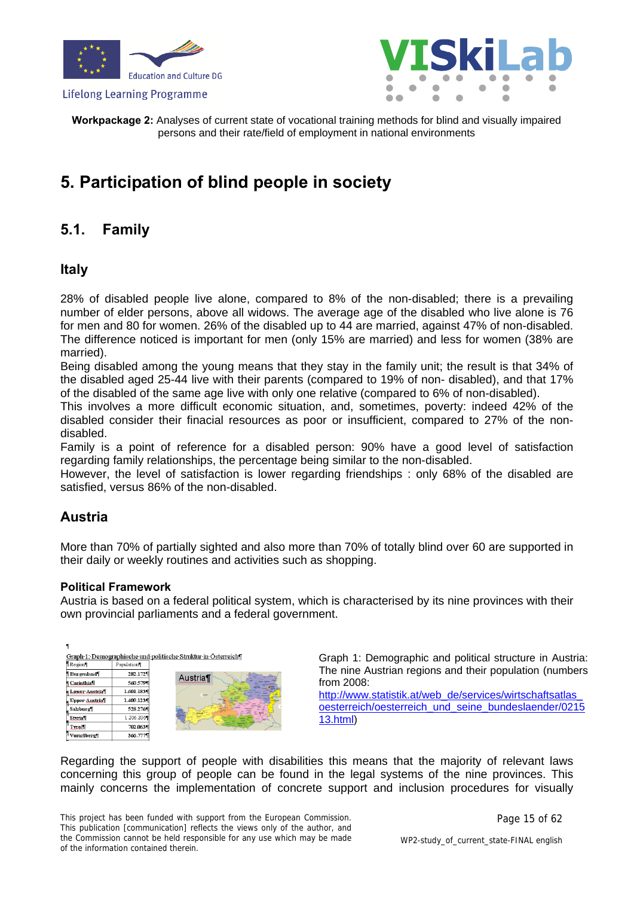**Workpackage 2:** Analyses of current state of vocational training methods for blind and visually impaired persons and their rate/field of employment in national environments

# 5. Participation of blind people in society

## 5.1. Family

### Italy

28% of disabled people live alone, compared to 8% of the non-disabled; there is a prevailing number of elder persons, above all widows. The average age of the disabled who live alone is 76 for men and 80 for women. 26% of the disabled up to 44 are married, against 47% of non-disabled. The difference noticed is important for men (only 15% are married) and less for women (38% are married).

Being disabled among the young means that they stay in the family unit; the result is that 34% of the disabled aged 25-44 live with their parents (compared to 19% of non- disabled), and that 17% of the disabled of the same age live with only one relative (compared to 6% of non-disabled).

This involves a more difficult economic situation, and, sometimes, poverty: indeed 42% of the disabled consider their finacial resources as poor or insufficient, compared to 27% of the non-disabled.

Family is a point of reference for a disabled person: 90% have a good level of satisfaction regarding family relationships, the percentage being similar to the non-disabled.

However, the level of satisfaction is lower regarding friendships : only 68% of the disabled are satisfied, versus 86% of the non-disabled.

### Austria

More than 70% of partially sighted and also more than 70% of totally blind over 60 are supported in their daily or weekly routines and activities such as shopping.

**Political Framework**

Austria is based on a federal political system, which is characterised by its nine provinces with their own provincial parliaments and a federal government.

Graph 1: Demographische und politische Struktur in Österreich

| Region | Population |
|---|---|
| Burgenland | 282.172 |
| Carinthia | 560.579 |
| Lower Austria | 1.601.183 |
| Upper Austria | 1.409.123 |
| Salzburg | 528.276 |
| Styria | 1.206.306 |
| Tyrol | 702.063 |
| Vorarlberg | 366.777 |

Graph 1: Demographic and political structure in Austria: The nine Austrian regions and their population (numbers from 2008: http://www.statistik.at/web_de/services/wirtschaftsatlas_oesterreich/oesterreich_und_seine_bundeslaender/021513.html)

Regarding the support of people with disabilities this means that the majority of relevant laws concerning this group of people can be found in the legal systems of the nine provinces. This mainly concerns the implementation of concrete support and inclusion procedures for visually

This project has been funded with support from the European Commission. This publication [communication] reflects the views only of the author, and the Commission cannot be held responsible for any use which may be made of the information contained therein.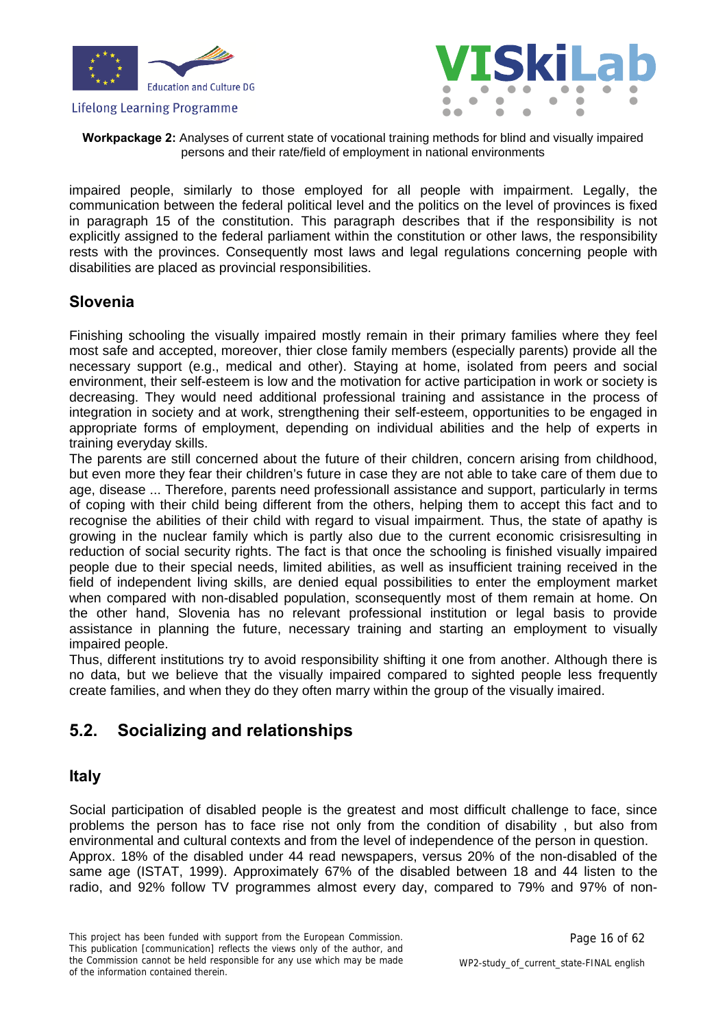impaired people, similarly to those employed for all people with impairment. Legally, the communication between the federal political level and the politics on the level of provinces is fixed in paragraph 15 of the constitution. This paragraph describes that if the responsibility is not explicitly assigned to the federal parliament within the constitution or other laws, the responsibility rests with the provinces. Consequently most laws and legal regulations concerning people with disabilities are placed as provincial responsibilities.

### Slovenia

Finishing schooling the visually impaired mostly remain in their primary families where they feel most safe and accepted, moreover, thier close family members (especially parents) provide all the necessary support (e.g., medical and other). Staying at home, isolated from peers and social environment, their self-esteem is low and the motivation for active participation in work or society is decreasing. They would need additional professional training and assistance in the process of integration in society and at work, strengthening their self-esteem, opportunities to be engaged in appropriate forms of employment, depending on individual abilities and the help of experts in training everyday skills.

The parents are still concerned about the future of their children, concern arising from childhood, but even more they fear their children's future in case they are not able to take care of them due to age, disease ... Therefore, parents need professionall assistance and support, particularly in terms of coping with their child being different from the others, helping them to accept this fact and to recognise the abilities of their child with regard to visual impairment. Thus, the state of apathy is growing in the nuclear family which is partly also due to the current economic crisisresulting in reduction of social security rights. The fact is that once the schooling is finished visually impaired people due to their special needs, limited abilities, as well as insufficient training received in the field of independent living skills, are denied equal possibilities to enter the employment market when compared with non-disabled population, sconsequently most of them remain at home. On the other hand, Slovenia has no relevant professional institution or legal basis to provide assistance in planning the future, necessary training and starting an employment to visually impaired people.

Thus, different institutions try to avoid responsibility shifting it one from another. Although there is no data, but we believe that the visually impaired compared to sighted people less frequently create families, and when they do they often marry within the group of the visually imaired.

## 5.2. Socializing and relationships

### Italy

Social participation of disabled people is the greatest and most difficult challenge to face, since problems the person has to face rise not only from the condition of disability , but also from environmental and cultural contexts and from the level of independence of the person in question.

Approx. 18% of the disabled under 44 read newspapers, versus 20% of the non-disabled of the same age (ISTAT, 1999). Approximately 67% of the disabled between 18 and 44 listen to the radio, and 92% follow TV programmes almost every day, compared to 79% and 97% of non-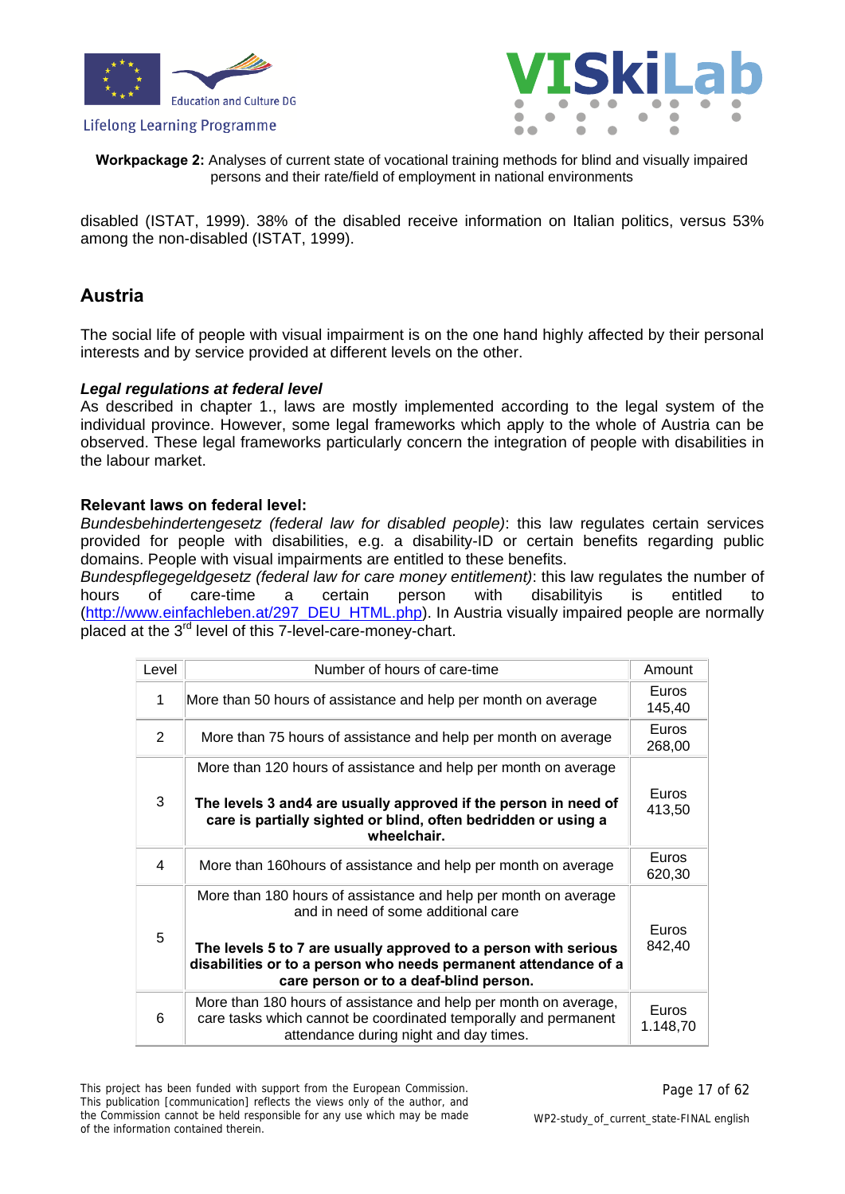disabled (ISTAT, 1999). 38% of the disabled receive information on Italian politics, versus 53% among the non-disabled (ISTAT, 1999).

## Austria

The social life of people with visual impairment is on the one hand highly affected by their personal interests and by service provided at different levels on the other.

***Legal regulations at federal level***

As described in chapter 1., laws are mostly implemented according to the legal system of the individual province. However, some legal frameworks which apply to the whole of Austria can be observed. These legal frameworks particularly concern the integration of people with disabilities in the labour market.

**Relevant laws on federal level:**

*Bundesbehindertengesetz (federal law for disabled people)*: this law regulates certain services provided for people with disabilities, e.g. a disability-ID or certain benefits regarding public domains. People with visual impairments are entitled to these benefits.

*Bundespflegegeldgesetz (federal law for care money entitlement)*: this law regulates the number of hours of care-time a certain person with disabilityis is entitled to (http://www.einfachleben.at/297_DEU_HTML.php). In Austria visually impaired people are normally placed at the 3rd level of this 7-level-care-money-chart.

| Level | Number of hours of care-time | Amount |
|---|---|---|
| 1 | More than 50 hours of assistance and help per month on average | Euros 145,40 |
| 2 | More than 75 hours of assistance and help per month on average | Euros 268,00 |
| 3 | More than 120 hours of assistance and help per month on average<br><br>**The levels 3 and4 are usually approved if the person in need of care is partially sighted or blind, often bedridden or using a wheelchair.** | Euros 413,50 |
| 4 | More than 160hours of assistance and help per month on average | Euros 620,30 |
| 5 | More than 180 hours of assistance and help per month on average and in need of some additional care<br><br>**The levels 5 to 7 are usually approved to a person with serious disabilities or to a person who needs permanent attendance of a care person or to a deaf-blind person.** | Euros 842,40 |
| 6 | More than 180 hours of assistance and help per month on average, care tasks which cannot be coordinated temporally and permanent attendance during night and day times. | Euros 1.148,70 |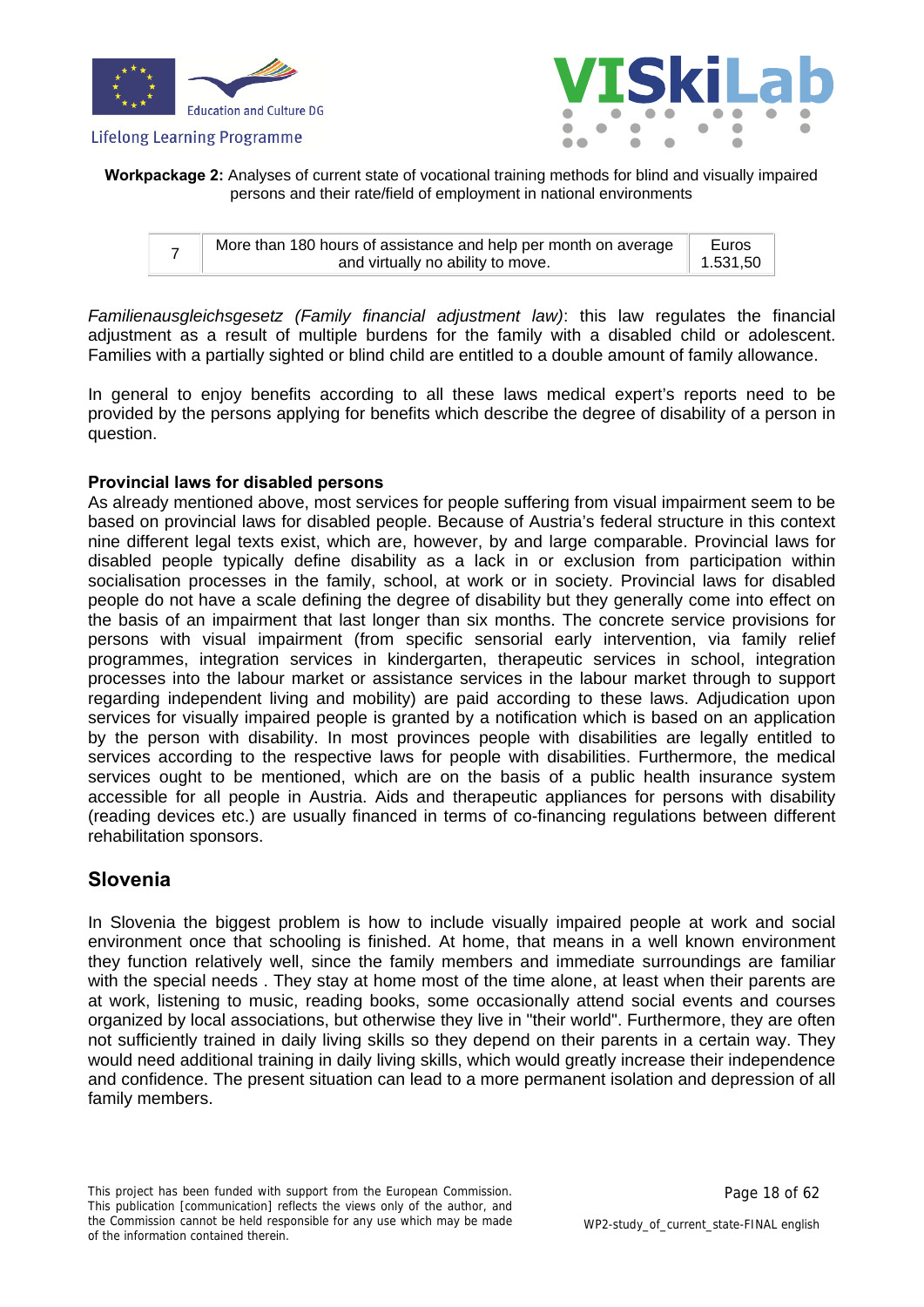**Workpackage 2:** Analyses of current state of vocational training methods for blind and visually impaired persons and their rate/field of employment in national environments

| | | |
|---|---|---|
| 7 | More than 180 hours of assistance and help per month on average and virtually no ability to move. | Euros 1.531,50 |

*Familienausgleichsgesetz (Family financial adjustment law)*: this law regulates the financial adjustment as a result of multiple burdens for the family with a disabled child or adolescent. Families with a partially sighted or blind child are entitled to a double amount of family allowance.

In general to enjoy benefits according to all these laws medical expert's reports need to be provided by the persons applying for benefits which describe the degree of disability of a person in question.

**Provincial laws for disabled persons**

As already mentioned above, most services for people suffering from visual impairment seem to be based on provincial laws for disabled people. Because of Austria's federal structure in this context nine different legal texts exist, which are, however, by and large comparable. Provincial laws for disabled people typically define disability as a lack in or exclusion from participation within socialisation processes in the family, school, at work or in society. Provincial laws for disabled people do not have a scale defining the degree of disability but they generally come into effect on the basis of an impairment that last longer than six months. The concrete service provisions for persons with visual impairment (from specific sensorial early intervention, via family relief programmes, integration services in kindergarten, therapeutic services in school, integration processes into the labour market or assistance services in the labour market through to support regarding independent living and mobility) are paid according to these laws. Adjudication upon services for visually impaired people is granted by a notification which is based on an application by the person with disability. In most provinces people with disabilities are legally entitled to services according to the respective laws for people with disabilities. Furthermore, the medical services ought to be mentioned, which are on the basis of a public health insurance system accessible for all people in Austria. Aids and therapeutic appliances for persons with disability (reading devices etc.) are usually financed in terms of co-financing regulations between different rehabilitation sponsors.

## Slovenia

In Slovenia the biggest problem is how to include visually impaired people at work and social environment once that schooling is finished. At home, that means in a well known environment they function relatively well, since the family members and immediate surroundings are familiar with the special needs . They stay at home most of the time alone, at least when their parents are at work, listening to music, reading books, some occasionally attend social events and courses organized by local associations, but otherwise they live in "their world". Furthermore, they are often not sufficiently trained in daily living skills so they depend on their parents in a certain way. They would need additional training in daily living skills, which would greatly increase their independence and confidence. The present situation can lead to a more permanent isolation and depression of all family members.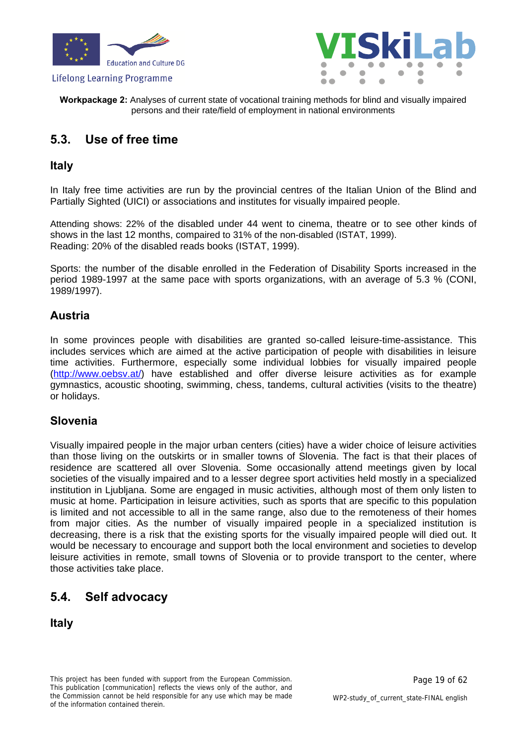## 5.3. Use of free time

### Italy

In Italy free time activities are run by the provincial centres of the Italian Union of the Blind and Partially Sighted (UICI) or associations and institutes for visually impaired people.

Attending shows: 22% of the disabled under 44 went to cinema, theatre or to see other kinds of shows in the last 12 months, compaired to 31% of the non-disabled (ISTAT, 1999).
Reading: 20% of the disabled reads books (ISTAT, 1999).

Sports: the number of the disable enrolled in the Federation of Disability Sports increased in the period 1989-1997 at the same pace with sports organizations, with an average of 5.3 % (CONI, 1989/1997).

### Austria

In some provinces people with disabilities are granted so-called leisure-time-assistance. This includes services which are aimed at the active participation of people with disabilities in leisure time activities. Furthermore, especially some individual lobbies for visually impaired people (http://www.oebsv.at/) have established and offer diverse leisure activities as for example gymnastics, acoustic shooting, swimming, chess, tandems, cultural activities (visits to the theatre) or holidays.

### Slovenia

Visually impaired people in the major urban centers (cities) have a wider choice of leisure activities than those living on the outskirts or in smaller towns of Slovenia. The fact is that their places of residence are scattered all over Slovenia. Some occasionally attend meetings given by local societies of the visually impaired and to a lesser degree sport activities held mostly in a specialized institution in Ljubljana. Some are engaged in music activities, although most of them only listen to music at home. Participation in leisure activities, such as sports that are specific to this population is limited and not accessible to all in the same range, also due to the remoteness of their homes from major cities. As the number of visually impaired people in a specialized institution is decreasing, there is a risk that the existing sports for the visually impaired people will died out. It would be necessary to encourage and support both the local environment and societies to develop leisure activities in remote, small towns of Slovenia or to provide transport to the center, where those activities take place.

## 5.4. Self advocacy

### Italy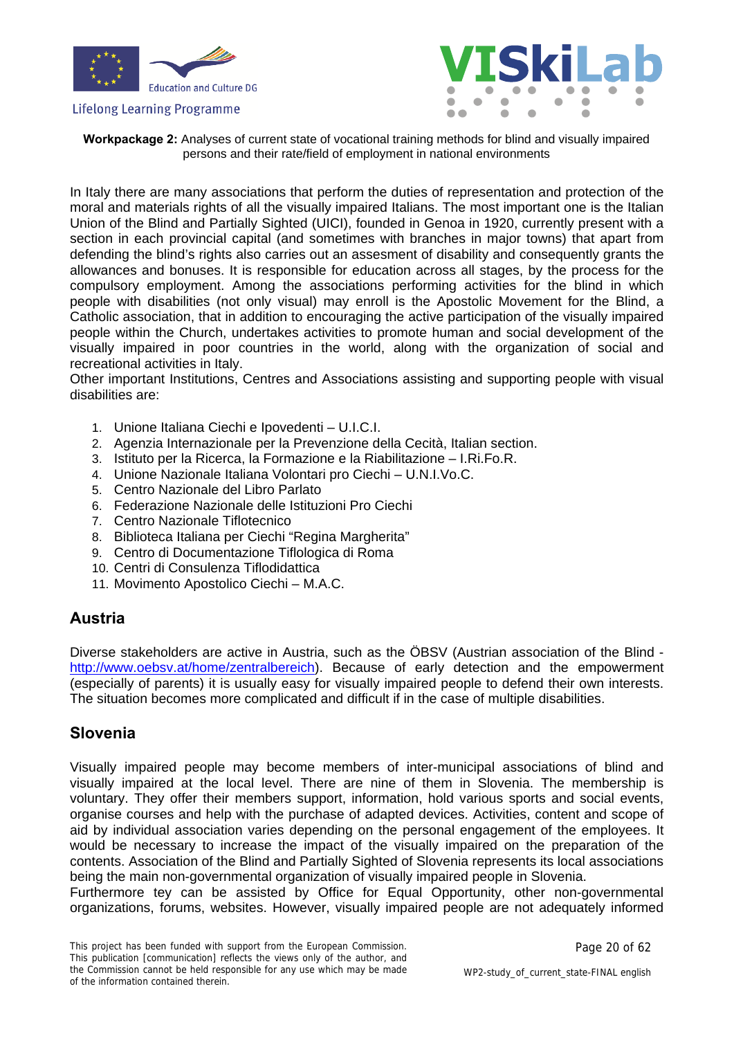In Italy there are many associations that perform the duties of representation and protection of the moral and materials rights of all the visually impaired Italians. The most important one is the Italian Union of the Blind and Partially Sighted (UICI), founded in Genoa in 1920, currently present with a section in each provincial capital (and sometimes with branches in major towns) that apart from defending the blind's rights also carries out an assesment of disability and consequently grants the allowances and bonuses. It is responsible for education across all stages, by the process for the compulsory employment. Among the associations performing activities for the blind in which people with disabilities (not only visual) may enroll is the Apostolic Movement for the Blind, a Catholic association, that in addition to encouraging the active participation of the visually impaired people within the Church, undertakes activities to promote human and social development of the visually impaired in poor countries in the world, along with the organization of social and recreational activities in Italy.
Other important Institutions, Centres and Associations assisting and supporting people with visual disabilities are:

1. Unione Italiana Ciechi e Ipovedenti – U.I.C.I.
2. Agenzia Internazionale per la Prevenzione della Cecità, Italian section.
3. Istituto per la Ricerca, la Formazione e la Riabilitazione – I.Ri.Fo.R.
4. Unione Nazionale Italiana Volontari pro Ciechi – U.N.I.Vo.C.
5. Centro Nazionale del Libro Parlato
6. Federazione Nazionale delle Istituzioni Pro Ciechi
7. Centro Nazionale Tiflotecnico
8. Biblioteca Italiana per Ciechi "Regina Margherita"
9. Centro di Documentazione Tiflologica di Roma
10. Centri di Consulenza Tiflodidattica
11. Movimento Apostolico Ciechi – M.A.C.

## Austria

Diverse stakeholders are active in Austria, such as the ÖBSV (Austrian association of the Blind - http://www.oebsv.at/home/zentralbereich). Because of early detection and the empowerment (especially of parents) it is usually easy for visually impaired people to defend their own interests. The situation becomes more complicated and difficult if in the case of multiple disabilities.

## Slovenia

Visually impaired people may become members of inter-municipal associations of blind and visually impaired at the local level. There are nine of them in Slovenia. The membership is voluntary. They offer their members support, information, hold various sports and social events, organise courses and help with the purchase of adapted devices. Activities, content and scope of aid by individual association varies depending on the personal engagement of the employees. It would be necessary to increase the impact of the visually impaired on the preparation of the contents. Association of the Blind and Partially Sighted of Slovenia represents its local associations being the main non-governmental organization of visually impaired people in Slovenia.
Furthermore tey can be assisted by Office for Equal Opportunity, other non-governmental organizations, forums, websites. However, visually impaired people are not adequately informed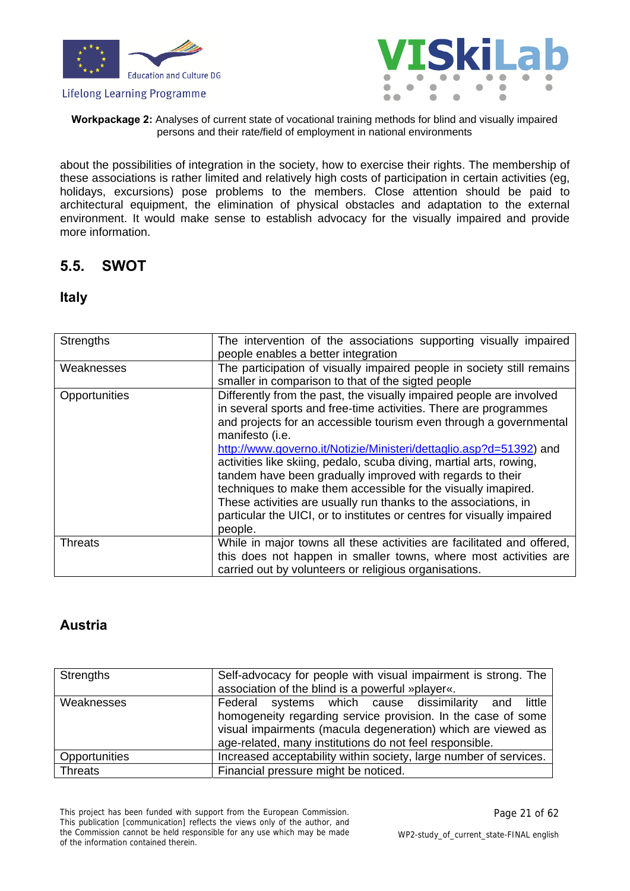about the possibilities of integration in the society, how to exercise their rights. The membership of these associations is rather limited and relatively high costs of participation in certain activities (eg, holidays, excursions) pose problems to the members. Close attention should be paid to architectural equipment, the elimination of physical obstacles and adaptation to the external environment. It would make sense to establish advocacy for the visually impaired and provide more information.

## 5.5. SWOT

### Italy

| | |
|---|---|
| Strengths | The intervention of the associations supporting visually impaired people enables a better integration |
| Weaknesses | The participation of visually impaired people in society still remains smaller in comparison to that of the sigted people |
| Opportunities | Differently from the past, the visually impaired people are involved in several sports and free-time activities. There are programmes and projects for an accessible tourism even through a governmental manifesto (i.e. http://www.governo.it/Notizie/Ministeri/dettaglio.asp?d=51392) and activities like skiing, pedalo, scuba diving, martial arts, rowing, tandem have been gradually improved with regards to their techniques to make them accessible for the visually imapired. These activities are usually run thanks to the associations, in particular the UICI, or to institutes or centres for visually impaired people. |
| Threats | While in major towns all these activities are facilitated and offered, this does not happen in smaller towns, where most activities are carried out by volunteers or religious organisations. |

### Austria

| | |
|---|---|
| Strengths | Self-advocacy for people with visual impairment is strong. The association of the blind is a powerful »player«. |
| Weaknesses | Federal systems which cause dissimilarity and little homogeneity regarding service provision. In the case of some visual impairments (macula degeneration) which are viewed as age-related, many institutions do not feel responsible. |
| Opportunities | Increased acceptability within society, large number of services. |
| Threats | Financial pressure might be noticed. |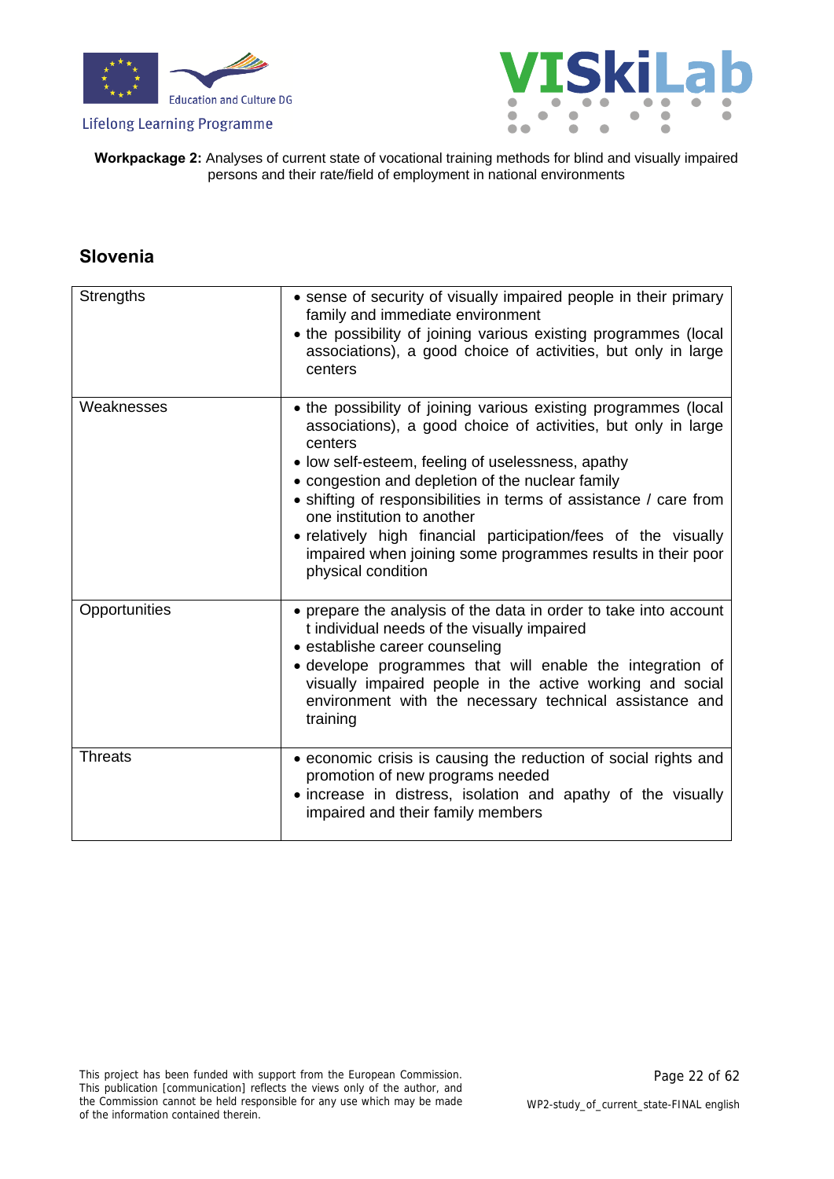## Slovenia

| | |
|---|---|
| Strengths | • sense of security of visually impaired people in their primary family and immediate environment<br>• the possibility of joining various existing programmes (local associations), a good choice of activities, but only in large centers |
| Weaknesses | • the possibility of joining various existing programmes (local associations), a good choice of activities, but only in large centers<br>• low self-esteem, feeling of uselessness, apathy<br>• congestion and depletion of the nuclear family<br>• shifting of responsibilities in terms of assistance / care from one institution to another<br>• relatively high financial participation/fees of the visually impaired when joining some programmes results in their poor physical condition |
| Opportunities | • prepare the analysis of the data in order to take into account t individual needs of the visually impaired<br>• establishe career counseling<br>• develope programmes that will enable the integration of visually impaired people in the active working and social environment with the necessary technical assistance and training |
| Threats | • economic crisis is causing the reduction of social rights and promotion of new programs needed<br>• increase in distress, isolation and apathy of the visually impaired and their family members |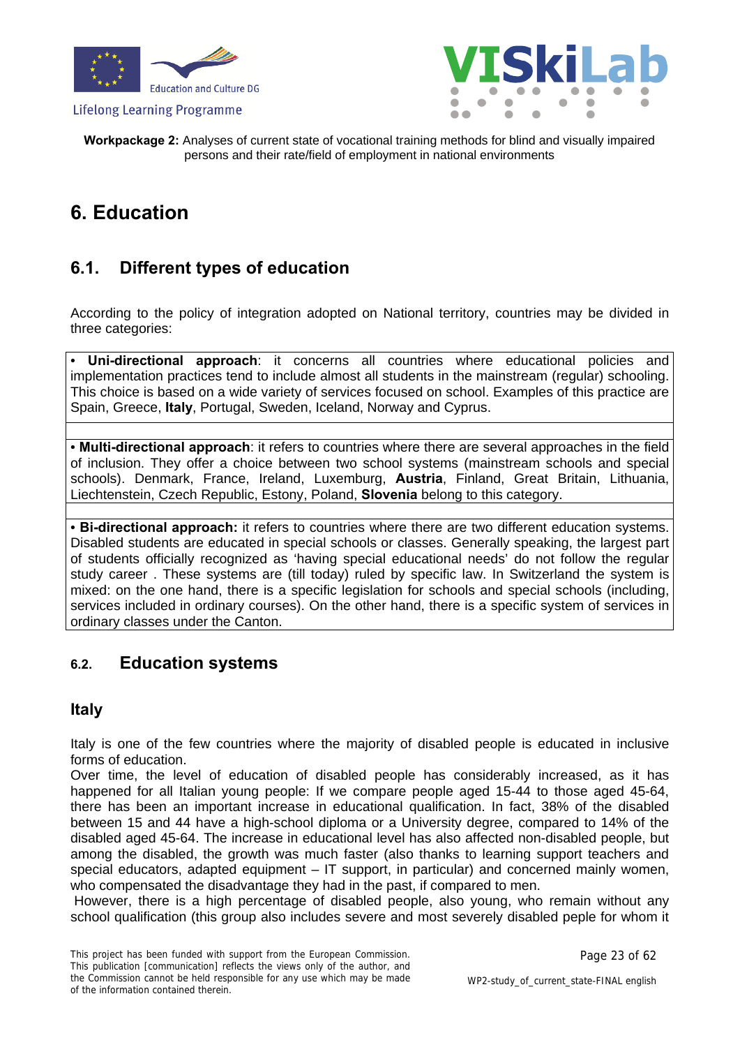# 6. Education

## 6.1. Different types of education

According to the policy of integration adopted on National territory, countries may be divided in three categories:

• **Uni-directional approach**: it concerns all countries where educational policies and implementation practices tend to include almost all students in the mainstream (regular) schooling. This choice is based on a wide variety of services focused on school. Examples of this practice are Spain, Greece, **Italy**, Portugal, Sweden, Iceland, Norway and Cyprus.

• **Multi-directional approach**: it refers to countries where there are several approaches in the field of inclusion. They offer a choice between two school systems (mainstream schools and special schools). Denmark, France, Ireland, Luxemburg, **Austria**, Finland, Great Britain, Lithuania, Liechtenstein, Czech Republic, Estony, Poland, **Slovenia** belong to this category.

• **Bi-directional approach:** it refers to countries where there are two different education systems. Disabled students are educated in special schools or classes. Generally speaking, the largest part of students officially recognized as 'having special educational needs' do not follow the regular study career . These systems are (till today) ruled by specific law. In Switzerland the system is mixed: on the one hand, there is a specific legislation for schools and special schools (including, services included in ordinary courses). On the other hand, there is a specific system of services in ordinary classes under the Canton.

## 6.2. Education systems

### Italy

Italy is one of the few countries where the majority of disabled people is educated in inclusive forms of education.
Over time, the level of education of disabled people has considerably increased, as it has happened for all Italian young people: If we compare people aged 15-44 to those aged 45-64, there has been an important increase in educational qualification. In fact, 38% of the disabled between 15 and 44 have a high-school diploma or a University degree, compared to 14% of the disabled aged 45-64. The increase in educational level has also affected non-disabled people, but among the disabled, the growth was much faster (also thanks to learning support teachers and special educators, adapted equipment – IT support, in particular) and concerned mainly women, who compensated the disadvantage they had in the past, if compared to men.
However, there is a high percentage of disabled people, also young, who remain without any school qualification (this group also includes severe and most severely disabled peple for whom it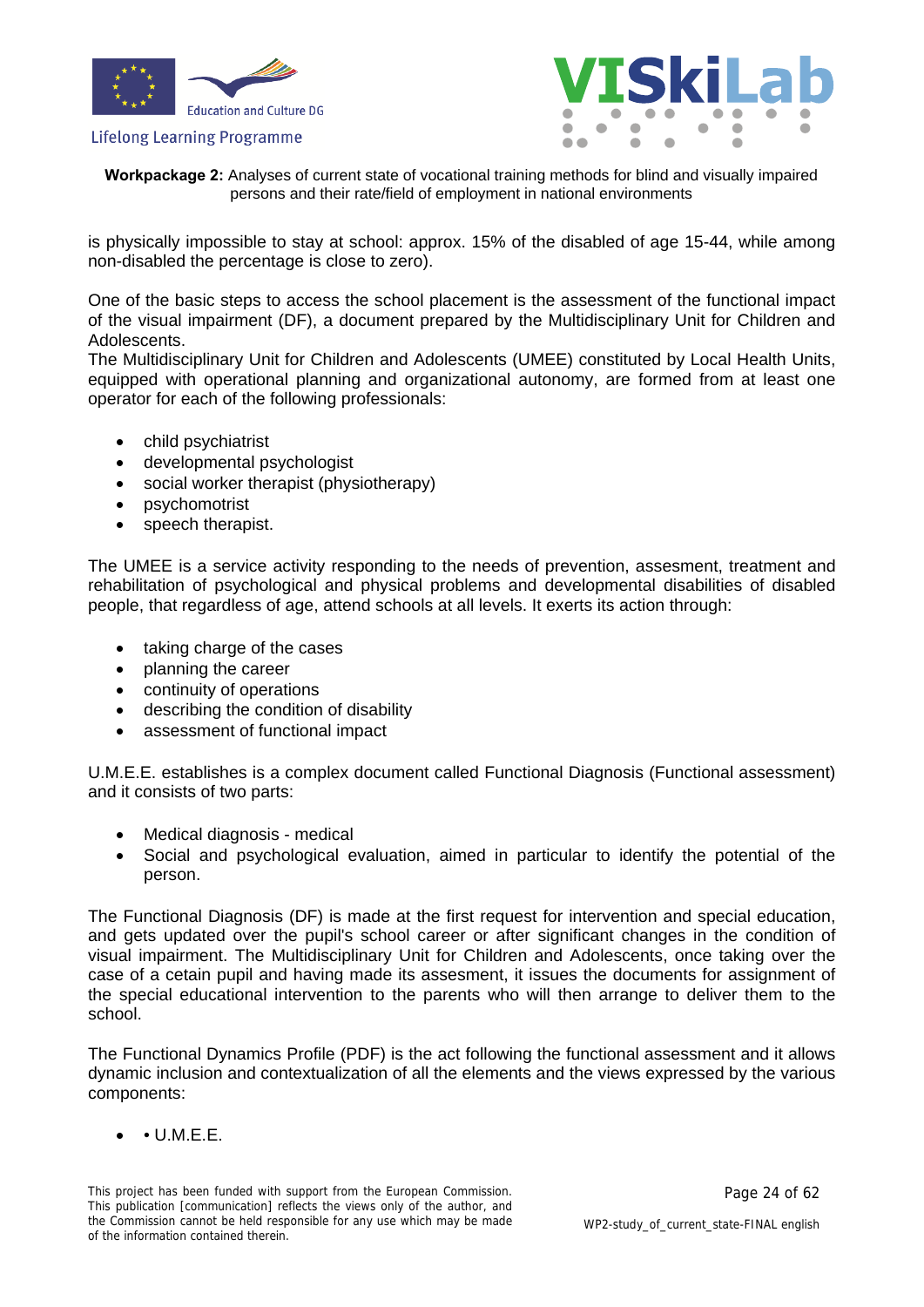is physically impossible to stay at school: approx. 15% of the disabled of age 15-44, while among non-disabled the percentage is close to zero).

One of the basic steps to access the school placement is the assessment of the functional impact of the visual impairment (DF), a document prepared by the Multidisciplinary Unit for Children and Adolescents.
The Multidisciplinary Unit for Children and Adolescents (UMEE) constituted by Local Health Units, equipped with operational planning and organizational autonomy, are formed from at least one operator for each of the following professionals:

- child psychiatrist
- developmental psychologist
- social worker therapist (physiotherapy)
- psychomotrist
- speech therapist.

The UMEE is a service activity responding to the needs of prevention, assesment, treatment and rehabilitation of psychological and physical problems and developmental disabilities of disabled people, that regardless of age, attend schools at all levels. It exerts its action through:

- taking charge of the cases
- planning the career
- continuity of operations
- describing the condition of disability
- assessment of functional impact

U.M.E.E. establishes is a complex document called Functional Diagnosis (Functional assessment) and it consists of two parts:

- Medical diagnosis - medical
- Social and psychological evaluation, aimed in particular to identify the potential of the person.

The Functional Diagnosis (DF) is made at the first request for intervention and special education, and gets updated over the pupil's school career or after significant changes in the condition of visual impairment. The Multidisciplinary Unit for Children and Adolescents, once taking over the case of a cetain pupil and having made its assesment, it issues the documents for assignment of the special educational intervention to the parents who will then arrange to deliver them to the school.

The Functional Dynamics Profile (PDF) is the act following the functional assessment and it allows dynamic inclusion and contextualization of all the elements and the views expressed by the various components:

- • U.M.E.E.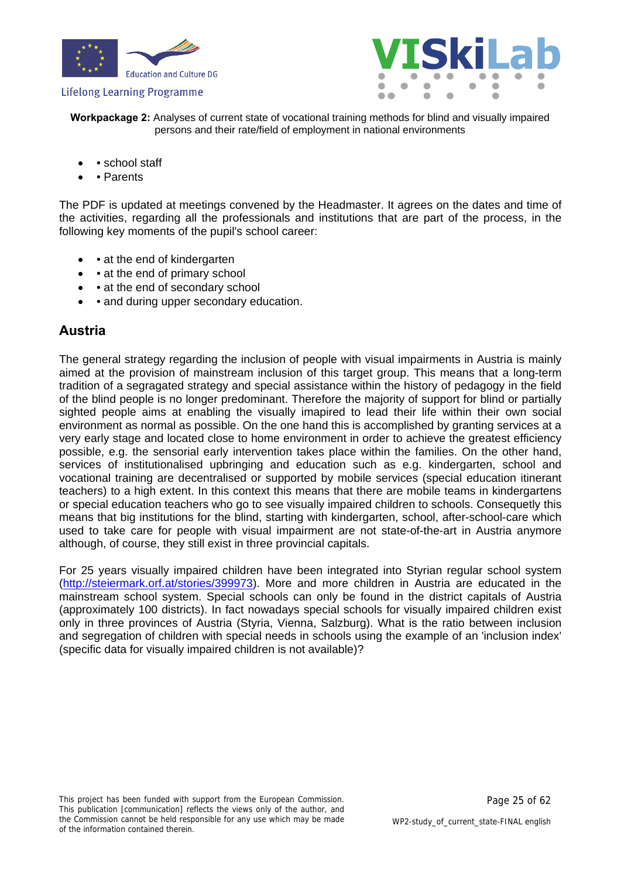- • school staff
- • Parents

The PDF is updated at meetings convened by the Headmaster. It agrees on the dates and time of the activities, regarding all the professionals and institutions that are part of the process, in the following key moments of the pupil's school career:

- • at the end of kindergarten
- • at the end of primary school
- • at the end of secondary school
- • and during upper secondary education.

## Austria

The general strategy regarding the inclusion of people with visual impairments in Austria is mainly aimed at the provision of mainstream inclusion of this target group. This means that a long-term tradition of a segragated strategy and special assistance within the history of pedagogy in the field of the blind people is no longer predominant. Therefore the majority of support for blind or partially sighted people aims at enabling the visually impaired to lead their life within their own social environment as normal as possible. On the one hand this is accomplished by granting services at a very early stage and located close to home environment in order to achieve the greatest efficiency possible, e.g. the sensorial early intervention takes place within the families. On the other hand, services of institutionalised upbringing and education such as e.g. kindergarten, school and vocational training are decentralised or supported by mobile services (special education itinerant teachers) to a high extent. In this context this means that there are mobile teams in kindergartens or special education teachers who go to see visually impaired children to schools. Consequetly this means that big institutions for the blind, starting with kindergarten, school, after-school-care which used to take care for people with visual impairment are not state-of-the-art in Austria anymore although, of course, they still exist in three provincial capitals.

For 25 years visually impaired children have been integrated into Styrian regular school system (http://steiermark.orf.at/stories/399973). More and more children in Austria are educated in the mainstream school system. Special schools can only be found in the district capitals of Austria (approximately 100 districts). In fact nowadays special schools for visually impaired children exist only in three provinces of Austria (Styria, Vienna, Salzburg). What is the ratio between inclusion and segregation of children with special needs in schools using the example of an 'inclusion index' (specific data for visually impaired children is not available)?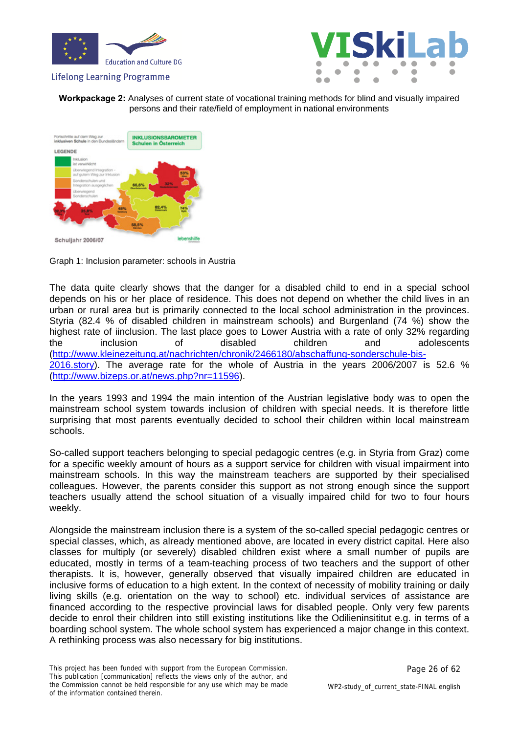**Workpackage 2:** Analyses of current state of vocational training methods for blind and visually impaired persons and their rate/field of employment in national environments

Graph 1: Inclusion parameter: schools in Austria

The data quite clearly shows that the danger for a disabled child to end in a special school depends on his or her place of residence. This does not depend on whether the child lives in an urban or rural area but is primarily connected to the local school administration in the provinces. Styria (82.4 % of disabled children in mainstream schools) and Burgenland (74 %) show the highest rate of iinclusion. The last place goes to Lower Austria with a rate of only 32% regarding the inclusion of disabled children and adolescents (http://www.kleinezeitung.at/nachrichten/chronik/2466180/abschaffung-sonderschule-bis-2016.story). The average rate for the whole of Austria in the years 2006/2007 is 52.6 % (http://www.bizeps.or.at/news.php?nr=11596).

In the years 1993 and 1994 the main intention of the Austrian legislative body was to open the mainstream school system towards inclusion of children with special needs. It is therefore little surprising that most parents eventually decided to school their children within local mainstream schools.

So-called support teachers belonging to special pedagogic centres (e.g. in Styria from Graz) come for a specific weekly amount of hours as a support service for children with visual impairment into mainstream schools. In this way the mainstream teachers are supported by their specialised colleagues. However, the parents consider this support as not strong enough since the support teachers usually attend the school situation of a visually impaired child for two to four hours weekly.

Alongside the mainstream inclusion there is a system of the so-called special pedagogic centres or special classes, which, as already mentioned above, are located in every district capital. Here also classes for multiply (or severely) disabled children exist where a small number of pupils are educated, mostly in terms of a team-teaching process of two teachers and the support of other therapists. It is, however, generally observed that visually impaired children are educated in inclusive forms of education to a high extent. In the context of necessity of mobility training or daily living skills (e.g. orientation on the way to school) etc. individual services of assistance are financed according to the respective provincial laws for disabled people. Only very few parents decide to enrol their children into still existing institutions like the Odilieninsititut e.g. in terms of a boarding school system. The whole school system has experienced a major change in this context. A rethinking process was also necessary for big institutions.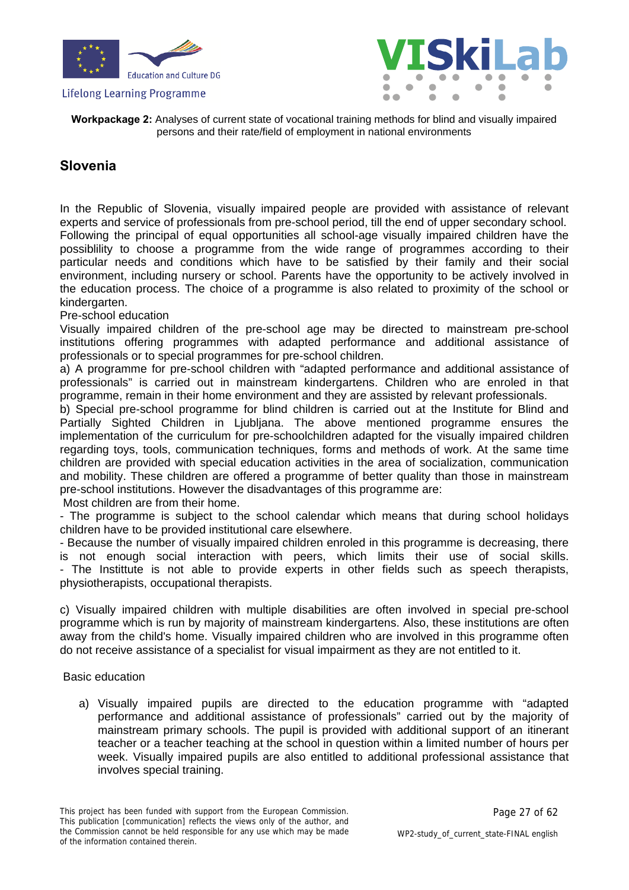## Slovenia

In the Republic of Slovenia, visually impaired people are provided with assistance of relevant experts and service of professionals from pre-school period, till the end of upper secondary school. Following the principal of equal opportunities all school-age visually impaired children have the possiblility to choose a programme from the wide range of programmes according to their particular needs and conditions which have to be satisfied by their family and their social environment, including nursery or school. Parents have the opportunity to be actively involved in the education process. The choice of a programme is also related to proximity of the school or kindergarten.

Pre-school education

Visually impaired children of the pre-school age may be directed to mainstream pre-school institutions offering programmes with adapted performance and additional assistance of professionals or to special programmes for pre-school children.

a) A programme for pre-school children with "adapted performance and additional assistance of professionals" is carried out in mainstream kindergartens. Children who are enroled in that programme, remain in their home environment and they are assisted by relevant professionals.

b) Special pre-school programme for blind children is carried out at the Institute for Blind and Partially Sighted Children in Ljubljana. The above mentioned programme ensures the implementation of the curriculum for pre-schoolchildren adapted for the visually impaired children regarding toys, tools, communication techniques, forms and methods of work. At the same time children are provided with special education activities in the area of socialization, communication and mobility. These children are offered a programme of better quality than those in mainstream pre-school institutions. However the disadvantages of this programme are:

Most children are from their home.

- The programme is subject to the school calendar which means that during school holidays children have to be provided institutional care elsewhere.
- Because the number of visually impaired children enroled in this programme is decreasing, there is not enough social interaction with peers, which limits their use of social skills.
- The Instittute is not able to provide experts in other fields such as speech therapists, physiotherapists, occupational therapists.

c) Visually impaired children with multiple disabilities are often involved in special pre-school programme which is run by majority of mainstream kindergartens. Also, these institutions are often away from the child's home. Visually impaired children who are involved in this programme often do not receive assistance of a specialist for visual impairment as they are not entitled to it.

Basic education

a) Visually impaired pupils are directed to the education programme with "adapted performance and additional assistance of professionals" carried out by the majority of mainstream primary schools. The pupil is provided with additional support of an itinerant teacher or a teacher teaching at the school in question within a limited number of hours per week. Visually impaired pupils are also entitled to additional professional assistance that involves special training.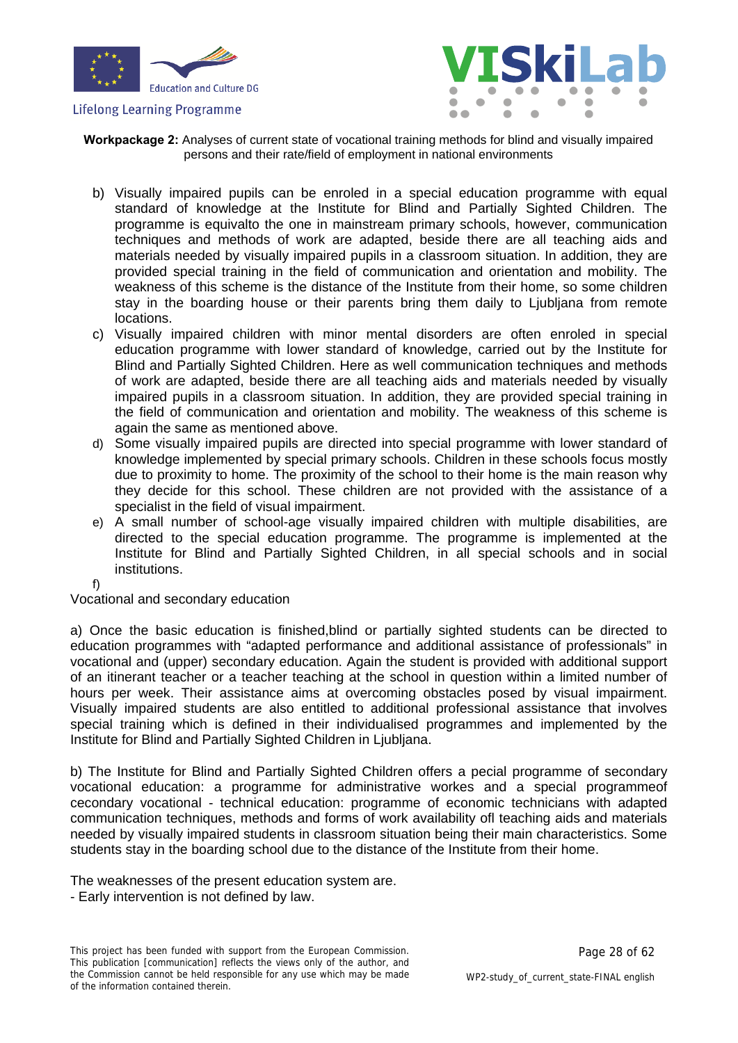b) Visually impaired pupils can be enroled in a special education programme with equal standard of knowledge at the Institute for Blind and Partially Sighted Children. The programme is equivalto the one in mainstream primary schools, however, communication techniques and methods of work are adapted, beside there are all teaching aids and materials needed by visually impaired pupils in a classroom situation. In addition, they are provided special training in the field of communication and orientation and mobility. The weakness of this scheme is the distance of the Institute from their home, so some children stay in the boarding house or their parents bring them daily to Ljubljana from remote locations.

c) Visually impaired children with minor mental disorders are often enroled in special education programme with lower standard of knowledge, carried out by the Institute for Blind and Partially Sighted Children. Here as well communication techniques and methods of work are adapted, beside there are all teaching aids and materials needed by visually impaired pupils in a classroom situation. In addition, they are provided special training in the field of communication and orientation and mobility. The weakness of this scheme is again the same as mentioned above.

d) Some visually impaired pupils are directed into special programme with lower standard of knowledge implemented by special primary schools. Children in these schools focus mostly due to proximity to home. The proximity of the school to their home is the main reason why they decide for this school. These children are not provided with the assistance of a specialist in the field of visual impairment.

e) A small number of school-age visually impaired children with multiple disabilities, are directed to the special education programme. The programme is implemented at the Institute for Blind and Partially Sighted Children, in all special schools and in social institutions.

f)

Vocational and secondary education

a) Once the basic education is finished,blind or partially sighted students can be directed to education programmes with "adapted performance and additional assistance of professionals" in vocational and (upper) secondary education. Again the student is provided with additional support of an itinerant teacher or a teacher teaching at the school in question within a limited number of hours per week. Their assistance aims at overcoming obstacles posed by visual impairment. Visually impaired students are also entitled to additional professional assistance that involves special training which is defined in their individualised programmes and implemented by the Institute for Blind and Partially Sighted Children in Ljubljana.

b) The Institute for Blind and Partially Sighted Children offers a pecial programme of secondary vocational education: a programme for administrative workes and a special programmeof cecondary vocational - technical education: programme of economic technicians with adapted communication techniques, methods and forms of work availability ofl teaching aids and materials needed by visually impaired students in classroom situation being their main characteristics. Some students stay in the boarding school due to the distance of the Institute from their home.

The weaknesses of the present education system are.

- Early intervention is not defined by law.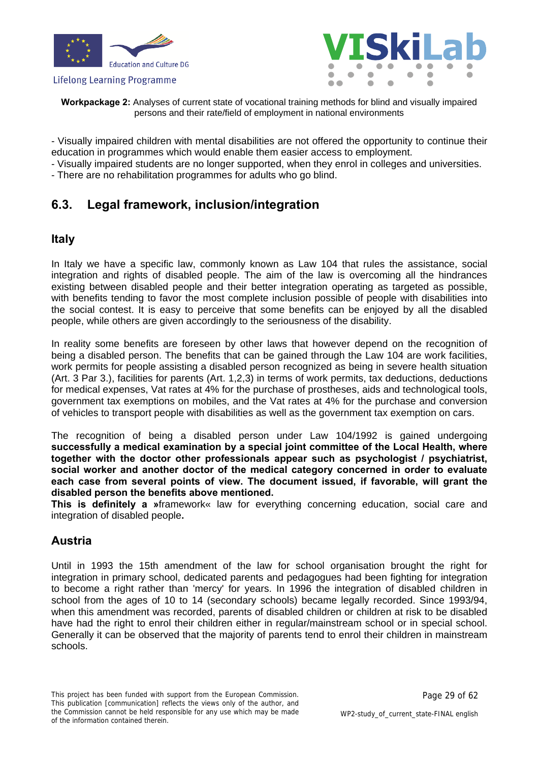- Visually impaired children with mental disabilities are not offered the opportunity to continue their education in programmes which would enable them easier access to employment.
- Visually impaired students are no longer supported, when they enrol in colleges and universities.
- There are no rehabilitation programmes for adults who go blind.

## 6.3. Legal framework, inclusion/integration

### Italy

In Italy we have a specific law, commonly known as Law 104 that rules the assistance, social integration and rights of disabled people. The aim of the law is overcoming all the hindrances existing between disabled people and their better integration operating as targeted as possible, with benefits tending to favor the most complete inclusion possible of people with disabilities into the social contest. It is easy to perceive that some benefits can be enjoyed by all the disabled people, while others are given accordingly to the seriousness of the disability.

In reality some benefits are foreseen by other laws that however depend on the recognition of being a disabled person. The benefits that can be gained through the Law 104 are work facilities, work permits for people assisting a disabled person recognized as being in severe health situation (Art. 3 Par 3.), facilities for parents (Art. 1,2,3) in terms of work permits, tax deductions, deductions for medical expenses, Vat rates at 4% for the purchase of prostheses, aids and technological tools, government tax exemptions on mobiles, and the Vat rates at 4% for the purchase and conversion of vehicles to transport people with disabilities as well as the government tax exemption on cars.

The recognition of being a disabled person under Law 104/1992 is gained undergoing **successfully a medical examination by a special joint committee of the Local Health, where together with the doctor other professionals appear such as psychologist / psychiatrist, social worker and another doctor of the medical category concerned in order to evaluate each case from several points of view. The document issued, if favorable, will grant the disabled person the benefits above mentioned.**
**This is definitely a »**framework« law for everything concerning education, social care and integration of disabled people**.**

### Austria

Until in 1993 the 15th amendment of the law for school organisation brought the right for integration in primary school, dedicated parents and pedagogues had been fighting for integration to become a right rather than 'mercy' for years. In 1996 the integration of disabled children in school from the ages of 10 to 14 (secondary schools) became legally recorded. Since 1993/94, when this amendment was recorded, parents of disabled children or children at risk to be disabled have had the right to enrol their children either in regular/mainstream school or in special school. Generally it can be observed that the majority of parents tend to enrol their children in mainstream schools.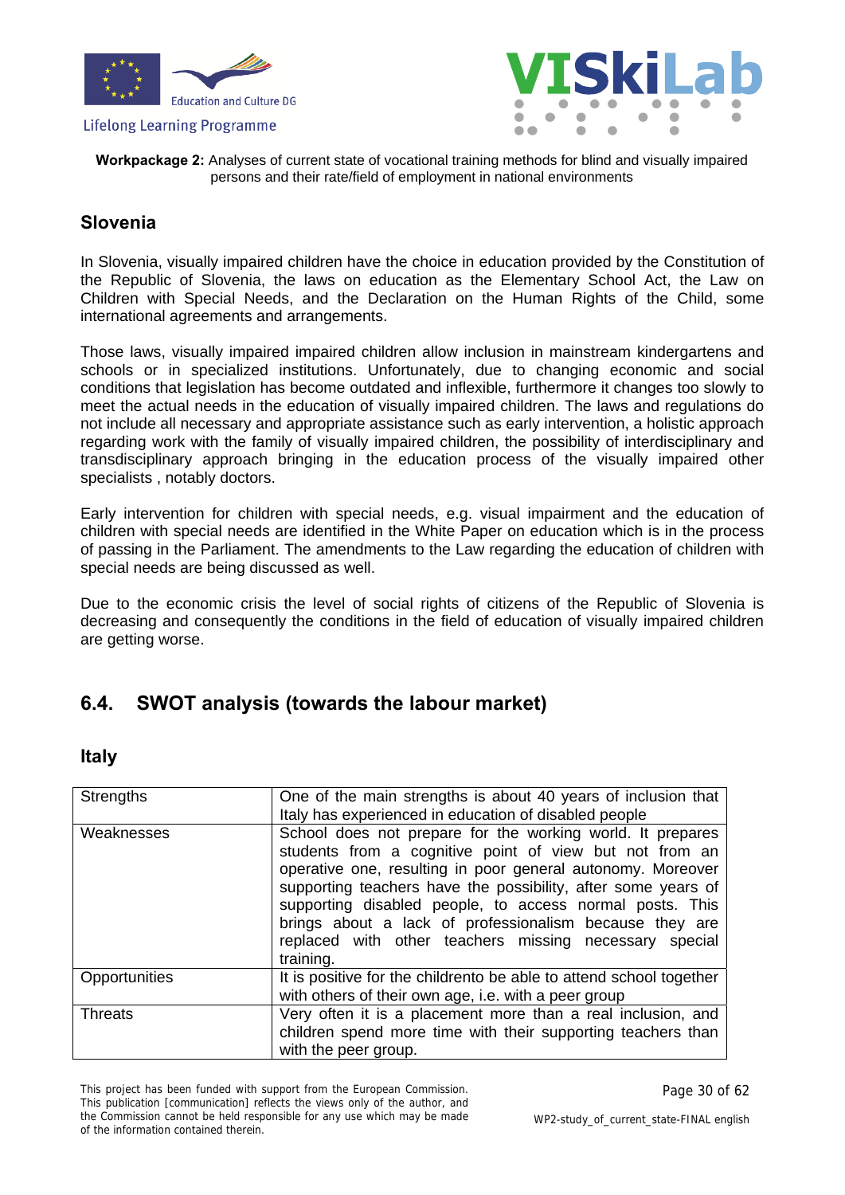## Slovenia

In Slovenia, visually impaired children have the choice in education provided by the Constitution of the Republic of Slovenia, the laws on education as the Elementary School Act, the Law on Children with Special Needs, and the Declaration on the Human Rights of the Child, some international agreements and arrangements.

Those laws, visually impaired impaired children allow inclusion in mainstream kindergartens and schools or in specialized institutions. Unfortunately, due to changing economic and social conditions that legislation has become outdated and inflexible, furthermore it changes too slowly to meet the actual needs in the education of visually impaired children. The laws and regulations do not include all necessary and appropriate assistance such as early intervention, a holistic approach regarding work with the family of visually impaired children, the possibility of interdisciplinary and transdisciplinary approach bringing in the education process of the visually impaired other specialists , notably doctors.

Early intervention for children with special needs, e.g. visual impairment and the education of children with special needs are identified in the White Paper on education which is in the process of passing in the Parliament. The amendments to the Law regarding the education of children with special needs are being discussed as well.

Due to the economic crisis the level of social rights of citizens of the Republic of Slovenia is decreasing and consequently the conditions in the field of education of visually impaired children are getting worse.

## 6.4. SWOT analysis (towards the labour market)

### Italy

| | |
|---|---|
| Strengths | One of the main strengths is about 40 years of inclusion that Italy has experienced in education of disabled people |
| Weaknesses | School does not prepare for the working world. It prepares students from a cognitive point of view but not from an operative one, resulting in poor general autonomy. Moreover supporting teachers have the possibility, after some years of supporting disabled people, to access normal posts. This brings about a lack of professionalism because they are replaced with other teachers missing necessary special training. |
| Opportunities | It is positive for the childrento be able to attend school together with others of their own age, i.e. with a peer group |
| Threats | Very often it is a placement more than a real inclusion, and children spend more time with their supporting teachers than with the peer group. |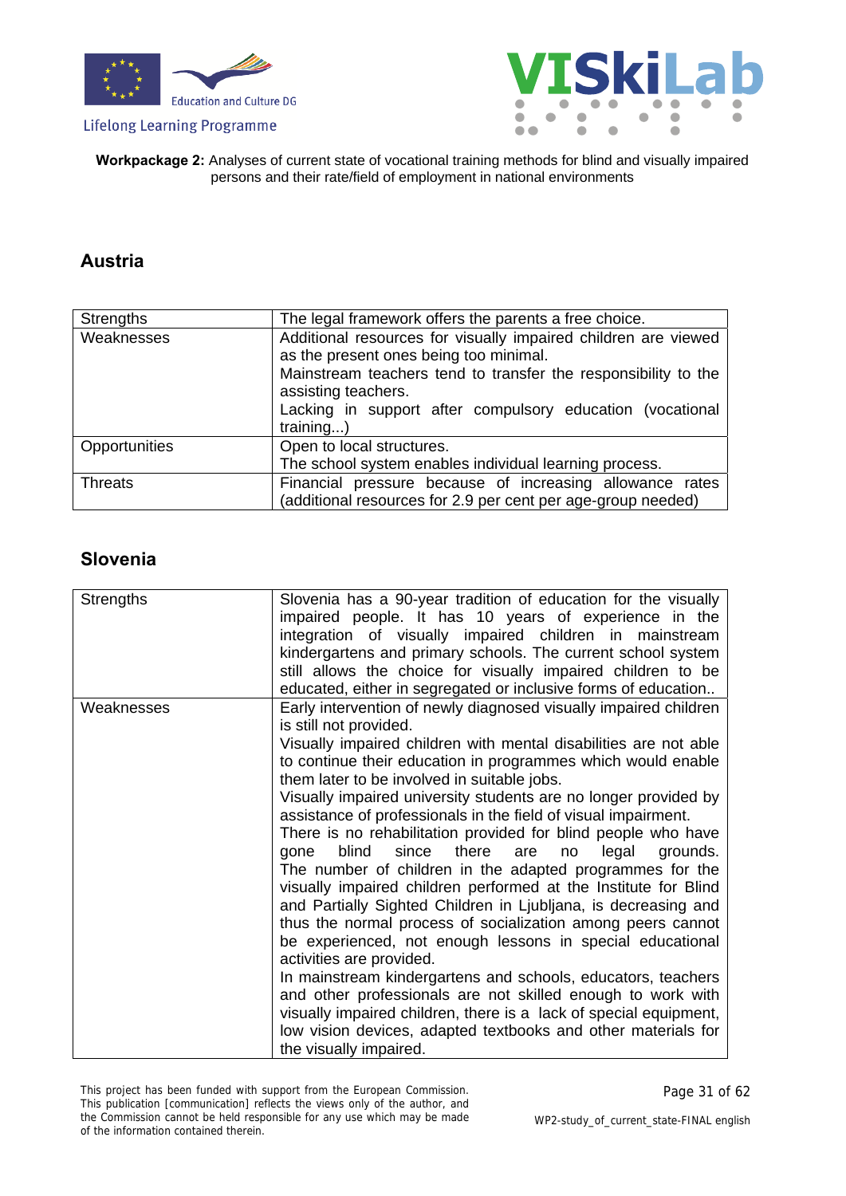## Austria

| Strengths | The legal framework offers the parents a free choice. |
|---|---|
| Weaknesses | Additional resources for visually impaired children are viewed as the present ones being too minimal.<br>Mainstream teachers tend to transfer the responsibility to the assisting teachers.<br>Lacking in support after compulsory education (vocational training...) |
| Opportunities | Open to local structures.<br>The school system enables individual learning process. |
| Threats | Financial pressure because of increasing allowance rates (additional resources for 2.9 per cent per age-group needed) |

## Slovenia

| Strengths | Slovenia has a 90-year tradition of education for the visually impaired people. It has 10 years of experience in the integration of visually impaired children in mainstream kindergartens and primary schools. The current school system still allows the choice for visually impaired children to be educated, either in segregated or inclusive forms of education.. |
|---|---|
| Weaknesses | Early intervention of newly diagnosed visually impaired children is still not provided.<br>Visually impaired children with mental disabilities are not able to continue their education in programmes which would enable them later to be involved in suitable jobs.<br>Visually impaired university students are no longer provided by assistance of professionals in the field of visual impairment.<br>There is no rehabilitation provided for blind people who have gone blind since there are no legal grounds. The number of children in the adapted programmes for the visually impaired children performed at the Institute for Blind and Partially Sighted Children in Ljubljana, is decreasing and thus the normal process of socialization among peers cannot be experienced, not enough lessons in special educational activities are provided.<br>In mainstream kindergartens and schools, educators, teachers and other professionals are not skilled enough to work with visually impaired children, there is a lack of special equipment, low vision devices, adapted textbooks and other materials for the visually impaired. |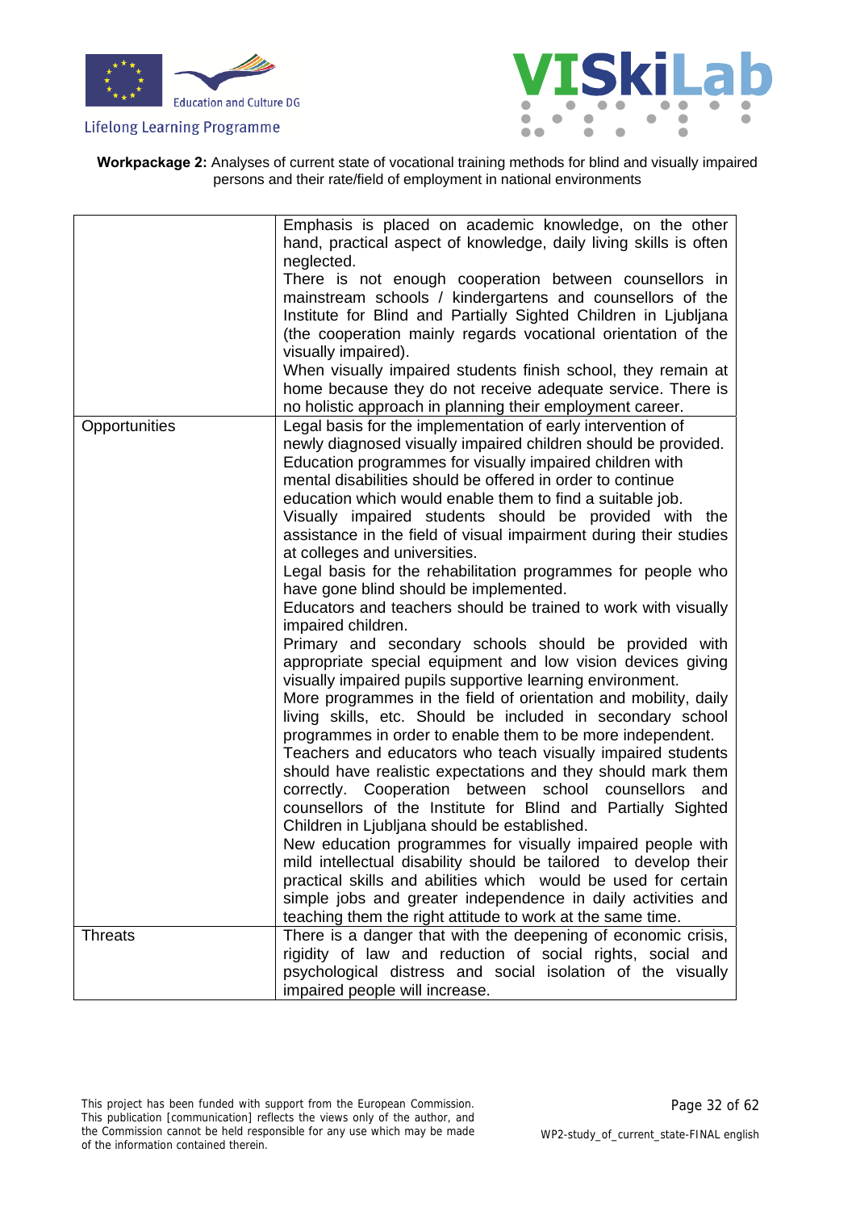**Workpackage 2:** Analyses of current state of vocational training methods for blind and visually impaired persons and their rate/field of employment in national environments

| | |
|---|---|
| | Emphasis is placed on academic knowledge, on the other hand, practical aspect of knowledge, daily living skills is often neglected.<br>There is not enough cooperation between counsellors in mainstream schools / kindergartens and counsellors of the Institute for Blind and Partially Sighted Children in Ljubljana (the cooperation mainly regards vocational orientation of the visually impaired).<br>When visually impaired students finish school, they remain at home because they do not receive adequate service. There is no holistic approach in planning their employment career. |
| Opportunities | Legal basis for the implementation of early intervention of newly diagnosed visually impaired children should be provided.<br>Education programmes for visually impaired children with mental disabilities should be offered in order to continue education which would enable them to find a suitable job.<br>Visually impaired students should be provided with the assistance in the field of visual impairment during their studies at colleges and universities.<br>Legal basis for the rehabilitation programmes for people who have gone blind should be implemented.<br>Educators and teachers should be trained to work with visually impaired children.<br>Primary and secondary schools should be provided with appropriate special equipment and low vision devices giving visually impaired pupils supportive learning environment.<br>More programmes in the field of orientation and mobility, daily living skills, etc. Should be included in secondary school programmes in order to enable them to be more independent.<br>Teachers and educators who teach visually impaired students should have realistic expectations and they should mark them correctly. Cooperation between school counsellors and counsellors of the Institute for Blind and Partially Sighted Children in Ljubljana should be established.<br>New education programmes for visually impaired people with mild intellectual disability should be tailored to develop their practical skills and abilities which would be used for certain simple jobs and greater independence in daily activities and teaching them the right attitude to work at the same time. |
| Threats | There is a danger that with the deepening of economic crisis, rigidity of law and reduction of social rights, social and psychological distress and social isolation of the visually impaired people will increase. |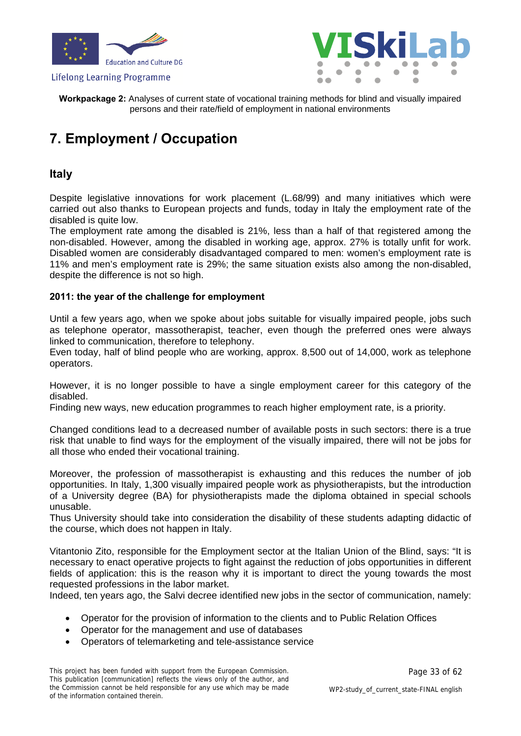# 7. Employment / Occupation

## Italy

Despite legislative innovations for work placement (L.68/99) and many initiatives which were carried out also thanks to European projects and funds, today in Italy the employment rate of the disabled is quite low.
The employment rate among the disabled is 21%, less than a half of that registered among the non-disabled. However, among the disabled in working age, approx. 27% is totally unfit for work. Disabled women are considerably disadvantaged compared to men: women's employment rate is 11% and men's employment rate is 29%; the same situation exists also among the non-disabled, despite the difference is not so high.

**2011: the year of the challenge for employment**

Until a few years ago, when we spoke about jobs suitable for visually impaired people, jobs such as telephone operator, massotherapist, teacher, even though the preferred ones were always linked to communication, therefore to telephony.
Even today, half of blind people who are working, approx. 8,500 out of 14,000, work as telephone operators.

However, it is no longer possible to have a single employment career for this category of the disabled.
Finding new ways, new education programmes to reach higher employment rate, is a priority.

Changed conditions lead to a decreased number of available posts in such sectors: there is a true risk that unable to find ways for the employment of the visually impaired, there will not be jobs for all those who ended their vocational training.

Moreover, the profession of massotherapist is exhausting and this reduces the number of job opportunities. In Italy, 1,300 visually impaired people work as physiotherapists, but the introduction of a University degree (BA) for physiotherapists made the diploma obtained in special schools unusable.
Thus University should take into consideration the disability of these students adapting didactic of the course, which does not happen in Italy.

Vitantonio Zito, responsible for the Employment sector at the Italian Union of the Blind, says: "It is necessary to enact operative projects to fight against the reduction of jobs opportunities in different fields of application: this is the reason why it is important to direct the young towards the most requested professions in the labor market.
Indeed, ten years ago, the Salvi decree identified new jobs in the sector of communication, namely:

- Operator for the provision of information to the clients and to Public Relation Offices
- Operator for the management and use of databases
- Operators of telemarketing and tele-assistance service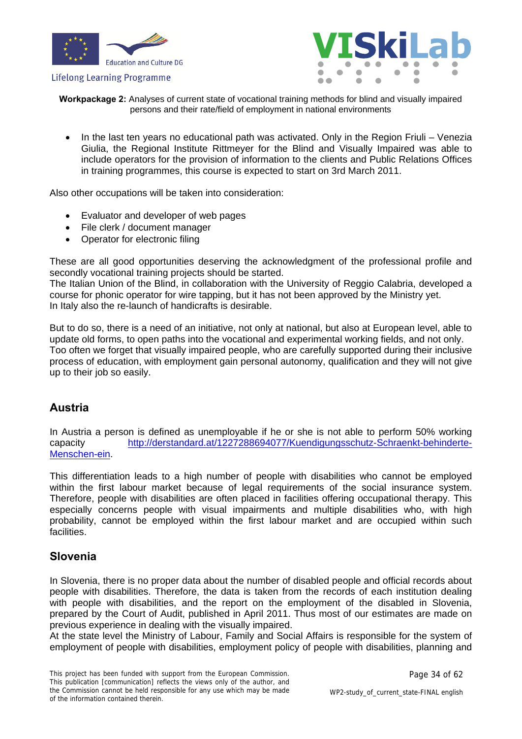- In the last ten years no educational path was activated. Only in the Region Friuli – Venezia Giulia, the Regional Institute Rittmeyer for the Blind and Visually Impaired was able to include operators for the provision of information to the clients and Public Relations Offices in training programmes, this course is expected to start on 3rd March 2011.

Also other occupations will be taken into consideration:

- Evaluator and developer of web pages
- File clerk / document manager
- Operator for electronic filing

These are all good opportunities deserving the acknowledgment of the professional profile and secondly vocational training projects should be started.
The Italian Union of the Blind, in collaboration with the University of Reggio Calabria, developed a course for phonic operator for wire tapping, but it has not been approved by the Ministry yet.
In Italy also the re-launch of handicrafts is desirable.

But to do so, there is a need of an initiative, not only at national, but also at European level, able to update old forms, to open paths into the vocational and experimental working fields, and not only.
Too often we forget that visually impaired people, who are carefully supported during their inclusive process of education, with employment gain personal autonomy, qualification and they will not give up to their job so easily.

## Austria

In Austria a person is defined as unemployable if he or she is not able to perform 50% working capacity http://derstandard.at/1227288694077/Kuendigungsschutz-Schraenkt-behinderte-Menschen-ein.

This differentiation leads to a high number of people with disabilities who cannot be employed within the first labour market because of legal requirements of the social insurance system. Therefore, people with disabilities are often placed in facilities offering occupational therapy. This especially concerns people with visual impairments and multiple disabilities who, with high probability, cannot be employed within the first labour market and are occupied within such facilities.

## Slovenia

In Slovenia, there is no proper data about the number of disabled people and official records about people with disabilities. Therefore, the data is taken from the records of each institution dealing with people with disabilities, and the report on the employment of the disabled in Slovenia, prepared by the Court of Audit, published in April 2011. Thus most of our estimates are made on previous experience in dealing with the visually impaired.
At the state level the Ministry of Labour, Family and Social Affairs is responsible for the system of employment of people with disabilities, employment policy of people with disabilities, planning and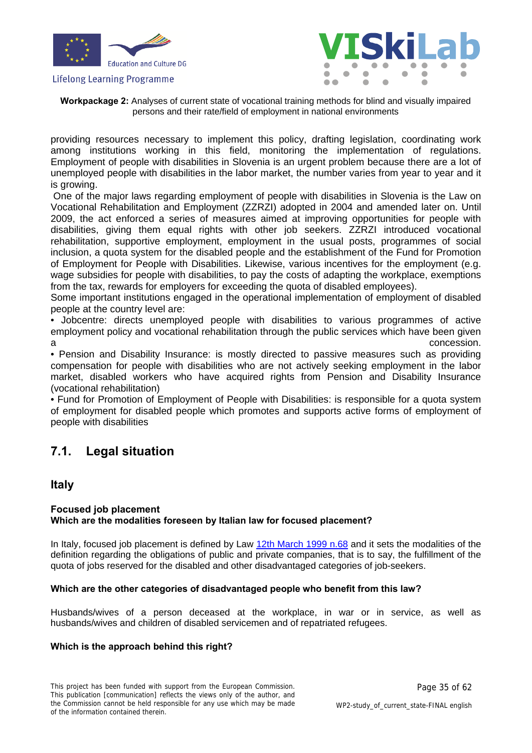providing resources necessary to implement this policy, drafting legislation, coordinating work among institutions working in this field, monitoring the implementation of regulations. Employment of people with disabilities in Slovenia is an urgent problem because there are a lot of unemployed people with disabilities in the labor market, the number varies from year to year and it is growing.

One of the major laws regarding employment of people with disabilities in Slovenia is the Law on Vocational Rehabilitation and Employment (ZZRZI) adopted in 2004 and amended later on. Until 2009, the act enforced a series of measures aimed at improving opportunities for people with disabilities, giving them equal rights with other job seekers. ZZRZI introduced vocational rehabilitation, supportive employment, employment in the usual posts, programmes of social inclusion, a quota system for the disabled people and the establishment of the Fund for Promotion of Employment for People with Disabilities. Likewise, various incentives for the employment (e.g. wage subsidies for people with disabilities, to pay the costs of adapting the workplace, exemptions from the tax, rewards for employers for exceeding the quota of disabled employees).

Some important institutions engaged in the operational implementation of employment of disabled people at the country level are:

- Jobcentre: directs unemployed people with disabilities to various programmes of active employment policy and vocational rehabilitation through the public services which have been given a concession.
- Pension and Disability Insurance: is mostly directed to passive measures such as providing compensation for people with disabilities who are not actively seeking employment in the labor market, disabled workers who have acquired rights from Pension and Disability Insurance (vocational rehabilitation)
- Fund for Promotion of Employment of People with Disabilities: is responsible for a quota system of employment for disabled people which promotes and supports active forms of employment of people with disabilities

## 7.1. Legal situation

### Italy

**Focused job placement**
**Which are the modalities foreseen by Italian law for focused placement?**

In Italy, focused job placement is defined by Law 12th March 1999 n.68 and it sets the modalities of the definition regarding the obligations of public and private companies, that is to say, the fulfillment of the quota of jobs reserved for the disabled and other disadvantaged categories of job-seekers.

**Which are the other categories of disadvantaged people who benefit from this law?**

Husbands/wives of a person deceased at the workplace, in war or in service, as well as husbands/wives and children of disabled servicemen and of repatriated refugees.

**Which is the approach behind this right?**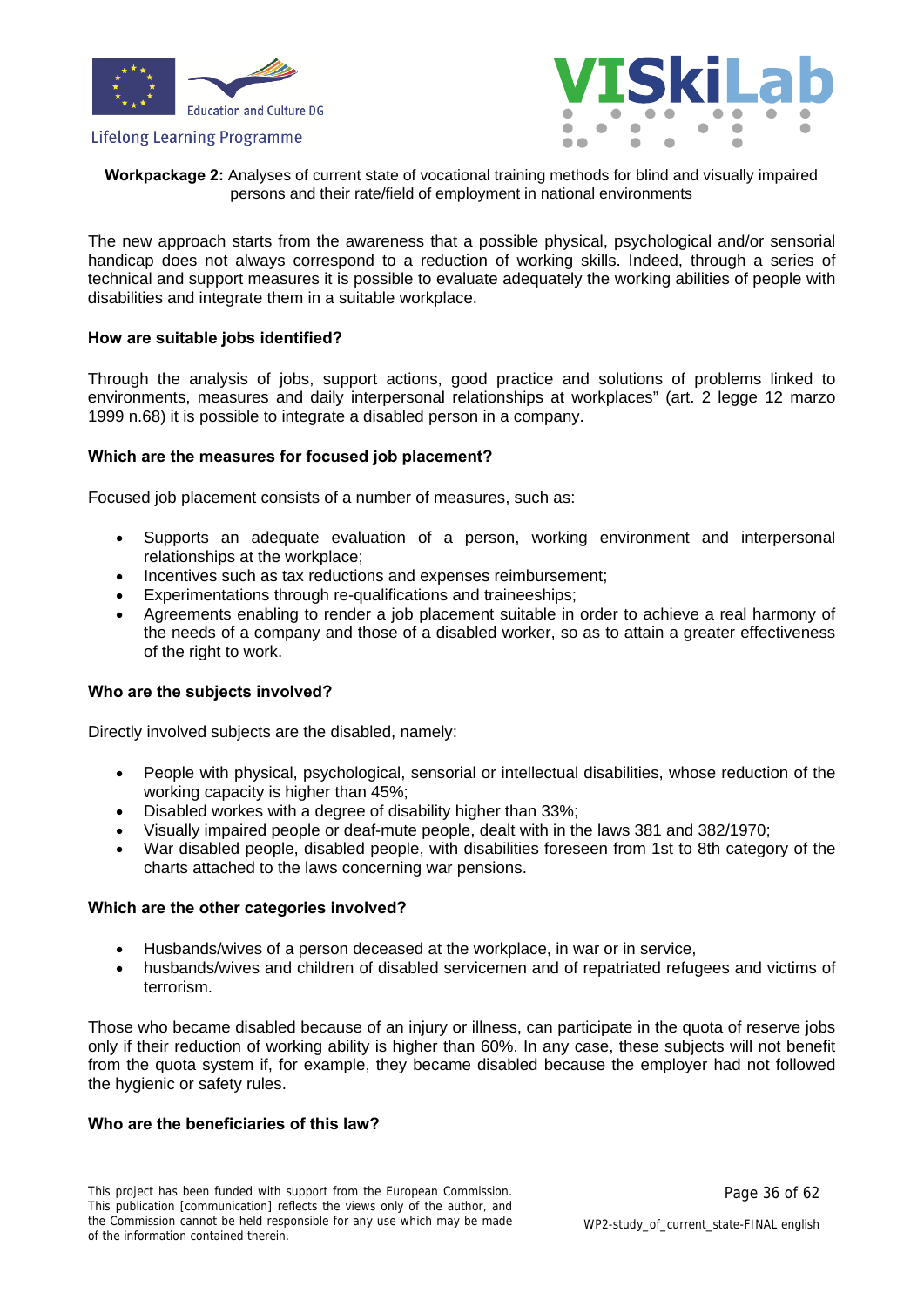The new approach starts from the awareness that a possible physical, psychological and/or sensorial handicap does not always correspond to a reduction of working skills. Indeed, through a series of technical and support measures it is possible to evaluate adequately the working abilities of people with disabilities and integrate them in a suitable workplace.

**How are suitable jobs identified?**

Through the analysis of jobs, support actions, good practice and solutions of problems linked to environments, measures and daily interpersonal relationships at workplaces" (art. 2 legge 12 marzo 1999 n.68) it is possible to integrate a disabled person in a company.

**Which are the measures for focused job placement?**

Focused job placement consists of a number of measures, such as:

- Supports an adequate evaluation of a person, working environment and interpersonal relationships at the workplace;
- Incentives such as tax reductions and expenses reimbursement;
- Experimentations through re-qualifications and traineeships;
- Agreements enabling to render a job placement suitable in order to achieve a real harmony of the needs of a company and those of a disabled worker, so as to attain a greater effectiveness of the right to work.

**Who are the subjects involved?**

Directly involved subjects are the disabled, namely:

- People with physical, psychological, sensorial or intellectual disabilities, whose reduction of the working capacity is higher than 45%;
- Disabled workes with a degree of disability higher than 33%;
- Visually impaired people or deaf-mute people, dealt with in the laws 381 and 382/1970;
- War disabled people, disabled people, with disabilities foreseen from 1st to 8th category of the charts attached to the laws concerning war pensions.

**Which are the other categories involved?**

- Husbands/wives of a person deceased at the workplace, in war or in service,
- husbands/wives and children of disabled servicemen and of repatriated refugees and victims of terrorism.

Those who became disabled because of an injury or illness, can participate in the quota of reserve jobs only if their reduction of working ability is higher than 60%. In any case, these subjects will not benefit from the quota system if, for example, they became disabled because the employer had not followed the hygienic or safety rules.

**Who are the beneficiaries of this law?**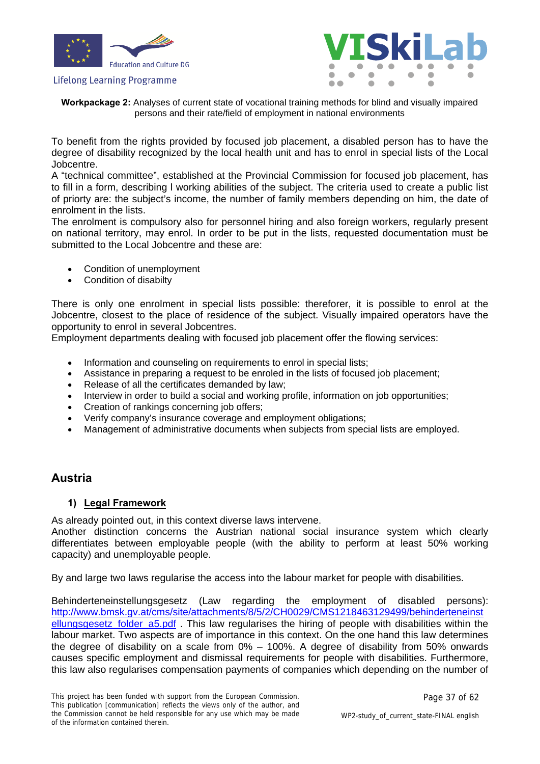To benefit from the rights provided by focused job placement, a disabled person has to have the degree of disability recognized by the local health unit and has to enrol in special lists of the Local Jobcentre.

A "technical committee", established at the Provincial Commission for focused job placement, has to fill in a form, describing l working abilities of the subject. The criteria used to create a public list of priorty are: the subject's income, the number of family members depending on him, the date of enrolment in the lists.

The enrolment is compulsory also for personnel hiring and also foreign workers, regularly present on national territory, may enrol. In order to be put in the lists, requested documentation must be submitted to the Local Jobcentre and these are:

- Condition of unemployment
- Condition of disabilty

There is only one enrolment in special lists possible: thereforer, it is possible to enrol at the Jobcentre, closest to the place of residence of the subject. Visually impaired operators have the opportunity to enrol in several Jobcentres.

Employment departments dealing with focused job placement offer the flowing services:

- Information and counseling on requirements to enrol in special lists;
- Assistance in preparing a request to be enroled in the lists of focused job placement;
- Release of all the certificates demanded by law;
- Interview in order to build a social and working profile, information on job opportunities;
- Creation of rankings concerning job offers;
- Verify company's insurance coverage and employment obligations;
- Management of administrative documents when subjects from special lists are employed.

## Austria

### 1) Legal Framework

As already pointed out, in this context diverse laws intervene.

Another distinction concerns the Austrian national social insurance system which clearly differentiates between employable people (with the ability to perform at least 50% working capacity) and unemployable people.

By and large two laws regularise the access into the labour market for people with disabilities.

Behinderteneinstellungsgesetz (Law regarding the employment of disabled persons): http://www.bmsk.gv.at/cms/site/attachments/8/5/2/CH0029/CMS1218463129499/behinderteneinstellungsgesetz_folder_a5.pdf . This law regularises the hiring of people with disabilities within the labour market. Two aspects are of importance in this context. On the one hand this law determines the degree of disability on a scale from 0% – 100%. A degree of disability from 50% onwards causes specific employment and dismissal requirements for people with disabilities. Furthermore, this law also regularises compensation payments of companies which depending on the number of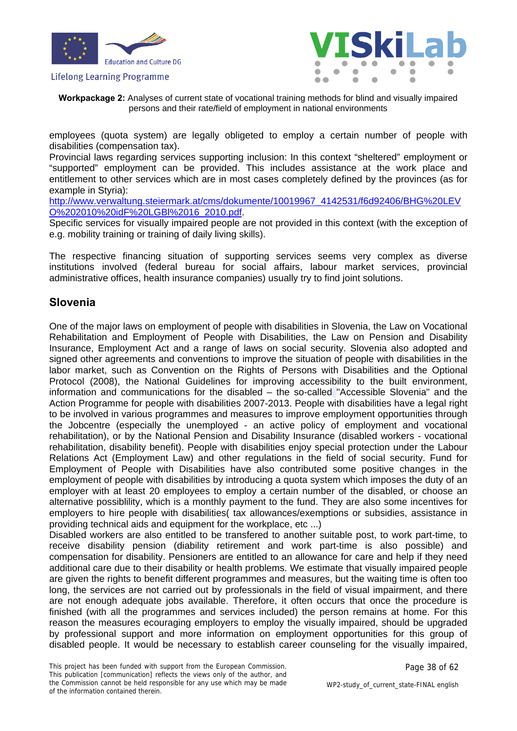employees (quota system) are legally obligeted to employ a certain number of people with disabilities (compensation tax).
Provincial laws regarding services supporting inclusion: In this context "sheltered" employment or "supported" employment can be provided. This includes assistance at the work place and entitlement to other services which are in most cases completely defined by the provinces (as for example in Styria):
http://www.verwaltung.steiermark.at/cms/dokumente/10019967_4142531/f6d92406/BHG%20LEVO%202010%20idF%20LGBl%2016_2010.pdf.
Specific services for visually impaired people are not provided in this context (with the exception of e.g. mobility training or training of daily living skills).

The respective financing situation of supporting services seems very complex as diverse institutions involved (federal bureau for social affairs, labour market services, provincial administrative offices, health insurance companies) usually try to find joint solutions.

## Slovenia

One of the major laws on employment of people with disabilities in Slovenia, the Law on Vocational Rehabilitation and Employment of People with Disabilities, the Law on Pension and Disability Insurance, Employment Act and a range of laws on social security. Slovenia also adopted and signed other agreements and conventions to improve the situation of people with disabilities in the labor market, such as Convention on the Rights of Persons with Disabilities and the Optional Protocol (2008), the National Guidelines for improving accessibility to the built environment, information and communications for the disabled – the so-called "Accessible Slovenia" and the Action Programme for people with disabilities 2007-2013. People with disabilities have a legal right to be involved in various programmes and measures to improve employment opportunities through the Jobcentre (especially the unemployed - an active policy of employment and vocational rehabilitation), or by the National Pension and Disability Insurance (disabled workers - vocational rehabilitation, disability benefit). People with disabilities enjoy special protection under the Labour Relations Act (Employment Law) and other regulations in the field of social security. Fund for Employment of People with Disabilities have also contributed some positive changes in the employment of people with disabilities by introducing a quota system which imposes the duty of an employer with at least 20 employees to employ a certain number of the disabled, or choose an alternative possiblility, which is a monthly payment to the fund. They are also some incentives for employers to hire people with disabilities( tax allowances/exemptions or subsidies, assistance in providing technical aids and equipment for the workplace, etc ...)
Disabled workers are also entitled to be transfered to another suitable post, to work part-time, to receive disability pension (diability retirement and work part-time is also possible) and compensation for disability. Pensioners are entitled to an allowance for care and help if they need additional care due to their disability or health problems. We estimate that visually impaired people are given the rights to benefit different programmes and measures, but the waiting time is often too long, the services are not carried out by professionals in the field of visual impairment, and there are not enough adequate jobs available. Therefore, it often occurs that once the procedure is finished (with all the programmes and services included) the person remains at home. For this reason the measures ecouraging employers to employ the visually impaired, should be upgraded by professional support and more information on employment opportunities for this group of disabled people. It would be necessary to establish career counseling for the visually impaired,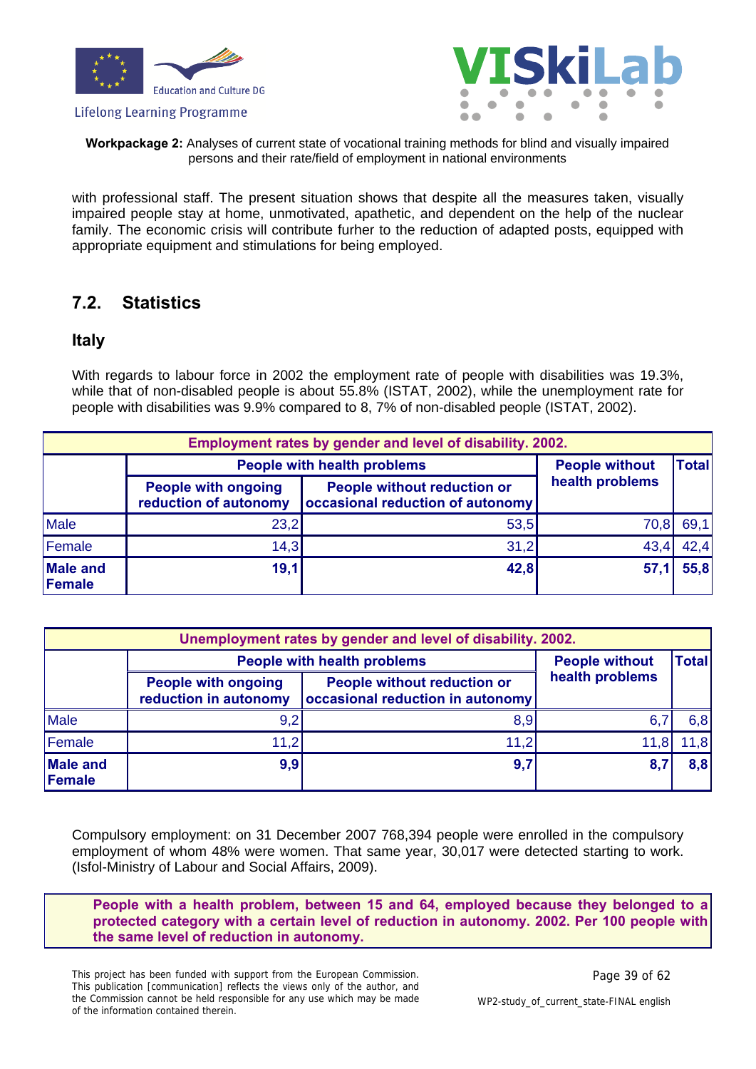with professional staff. The present situation shows that despite all the measures taken, visually impaired people stay at home, unmotivated, apathetic, and dependent on the help of the nuclear family. The economic crisis will contribute furher to the reduction of adapted posts, equipped with appropriate equipment and stimulations for being employed.

## 7.2. Statistics

### Italy

With regards to labour force in 2002 the employment rate of people with disabilities was 19.3%, while that of non-disabled people is about 55.8% (ISTAT, 2002), while the unemployment rate for people with disabilities was 9.9% compared to 8, 7% of non-disabled people (ISTAT, 2002).

**Employment rates by gender and level of disability. 2002.**

| | People with health problems | | People without health problems | Total |
|---|---|---|---|---|
| | People with ongoing reduction of autonomy | People without reduction or occasional reduction of autonomy | | |
| Male | 23,2 | 53,5 | 70,8 | 69,1 |
| Female | 14,3 | 31,2 | 43,4 | 42,4 |
| **Male and Female** | **19,1** | **42,8** | **57,1** | **55,8** |

**Unemployment rates by gender and level of disability. 2002.**

| | People with health problems | | People without health problems | Total |
|---|---|---|---|---|
| | People with ongoing reduction in autonomy | People without reduction or occasional reduction in autonomy | | |
| Male | 9,2 | 8,9 | 6,7 | 6,8 |
| Female | 11,2 | 11,2 | 11,8 | 11,8 |
| **Male and Female** | **9,9** | **9,7** | **8,7** | **8,8** |

Compulsory employment: on 31 December 2007 768,394 people were enrolled in the compulsory employment of whom 48% were women. That same year, 30,017 were detected starting to work. (Isfol-Ministry of Labour and Social Affairs, 2009).

**People with a health problem, between 15 and 64, employed because they belonged to a protected category with a certain level of reduction in autonomy. 2002. Per 100 people with the same level of reduction in autonomy.**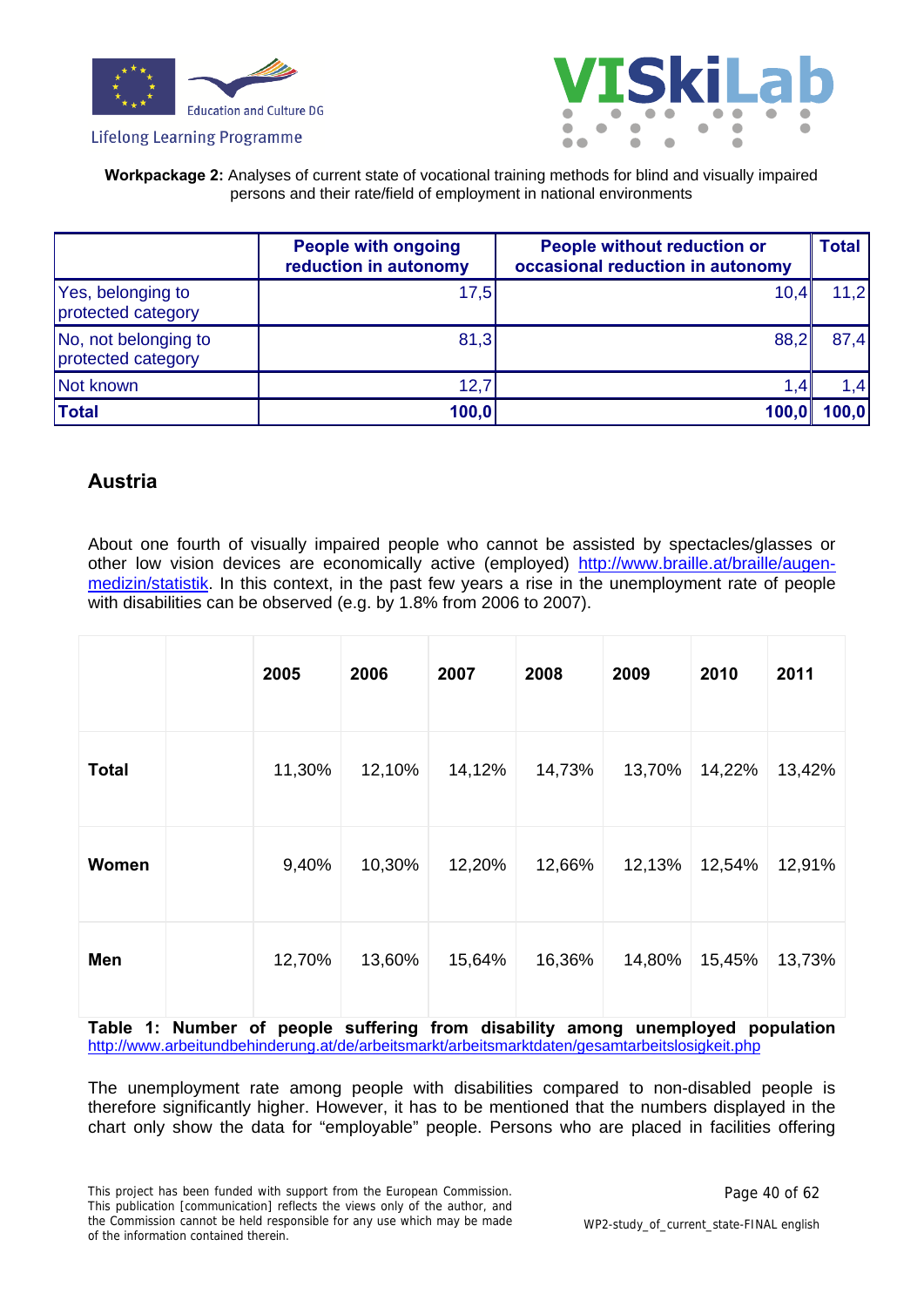|  | People with ongoing reduction in autonomy | People without reduction or occasional reduction in autonomy | Total |
|---|---|---|---|
| Yes, belonging to protected category | 17,5 | 10,4 | 11,2 |
| No, not belonging to protected category | 81,3 | 88,2 | 87,4 |
| Not known | 12,7 | 1,4 | 1,4 |
| **Total** | **100,0** | **100,0** | **100,0** |

## Austria

About one fourth of visually impaired people who cannot be assisted by spectacles/glasses or other low vision devices are economically active (employed) http://www.braille.at/braille/augen-medizin/statistik. In this context, in the past few years a rise in the unemployment rate of people with disabilities can be observed (e.g. by 1.8% from 2006 to 2007).

|  |  | 2005 | 2006 | 2007 | 2008 | 2009 | 2010 | 2011 |
|---|---|---|---|---|---|---|---|---|
| **Total** |  | 11,30% | 12,10% | 14,12% | 14,73% | 13,70% | 14,22% | 13,42% |
| **Women** |  | 9,40% | 10,30% | 12,20% | 12,66% | 12,13% | 12,54% | 12,91% |
| **Men** |  | 12,70% | 13,60% | 15,64% | 16,36% | 14,80% | 15,45% | 13,73% |

**Table 1: Number of people suffering from disability among unemployed population** http://www.arbeitundbehinderung.at/de/arbeitsmarkt/arbeitsmarktdaten/gesamtarbeitslosigkeit.php

The unemployment rate among people with disabilities compared to non-disabled people is therefore significantly higher. However, it has to be mentioned that the numbers displayed in the chart only show the data for "employable" people. Persons who are placed in facilities offering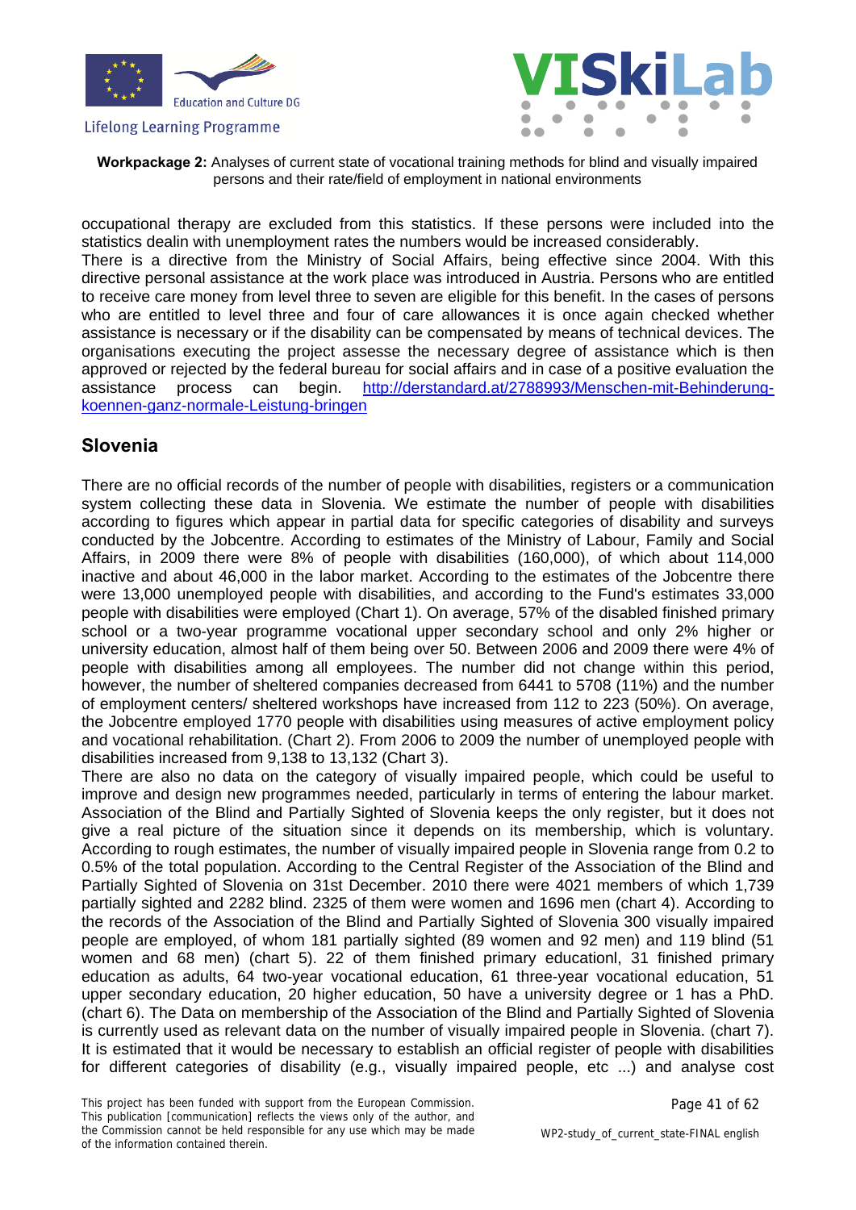occupational therapy are excluded from this statistics. If these persons were included into the statistics dealin with unemployment rates the numbers would be increased considerably.
There is a directive from the Ministry of Social Affairs, being effective since 2004. With this directive personal assistance at the work place was introduced in Austria. Persons who are entitled to receive care money from level three to seven are eligible for this benefit. In the cases of persons who are entitled to level three and four of care allowances it is once again checked whether assistance is necessary or if the disability can be compensated by means of technical devices. The organisations executing the project assesse the necessary degree of assistance which is then approved or rejected by the federal bureau for social affairs and in case of a positive evaluation the assistance process can begin. [http://derstandard.at/2788993/Menschen-mit-Behinderung-koennen-ganz-normale-Leistung-bringen](http://derstandard.at/2788993/Menschen-mit-Behinderung-koennen-ganz-normale-Leistung-bringen)

## Slovenia

There are no official records of the number of people with disabilities, registers or a communication system collecting these data in Slovenia. We estimate the number of people with disabilities according to figures which appear in partial data for specific categories of disability and surveys conducted by the Jobcentre. According to estimates of the Ministry of Labour, Family and Social Affairs, in 2009 there were 8% of people with disabilities (160,000), of which about 114,000 inactive and about 46,000 in the labor market. According to the estimates of the Jobcentre there were 13,000 unemployed people with disabilities, and according to the Fund's estimates 33,000 people with disabilities were employed (Chart 1). On average, 57% of the disabled finished primary school or a two-year programme vocational upper secondary school and only 2% higher or university education, almost half of them being over 50. Between 2006 and 2009 there were 4% of people with disabilities among all employees. The number did not change within this period, however, the number of sheltered companies decreased from 6441 to 5708 (11%) and the number of employment centers/ sheltered workshops have increased from 112 to 223 (50%). On average, the Jobcentre employed 1770 people with disabilities using measures of active employment policy and vocational rehabilitation. (Chart 2). From 2006 to 2009 the number of unemployed people with disabilities increased from 9,138 to 13,132 (Chart 3).
There are also no data on the category of visually impaired people, which could be useful to improve and design new programmes needed, particularly in terms of entering the labour market. Association of the Blind and Partially Sighted of Slovenia keeps the only register, but it does not give a real picture of the situation since it depends on its membership, which is voluntary. According to rough estimates, the number of visually impaired people in Slovenia range from 0.2 to 0.5% of the total population. According to the Central Register of the Association of the Blind and Partially Sighted of Slovenia on 31st December. 2010 there were 4021 members of which 1,739 partially sighted and 2282 blind. 2325 of them were women and 1696 men (chart 4). According to the records of the Association of the Blind and Partially Sighted of Slovenia 300 visually impaired people are employed, of whom 181 partially sighted (89 women and 92 men) and 119 blind (51 women and 68 men) (chart 5). 22 of them finished primary educationl, 31 finished primary education as adults, 64 two-year vocational education, 61 three-year vocational education, 51 upper secondary education, 20 higher education, 50 have a university degree or 1 has a PhD. (chart 6). The Data on membership of the Association of the Blind and Partially Sighted of Slovenia is currently used as relevant data on the number of visually impaired people in Slovenia. (chart 7). It is estimated that it would be necessary to establish an official register of people with disabilities for different categories of disability (e.g., visually impaired people, etc ...) and analyse cost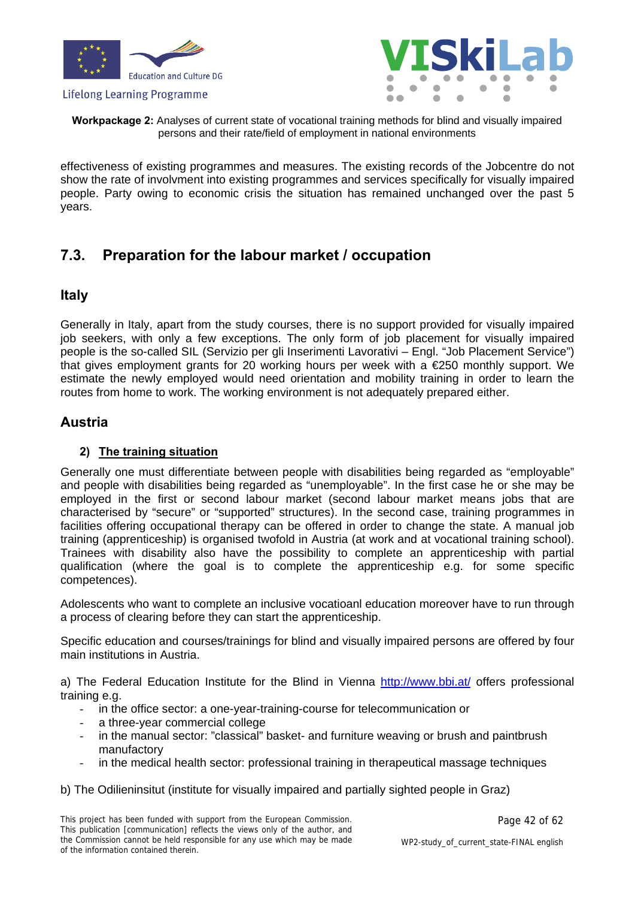effectiveness of existing programmes and measures. The existing records of the Jobcentre do not show the rate of involvment into existing programmes and services specifically for visually impaired people. Party owing to economic crisis the situation has remained unchanged over the past 5 years.

## 7.3. Preparation for the labour market / occupation

### Italy

Generally in Italy, apart from the study courses, there is no support provided for visually impaired job seekers, with only a few exceptions. The only form of job placement for visually impaired people is the so-called SIL (Servizio per gli Inserimenti Lavorativi – Engl. "Job Placement Service") that gives employment grants for 20 working hours per week with a €250 monthly support. We estimate the newly employed would need orientation and mobility training in order to learn the routes from home to work. The working environment is not adequately prepared either.

### Austria

#### 2) <u>The training situation</u>

Generally one must differentiate between people with disabilities being regarded as "employable" and people with disabilities being regarded as "unemployable". In the first case he or she may be employed in the first or second labour market (second labour market means jobs that are characterised by "secure" or "supported" structures). In the second case, training programmes in facilities offering occupational therapy can be offered in order to change the state. A manual job training (apprenticeship) is organised twofold in Austria (at work and at vocational training school). Trainees with disability also have the possibility to complete an apprenticeship with partial qualification (where the goal is to complete the apprenticeship e.g. for some specific competences).

Adolescents who want to complete an inclusive vocatioanl education moreover have to run through a process of clearing before they can start the apprenticeship.

Specific education and courses/trainings for blind and visually impaired persons are offered by four main institutions in Austria.

a) The Federal Education Institute for the Blind in Vienna http://www.bbi.at/ offers professional training e.g.

- in the office sector: a one-year-training-course for telecommunication or
- a three-year commercial college
- in the manual sector: "classical" basket- and furniture weaving or brush and paintbrush manufactory
- in the medical health sector: professional training in therapeutical massage techniques

b) The Odilieninsitut (institute for visually impaired and partially sighted people in Graz)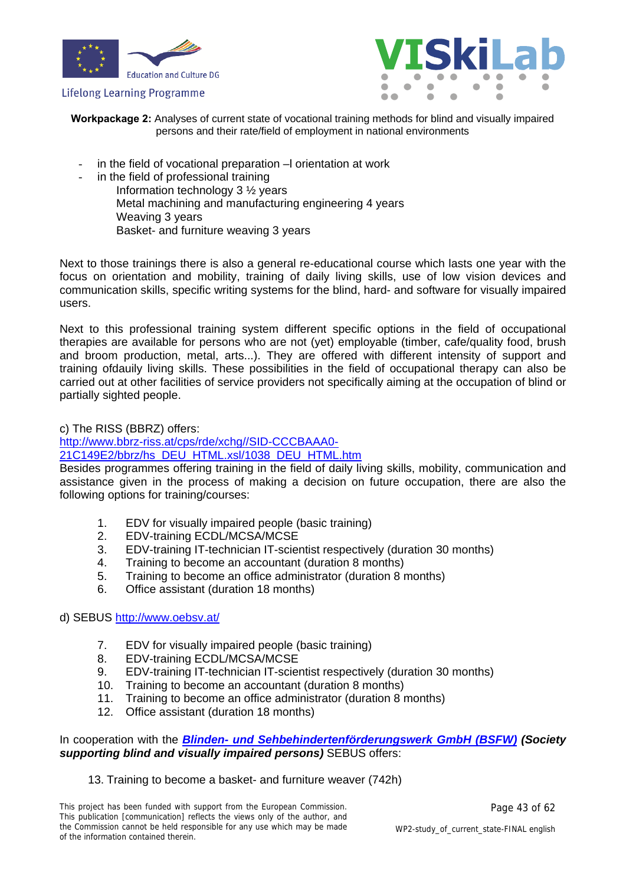- in the field of vocational preparation –l orientation at work
- in the field of professional training
  Information technology 3 ½ years
  Metal machining and manufacturing engineering 4 years
  Weaving 3 years
  Basket- and furniture weaving 3 years

Next to those trainings there is also a general re-educational course which lasts one year with the focus on orientation and mobility, training of daily living skills, use of low vision devices and communication skills, specific writing systems for the blind, hard- and software for visually impaired users.

Next to this professional training system different specific options in the field of occupational therapies are available for persons who are not (yet) employable (timber, cafe/quality food, brush and broom production, metal, arts...). They are offered with different intensity of support and training ofdauily living skills. These possibilities in the field of occupational therapy can also be carried out at other facilities of service providers not specifically aiming at the occupation of blind or partially sighted people.

c) The RISS (BBRZ) offers:
http://www.bbrz-riss.at/cps/rde/xchg//SID-CCCBAAA0-21C149E2/bbrz/hs_DEU_HTML.xsl/1038_DEU_HTML.htm
Besides programmes offering training in the field of daily living skills, mobility, communication and assistance given in the process of making a decision on future occupation, there are also the following options for training/courses:

1. EDV for visually impaired people (basic training)
2. EDV-training ECDL/MCSA/MCSE
3. EDV-training IT-technician IT-scientist respectively (duration 30 months)
4. Training to become an accountant (duration 8 months)
5. Training to become an office administrator (duration 8 months)
6. Office assistant (duration 18 months)

d) SEBUS http://www.oebsv.at/

7. EDV for visually impaired people (basic training)
8. EDV-training ECDL/MCSA/MCSE
9. EDV-training IT-technician IT-scientist respectively (duration 30 months)
10. Training to become an accountant (duration 8 months)
11. Training to become an office administrator (duration 8 months)
12. Office assistant (duration 18 months)

In cooperation with the ***Blinden- und Sehbehindertenförderungswerk GmbH (BSFW)*** ***(Society supporting blind and visually impaired persons)*** SEBUS offers:

13. Training to become a basket- and furniture weaver (742h)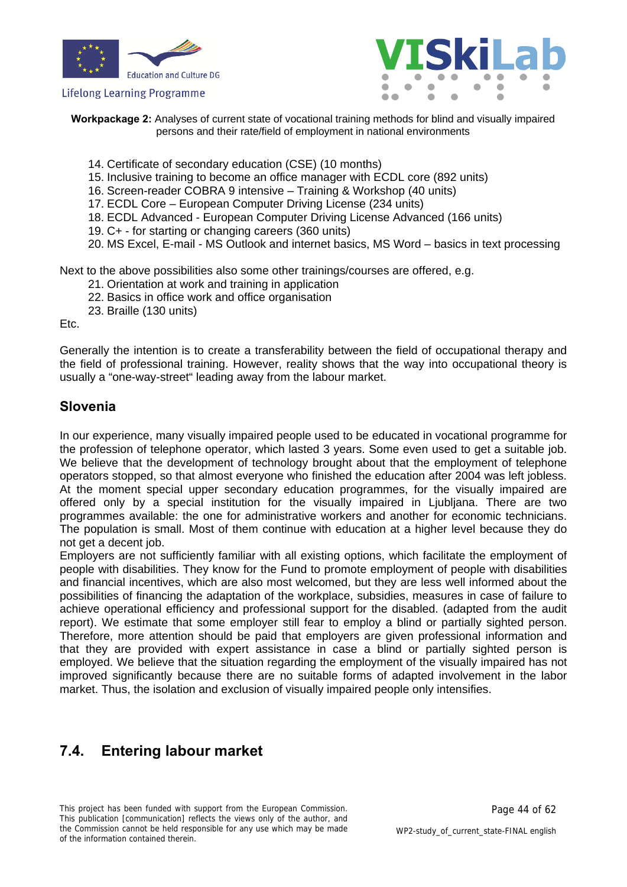14. Certificate of secondary education (CSE) (10 months)
15. Inclusive training to become an office manager with ECDL core (892 units)
16. Screen-reader COBRA 9 intensive – Training & Workshop (40 units)
17. ECDL Core – European Computer Driving License (234 units)
18. ECDL Advanced - European Computer Driving License Advanced (166 units)
19. C+ - for starting or changing careers (360 units)
20. MS Excel, E-mail - MS Outlook and internet basics, MS Word – basics in text processing

Next to the above possibilities also some other trainings/courses are offered, e.g.

21. Orientation at work and training in application
22. Basics in office work and office organisation
23. Braille (130 units)

Etc.

Generally the intention is to create a transferability between the field of occupational therapy and the field of professional training. However, reality shows that the way into occupational theory is usually a "one-way-street" leading away from the labour market.

## Slovenia

In our experience, many visually impaired people used to be educated in vocational programme for the profession of telephone operator, which lasted 3 years. Some even used to get a suitable job. We believe that the development of technology brought about that the employment of telephone operators stopped, so that almost everyone who finished the education after 2004 was left jobless. At the moment special upper secondary education programmes, for the visually impaired are offered only by a special institution for the visually impaired in Ljubljana. There are two programmes available: the one for administrative workers and another for economic technicians. The population is small. Most of them continue with education at a higher level because they do not get a decent job.
Employers are not sufficiently familiar with all existing options, which facilitate the employment of people with disabilities. They know for the Fund to promote employment of people with disabilities and financial incentives, which are also most welcomed, but they are less well informed about the possibilities of financing the adaptation of the workplace, subsidies, measures in case of failure to achieve operational efficiency and professional support for the disabled. (adapted from the audit report). We estimate that some employer still fear to employ a blind or partially sighted person. Therefore, more attention should be paid that employers are given professional information and that they are provided with expert assistance in case a blind or partially sighted person is employed. We believe that the situation regarding the employment of the visually impaired has not improved significantly because there are no suitable forms of adapted involvement in the labor market. Thus, the isolation and exclusion of visually impaired people only intensifies.

## 7.4. Entering labour market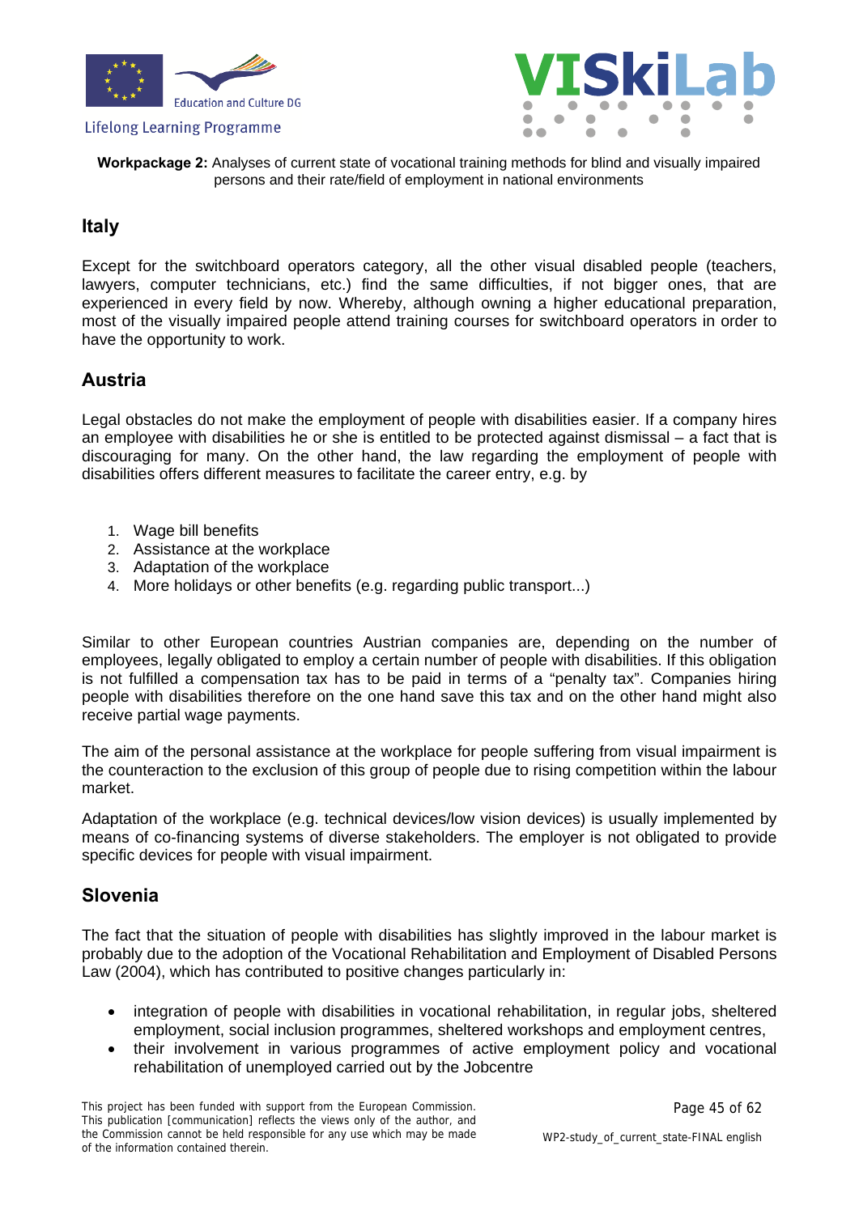## Italy

Except for the switchboard operators category, all the other visual disabled people (teachers, lawyers, computer technicians, etc.) find the same difficulties, if not bigger ones, that are experienced in every field by now. Whereby, although owning a higher educational preparation, most of the visually impaired people attend training courses for switchboard operators in order to have the opportunity to work.

## Austria

Legal obstacles do not make the employment of people with disabilities easier. If a company hires an employee with disabilities he or she is entitled to be protected against dismissal – a fact that is discouraging for many. On the other hand, the law regarding the employment of people with disabilities offers different measures to facilitate the career entry, e.g. by

1. Wage bill benefits
2. Assistance at the workplace
3. Adaptation of the workplace
4. More holidays or other benefits (e.g. regarding public transport...)

Similar to other European countries Austrian companies are, depending on the number of employees, legally obligated to employ a certain number of people with disabilities. If this obligation is not fulfilled a compensation tax has to be paid in terms of a "penalty tax". Companies hiring people with disabilities therefore on the one hand save this tax and on the other hand might also receive partial wage payments.

The aim of the personal assistance at the workplace for people suffering from visual impairment is the counteraction to the exclusion of this group of people due to rising competition within the labour market.

Adaptation of the workplace (e.g. technical devices/low vision devices) is usually implemented by means of co-financing systems of diverse stakeholders. The employer is not obligated to provide specific devices for people with visual impairment.

## Slovenia

The fact that the situation of people with disabilities has slightly improved in the labour market is probably due to the adoption of the Vocational Rehabilitation and Employment of Disabled Persons Law (2004), which has contributed to positive changes particularly in:

- integration of people with disabilities in vocational rehabilitation, in regular jobs, sheltered employment, social inclusion programmes, sheltered workshops and employment centres,
- their involvement in various programmes of active employment policy and vocational rehabilitation of unemployed carried out by the Jobcentre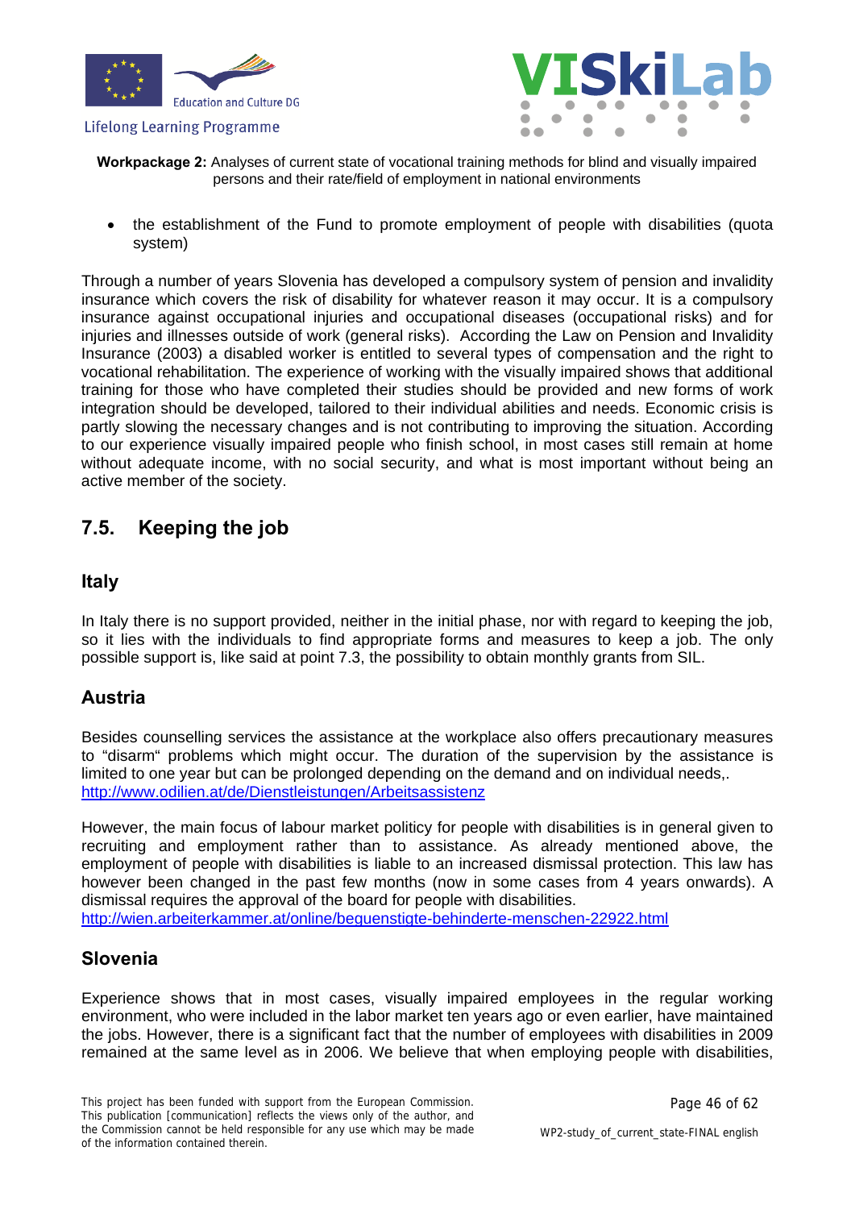- the establishment of the Fund to promote employment of people with disabilities (quota system)

Through a number of years Slovenia has developed a compulsory system of pension and invalidity insurance which covers the risk of disability for whatever reason it may occur. It is a compulsory insurance against occupational injuries and occupational diseases (occupational risks) and for injuries and illnesses outside of work (general risks). According the Law on Pension and Invalidity Insurance (2003) a disabled worker is entitled to several types of compensation and the right to vocational rehabilitation. The experience of working with the visually impaired shows that additional training for those who have completed their studies should be provided and new forms of work integration should be developed, tailored to their individual abilities and needs. Economic crisis is partly slowing the necessary changes and is not contributing to improving the situation. According to our experience visually impaired people who finish school, in most cases still remain at home without adequate income, with no social security, and what is most important without being an active member of the society.

## 7.5. Keeping the job

### Italy

In Italy there is no support provided, neither in the initial phase, nor with regard to keeping the job, so it lies with the individuals to find appropriate forms and measures to keep a job. The only possible support is, like said at point 7.3, the possibility to obtain monthly grants from SIL.

### Austria

Besides counselling services the assistance at the workplace also offers precautionary measures to “disarm“ problems which might occur. The duration of the supervision by the assistance is limited to one year but can be prolonged depending on the demand and on individual needs,.
http://www.odilien.at/de/Dienstleistungen/Arbeitsassistenz

However, the main focus of labour market politicy for people with disabilities is in general given to recruiting and employment rather than to assistance. As already mentioned above, the employment of people with disabilities is liable to an increased dismissal protection. This law has however been changed in the past few months (now in some cases from 4 years onwards). A dismissal requires the approval of the board for people with disabilities.
http://wien.arbeiterkammer.at/online/beguenstigte-behinderte-menschen-22922.html

### Slovenia

Experience shows that in most cases, visually impaired employees in the regular working environment, who were included in the labor market ten years ago or even earlier, have maintained the jobs. However, there is a significant fact that the number of employees with disabilities in 2009 remained at the same level as in 2006. We believe that when employing people with disabilities,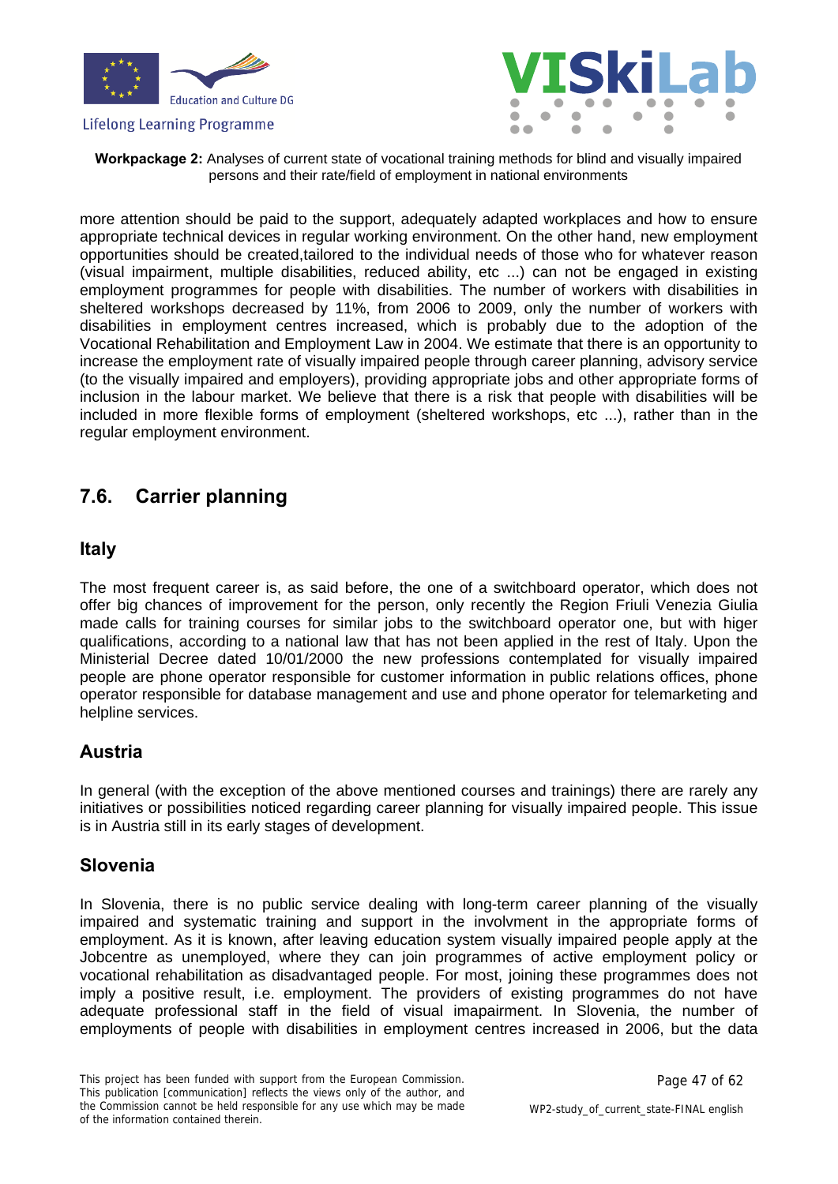more attention should be paid to the support, adequately adapted workplaces and how to ensure appropriate technical devices in regular working environment. On the other hand, new employment opportunities should be created,tailored to the individual needs of those who for whatever reason (visual impairment, multiple disabilities, reduced ability, etc ...) can not be engaged in existing employment programmes for people with disabilities. The number of workers with disabilities in sheltered workshops decreased by 11%, from 2006 to 2009, only the number of workers with disabilities in employment centres increased, which is probably due to the adoption of the Vocational Rehabilitation and Employment Law in 2004. We estimate that there is an opportunity to increase the employment rate of visually impaired people through career planning, advisory service (to the visually impaired and employers), providing appropriate jobs and other appropriate forms of inclusion in the labour market. We believe that there is a risk that people with disabilities will be included in more flexible forms of employment (sheltered workshops, etc ...), rather than in the regular employment environment.

## 7.6. Carrier planning

### Italy

The most frequent career is, as said before, the one of a switchboard operator, which does not offer big chances of improvement for the person, only recently the Region Friuli Venezia Giulia made calls for training courses for similar jobs to the switchboard operator one, but with higer qualifications, according to a national law that has not been applied in the rest of Italy. Upon the Ministerial Decree dated 10/01/2000 the new professions contemplated for visually impaired people are phone operator responsible for customer information in public relations offices, phone operator responsible for database management and use and phone operator for telemarketing and helpline services.

### Austria

In general (with the exception of the above mentioned courses and trainings) there are rarely any initiatives or possibilities noticed regarding career planning for visually impaired people. This issue is in Austria still in its early stages of development.

### Slovenia

In Slovenia, there is no public service dealing with long-term career planning of the visually impaired and systematic training and support in the involvment in the appropriate forms of employment. As it is known, after leaving education system visually impaired people apply at the Jobcentre as unemployed, where they can join programmes of active employment policy or vocational rehabilitation as disadvantaged people. For most, joining these programmes does not imply a positive result, i.e. employment. The providers of existing programmes do not have adequate professional staff in the field of visual imapairment. In Slovenia, the number of employments of people with disabilities in employment centres increased in 2006, but the data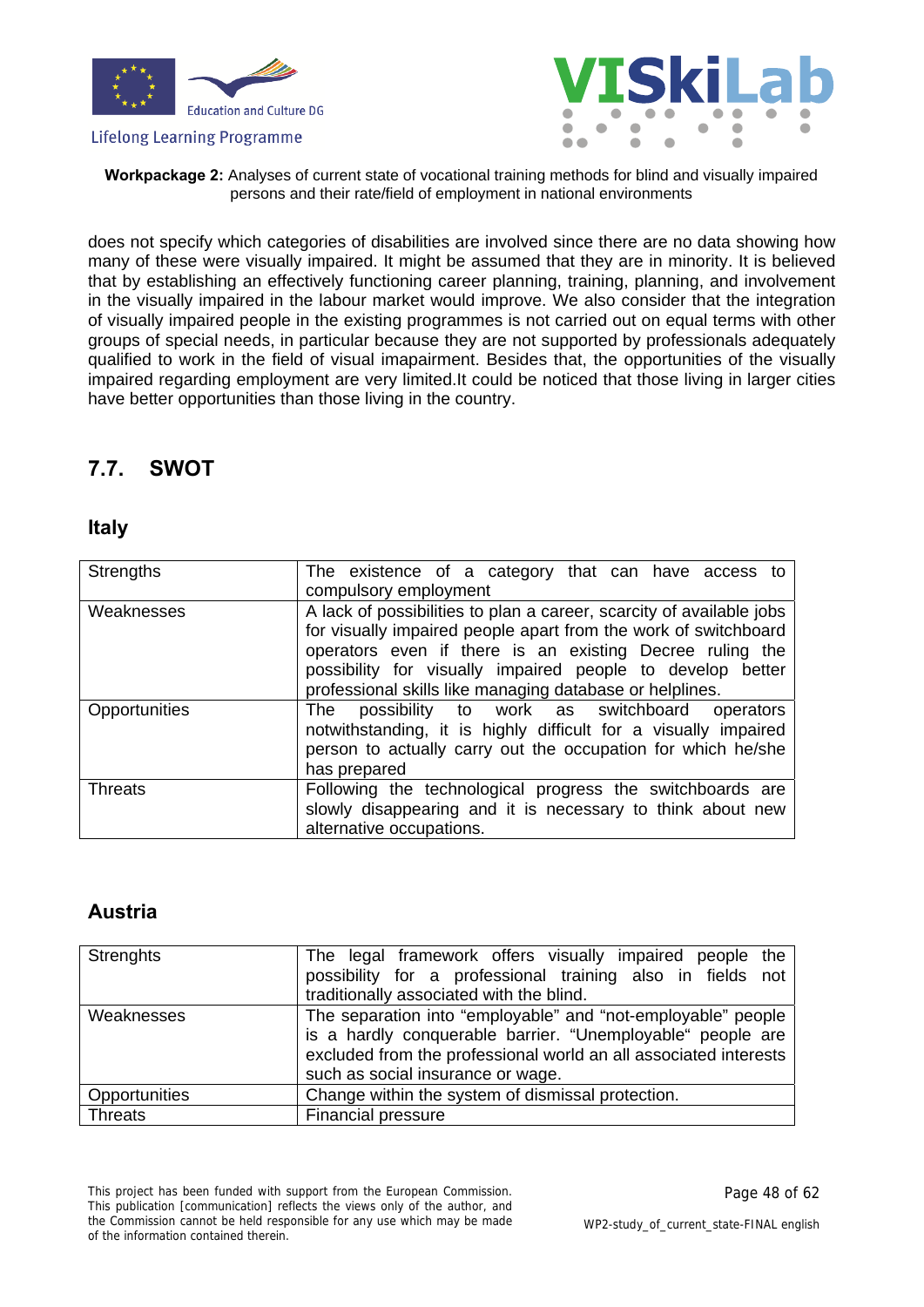does not specify which categories of disabilities are involved since there are no data showing how many of these were visually impaired. It might be assumed that they are in minority. It is believed that by establishing an effectively functioning career planning, training, planning, and involvement in the visually impaired in the labour market would improve. We also consider that the integration of visually impaired people in the existing programmes is not carried out on equal terms with other groups of special needs, in particular because they are not supported by professionals adequately qualified to work in the field of visual imapairment. Besides that, the opportunities of the visually impaired regarding employment are very limited.It could be noticed that those living in larger cities have better opportunities than those living in the country.

## 7.7. SWOT

### Italy

| Strengths | The existence of a category that can have access to compulsory employment |
|---|---|
| Weaknesses | A lack of possibilities to plan a career, scarcity of available jobs for visually impaired people apart from the work of switchboard operators even if there is an existing Decree ruling the possibility for visually impaired people to develop better professional skills like managing database or helplines. |
| Opportunities | The possibility to work as switchboard operators notwithstanding, it is highly difficult for a visually impaired person to actually carry out the occupation for which he/she has prepared |
| Threats | Following the technological progress the switchboards are slowly disappearing and it is necessary to think about new alternative occupations. |

### Austria

| Strenghts | The legal framework offers visually impaired people the possibility for a professional training also in fields not traditionally associated with the blind. |
|---|---|
| Weaknesses | The separation into "employable" and "not-employable" people is a hardly conquerable barrier. "Unemployable" people are excluded from the professional world an all associated interests such as social insurance or wage. |
| Opportunities | Change within the system of dismissal protection. |
| Threats | Financial pressure |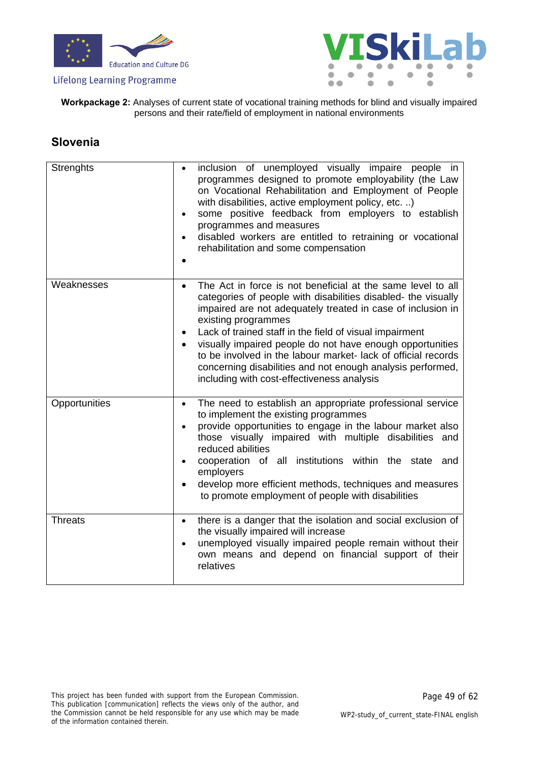**Workpackage 2:** Analyses of current state of vocational training methods for blind and visually impaired persons and their rate/field of employment in national environments

## Slovenia

| Strenghts | • inclusion of unemployed visually impaire people in programmes designed to promote employability (the Law on Vocational Rehabilitation and Employment of People with disabilities, active employment policy, etc. ..)<br>• some positive feedback from employers to establish programmes and measures<br>• disabled workers are entitled to retraining or vocational rehabilitation and some compensation<br>• |
|---|---|
| Weaknesses | • The Act in force is not beneficial at the same level to all categories of people with disabilities disabled- the visually impaired are not adequately treated in case of inclusion in existing programmes<br>• Lack of trained staff in the field of visual impairment<br>• visually impaired people do not have enough opportunities to be involved in the labour market- lack of official records concerning disabilities and not enough analysis performed, including with cost-effectiveness analysis |
| Opportunities | • The need to establish an appropriate professional service to implement the existing programmes<br>• provide opportunities to engage in the labour market also those visually impaired with multiple disabilities and reduced abilities<br>• cooperation of all institutions within the state and employers<br>• develop more efficient methods, techniques and measures to promote employment of people with disabilities |
| Threats | • there is a danger that the isolation and social exclusion of the visually impaired will increase<br>• unemployed visually impaired people remain without their own means and depend on financial support of their relatives |

This project has been funded with support from the European Commission. This publication [communication] reflects the views only of the author, and the Commission cannot be held responsible for any use which may be made of the information contained therein.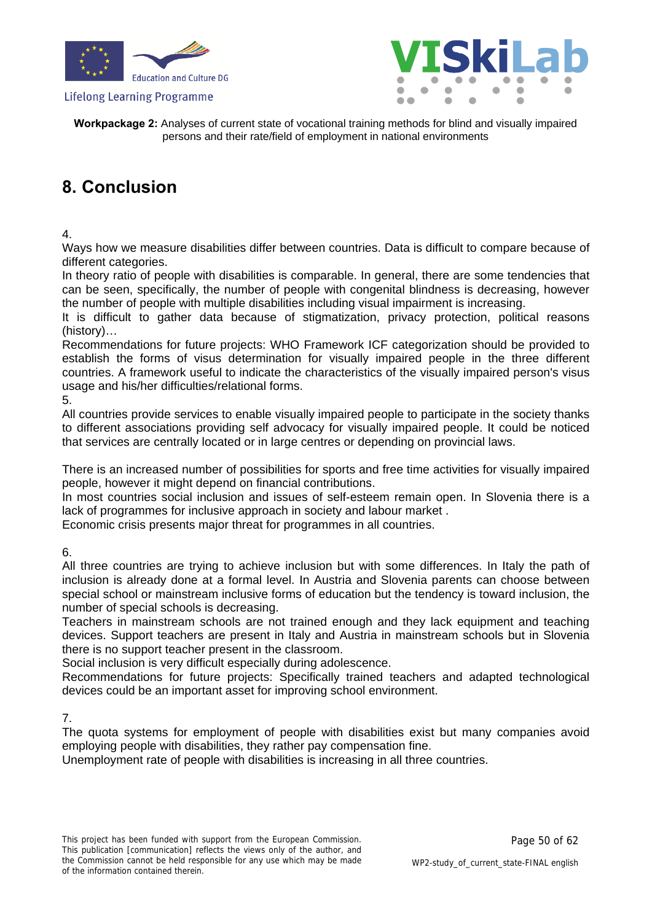# 8. Conclusion

4.
Ways how we measure disabilities differ between countries. Data is difficult to compare because of different categories.
In theory ratio of people with disabilities is comparable. In general, there are some tendencies that can be seen, specifically, the number of people with congenital blindness is decreasing, however the number of people with multiple disabilities including visual impairment is increasing.
It is difficult to gather data because of stigmatization, privacy protection, political reasons (history)…
Recommendations for future projects: WHO Framework ICF categorization should be provided to establish the forms of visus determination for visually impaired people in the three different countries. A framework useful to indicate the characteristics of the visually impaired person's visus usage and his/her difficulties/relational forms.
5.
All countries provide services to enable visually impaired people to participate in the society thanks to different associations providing self advocacy for visually impaired people. It could be noticed that services are centrally located or in large centres or depending on provincial laws.

There is an increased number of possibilities for sports and free time activities for visually impaired people, however it might depend on financial contributions.
In most countries social inclusion and issues of self-esteem remain open. In Slovenia there is a lack of programmes for inclusive approach in society and labour market .
Economic crisis presents major threat for programmes in all countries.

6.
All three countries are trying to achieve inclusion but with some differences. In Italy the path of inclusion is already done at a formal level. In Austria and Slovenia parents can choose between special school or mainstream inclusive forms of education but the tendency is toward inclusion, the number of special schools is decreasing.
Teachers in mainstream schools are not trained enough and they lack equipment and teaching devices. Support teachers are present in Italy and Austria in mainstream schools but in Slovenia there is no support teacher present in the classroom.
Social inclusion is very difficult especially during adolescence.
Recommendations for future projects: Specifically trained teachers and adapted technological devices could be an important asset for improving school environment.

7.
The quota systems for employment of people with disabilities exist but many companies avoid employing people with disabilities, they rather pay compensation fine.
Unemployment rate of people with disabilities is increasing in all three countries.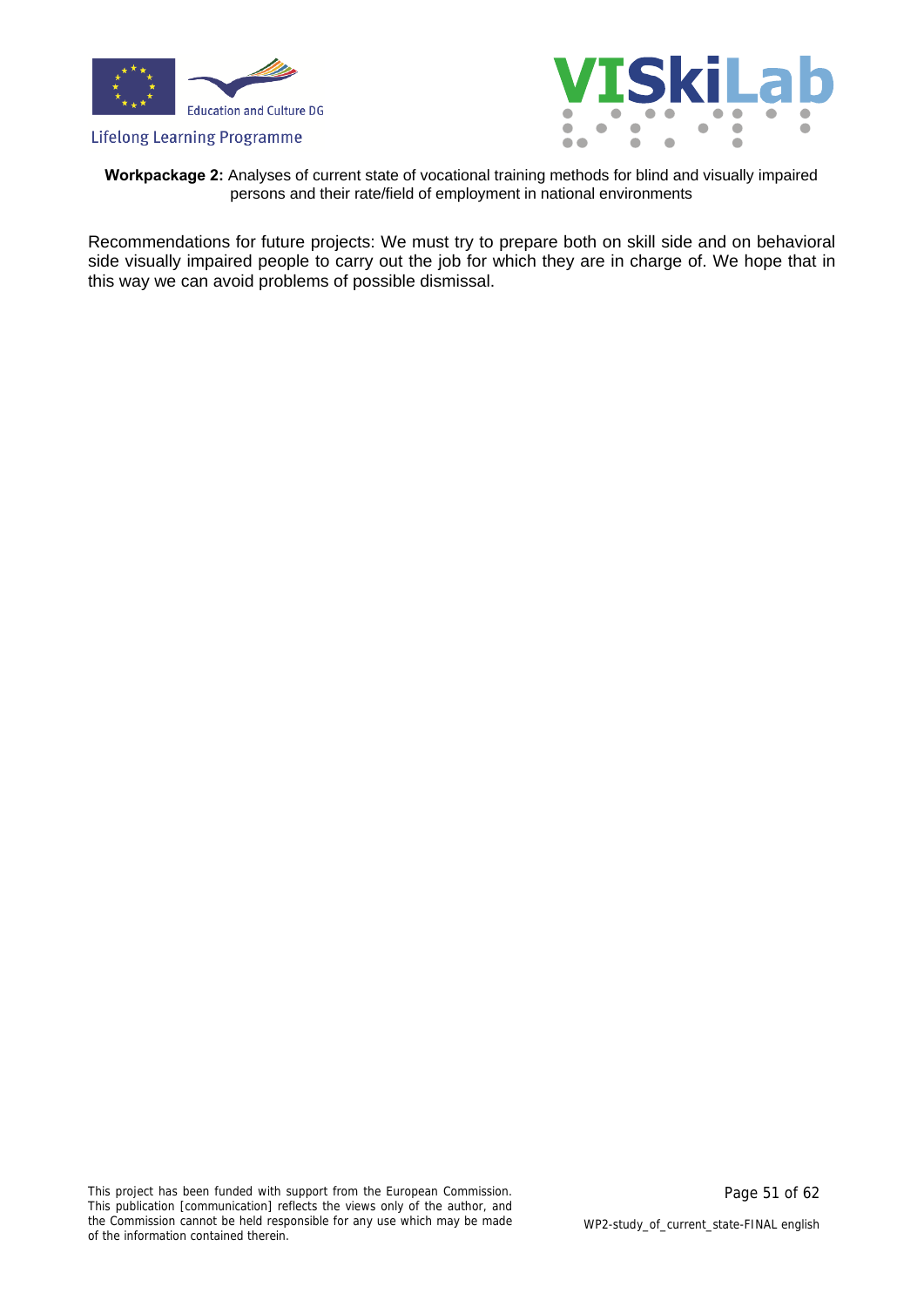Recommendations for future projects: We must try to prepare both on skill side and on behavioral side visually impaired people to carry out the job for which they are in charge of. We hope that in this way we can avoid problems of possible dismissal.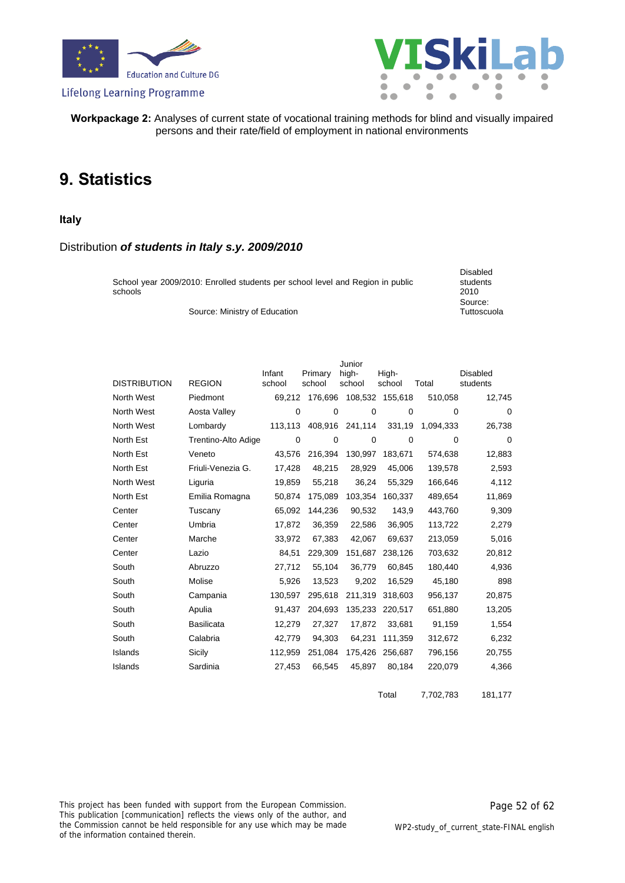# 9. Statistics

### Italy

Distribution ***of students in Italy s.y. 2009/2010***

School year 2009/2010: Enrolled students per school level and Region in public schools

Source: Ministry of Education

Disabled students 2010 Source: Tuttoscuola

| DISTRIBUTION | REGION | Infant school | Primary school | Junior high-school | High-school | Total | Disabled students |
|---|---|---|---|---|---|---|---|
| North West | Piedmont | 69,212 | 176,696 | 108,532 | 155,618 | 510,058 | 12,745 |
| North West | Aosta Valley | 0 | 0 | 0 | 0 | 0 | 0 |
| North West | Lombardy | 113,113 | 408,916 | 241,114 | 331,19 | 1,094,333 | 26,738 |
| North Est | Trentino-Alto Adige | 0 | 0 | 0 | 0 | 0 | 0 |
| North Est | Veneto | 43,576 | 216,394 | 130,997 | 183,671 | 574,638 | 12,883 |
| North Est | Friuli-Venezia G. | 17,428 | 48,215 | 28,929 | 45,006 | 139,578 | 2,593 |
| North West | Liguria | 19,859 | 55,218 | 36,24 | 55,329 | 166,646 | 4,112 |
| North Est | Emilia Romagna | 50,874 | 175,089 | 103,354 | 160,337 | 489,654 | 11,869 |
| Center | Tuscany | 65,092 | 144,236 | 90,532 | 143,9 | 443,760 | 9,309 |
| Center | Umbria | 17,872 | 36,359 | 22,586 | 36,905 | 113,722 | 2,279 |
| Center | Marche | 33,972 | 67,383 | 42,067 | 69,637 | 213,059 | 5,016 |
| Center | Lazio | 84,51 | 229,309 | 151,687 | 238,126 | 703,632 | 20,812 |
| South | Abruzzo | 27,712 | 55,104 | 36,779 | 60,845 | 180,440 | 4,936 |
| South | Molise | 5,926 | 13,523 | 9,202 | 16,529 | 45,180 | 898 |
| South | Campania | 130,597 | 295,618 | 211,319 | 318,603 | 956,137 | 20,875 |
| South | Apulia | 91,437 | 204,693 | 135,233 | 220,517 | 651,880 | 13,205 |
| South | Basilicata | 12,279 | 27,327 | 17,872 | 33,681 | 91,159 | 1,554 |
| South | Calabria | 42,779 | 94,303 | 64,231 | 111,359 | 312,672 | 6,232 |
| Islands | Sicily | 112,959 | 251,084 | 175,426 | 256,687 | 796,156 | 20,755 |
| Islands | Sardinia | 27,453 | 66,545 | 45,897 | 80,184 | 220,079 | 4,366 |
| | | | | | Total | 7,702,783 | 181,177 |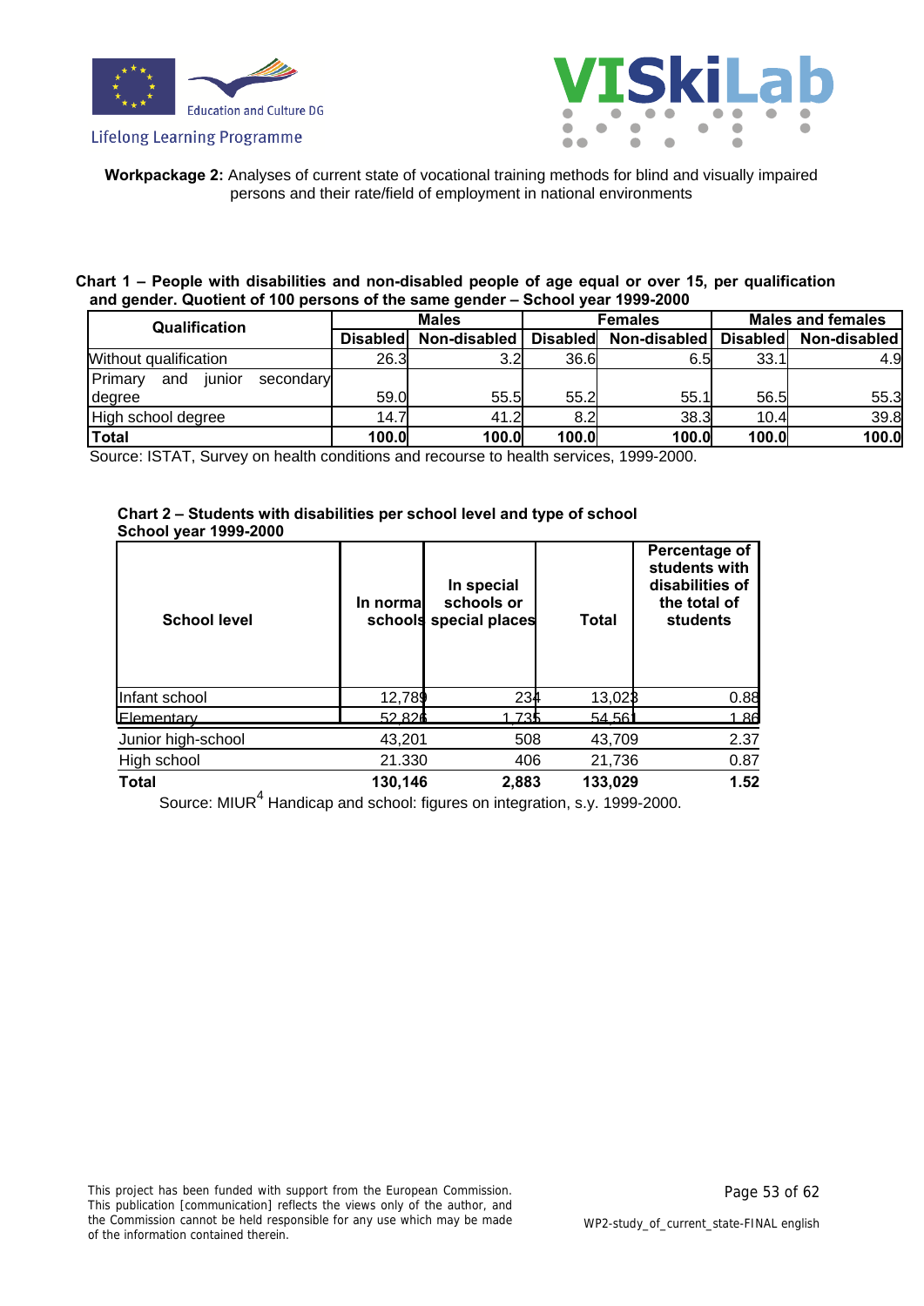**Workpackage 2:** Analyses of current state of vocational training methods for blind and visually impaired persons and their rate/field of employment in national environments

**Chart 1 – People with disabilities and non-disabled people of age equal or over 15, per qualification and gender. Quotient of 100 persons of the same gender – School year 1999-2000**

| Qualification | Males | | Females | | Males and females | |
|---|---|---|---|---|---|---|
| | Disabled | Non-disabled | Disabled | Non-disabled | Disabled | Non-disabled |
| Without qualification | 26.3 | 3.2 | 36.6 | 6.5 | 33.1 | 4.9 |
| Primary and junior secondary degree | 59.0 | 55.5 | 55.2 | 55.1 | 56.5 | 55.3 |
| High school degree | 14.7 | 41.2 | 8.2 | 38.3 | 10.4 | 39.8 |
| **Total** | **100.0** | **100.0** | **100.0** | **100.0** | **100.0** | **100.0** |

Source: ISTAT, Survey on health conditions and recourse to health services, 1999-2000.

**Chart 2 – Students with disabilities per school level and type of school**
**School year 1999-2000**

| School level | In normal schools | In special schools or special places | Total | Percentage of students with disabilities of the total of students |
|---|---|---|---|---|
| Infant school | 12,789 | 234 | 13,023 | 0.88 |
| Elementary | 52,826 | 1,735 | 54,561 | 1.86 |
| Junior high-school | 43,201 | 508 | 43,709 | 2.37 |
| High school | 21.330 | 406 | 21,736 | 0.87 |
| **Total** | **130,146** | **2,883** | **133,029** | **1.52** |

Source: MIUR[4] Handicap and school: figures on integration, s.y. 1999-2000.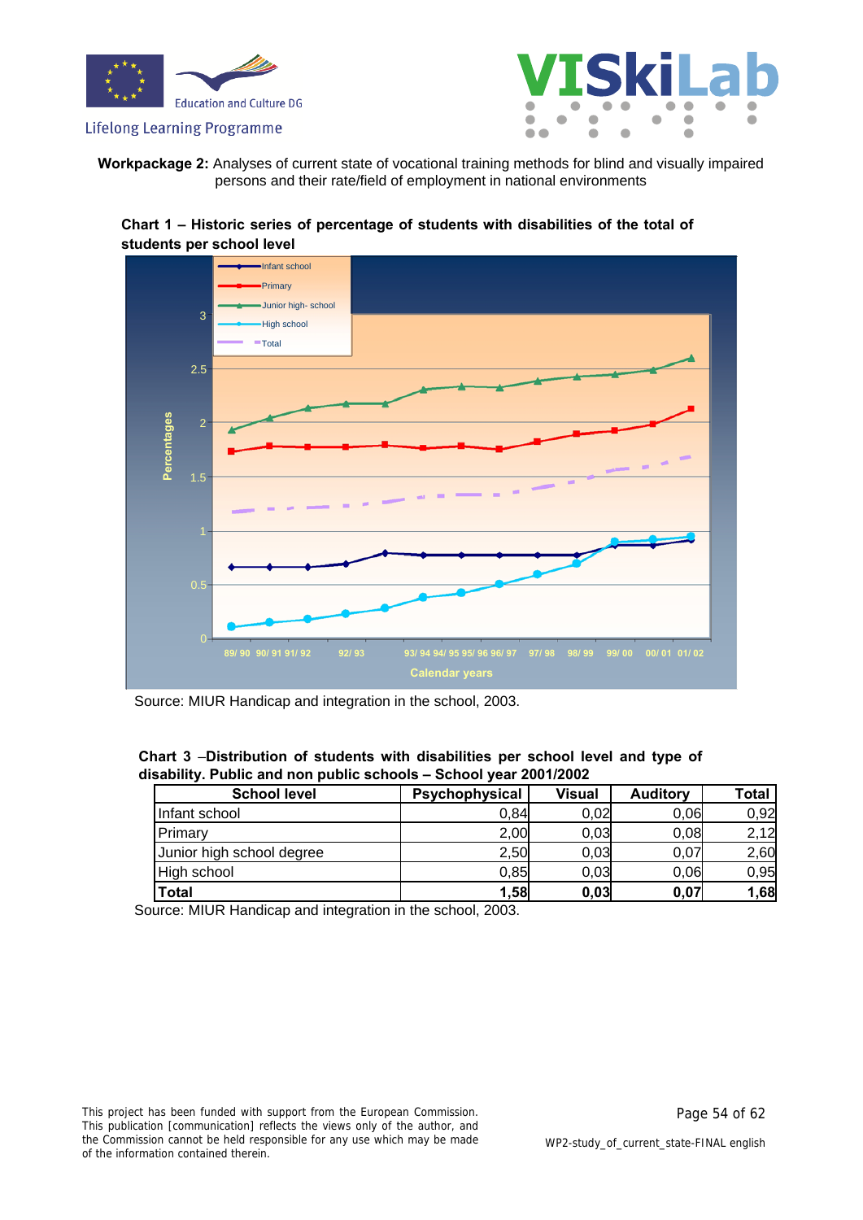**Workpackage 2:** Analyses of current state of vocational training methods for blind and visually impaired persons and their rate/field of employment in national environments

**Chart 1 – Historic series of percentage of students with disabilities of the total of students per school level**

Source: MIUR Handicap and integration in the school, 2003.

**Chart 3 –Distribution of students with disabilities per school level and type of disability. Public and non public schools – School year 2001/2002**

| School level | Psychophysical | Visual | Auditory | Total |
|---|---|---|---|---|
| Infant school | 0,84 | 0,02 | 0,06 | 0,92 |
| Primary | 2,00 | 0,03 | 0,08 | 2,12 |
| Junior high school degree | 2,50 | 0,03 | 0,07 | 2,60 |
| High school | 0,85 | 0,03 | 0,06 | 0,95 |
| **Total** | **1,58** | **0,03** | **0,07** | **1,68** |

Source: MIUR Handicap and integration in the school, 2003.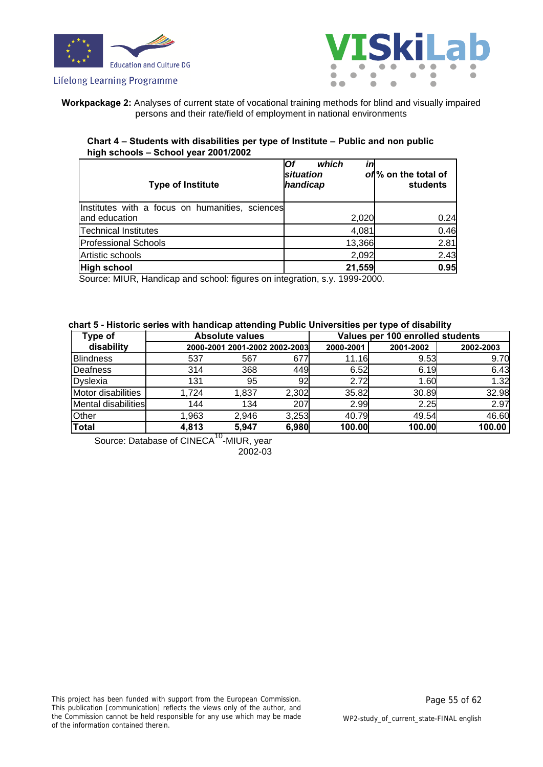**Workpackage 2:** Analyses of current state of vocational training methods for blind and visually impaired persons and their rate/field of employment in national environments

**Chart 4 – Students with disabilities per type of Institute – Public and non public high schools – School year 2001/2002**

| Type of Institute | *Of which in situation of handicap* | % on the total of students |
|---|---|---|
| Institutes with a focus on humanities, sciences and education | 2,020 | 0.24 |
| Technical Institutes | 4,081 | 0.46 |
| Professional Schools | 13,366 | 2.81 |
| Artistic schools | 2,092 | 2.43 |
| **High school** | **21,559** | **0.95** |

Source: MIUR, Handicap and school: figures on integration, s.y. 1999-2000.

**chart 5 - Historic series with handicap attending Public Universities per type of disability**

| Type of disability | Absolute values | | | Values per 100 enrolled students | | |
|---|---|---|---|---|---|---|
| | 2000-2001 | 2001-2002 | 2002-2003 | 2000-2001 | 2001-2002 | 2002-2003 |
| Blindness | 537 | 567 | 677 | 11.16 | 9.53 | 9.70 |
| Deafness | 314 | 368 | 449 | 6.52 | 6.19 | 6.43 |
| Dyslexia | 131 | 95 | 92 | 2.72 | 1.60 | 1.32 |
| Motor disabilities | 1,724 | 1,837 | 2,302 | 35.82 | 30.89 | 32.98 |
| Mental disabilities | 144 | 134 | 207 | 2.99 | 2.25 | 2.97 |
| Other | 1,963 | 2,946 | 3,253 | 40.79 | 49.54 | 46.60 |
| **Total** | **4,813** | **5,947** | **6,980** | **100.00** | **100.00** | **100.00** |

Source: Database of CINECA[10]-MIUR, year 2002-03

This project has been funded with support from the European Commission. This publication [communication] reflects the views only of the author, and the Commission cannot be held responsible for any use which may be made of the information contained therein.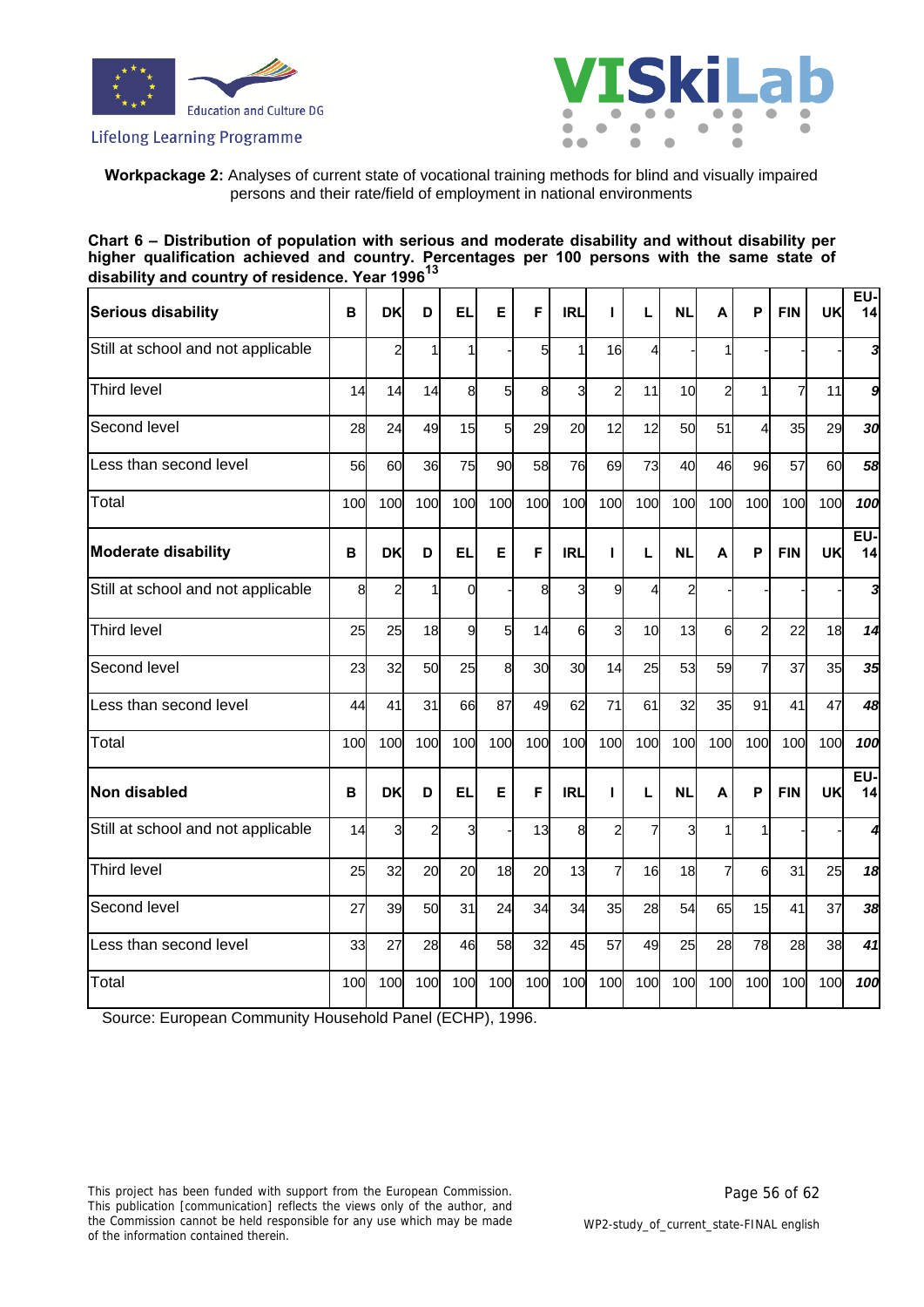**Workpackage 2:** Analyses of current state of vocational training methods for blind and visually impaired persons and their rate/field of employment in national environments

**Chart 6 – Distribution of population with serious and moderate disability and without disability per higher qualification achieved and country. Percentages per 100 persons with the same state of disability and country of residence. Year 1996**[13]

| **Serious disability** | **B** | **DK** | **D** | **EL** | **E** | **F** | **IRL** | **I** | **L** | **NL** | **A** | **P** | **FIN** | **UK** | **EU-14** |
|---|---|---|---|---|---|---|---|---|---|---|---|---|---|---|---|
| Still at school and not applicable | | 2 | 1 | 1 | - | 5 | 1 | 16 | 4 | - | 1 | - | - | - | *3* |
| Third level | 14 | 14 | 14 | 8 | 5 | 8 | 3 | 2 | 11 | 10 | 2 | 1 | 7 | 11 | *9* |
| Second level | 28 | 24 | 49 | 15 | 5 | 29 | 20 | 12 | 12 | 50 | 51 | 4 | 35 | 29 | *30* |
| Less than second level | 56 | 60 | 36 | 75 | 90 | 58 | 76 | 69 | 73 | 40 | 46 | 96 | 57 | 60 | *58* |
| Total | 100 | 100 | 100 | 100 | 100 | 100 | 100 | 100 | 100 | 100 | 100 | 100 | 100 | 100 | *100* |
| **Moderate disability** | **B** | **DK** | **D** | **EL** | **E** | **F** | **IRL** | **I** | **L** | **NL** | **A** | **P** | **FIN** | **UK** | **EU-14** |
| Still at school and not applicable | 8 | 2 | 1 | 0 | - | 8 | 3 | 9 | 4 | 2 | - | - | - | - | *3* |
| Third level | 25 | 25 | 18 | 9 | 5 | 14 | 6 | 3 | 10 | 13 | 6 | 2 | 22 | 18 | *14* |
| Second level | 23 | 32 | 50 | 25 | 8 | 30 | 30 | 14 | 25 | 53 | 59 | 7 | 37 | 35 | *35* |
| Less than second level | 44 | 41 | 31 | 66 | 87 | 49 | 62 | 71 | 61 | 32 | 35 | 91 | 41 | 47 | *48* |
| Total | 100 | 100 | 100 | 100 | 100 | 100 | 100 | 100 | 100 | 100 | 100 | 100 | 100 | 100 | *100* |
| **Non disabled** | **B** | **DK** | **D** | **EL** | **E** | **F** | **IRL** | **I** | **L** | **NL** | **A** | **P** | **FIN** | **UK** | **EU-14** |
| Still at school and not applicable | 14 | 3 | 2 | 3 | - | 13 | 8 | 2 | 7 | 3 | 1 | 1 | - | - | *4* |
| Third level | 25 | 32 | 20 | 20 | 18 | 20 | 13 | 7 | 16 | 18 | 7 | 6 | 31 | 25 | *18* |
| Second level | 27 | 39 | 50 | 31 | 24 | 34 | 34 | 35 | 28 | 54 | 65 | 15 | 41 | 37 | *38* |
| Less than second level | 33 | 27 | 28 | 46 | 58 | 32 | 45 | 57 | 49 | 25 | 28 | 78 | 28 | 38 | *41* |
| Total | 100 | 100 | 100 | 100 | 100 | 100 | 100 | 100 | 100 | 100 | 100 | 100 | 100 | 100 | *100* |

Source: European Community Household Panel (ECHP), 1996.

This project has been funded with support from the European Commission. This publication [communication] reflects the views only of the author, and the Commission cannot be held responsible for any use which may be made of the information contained therein.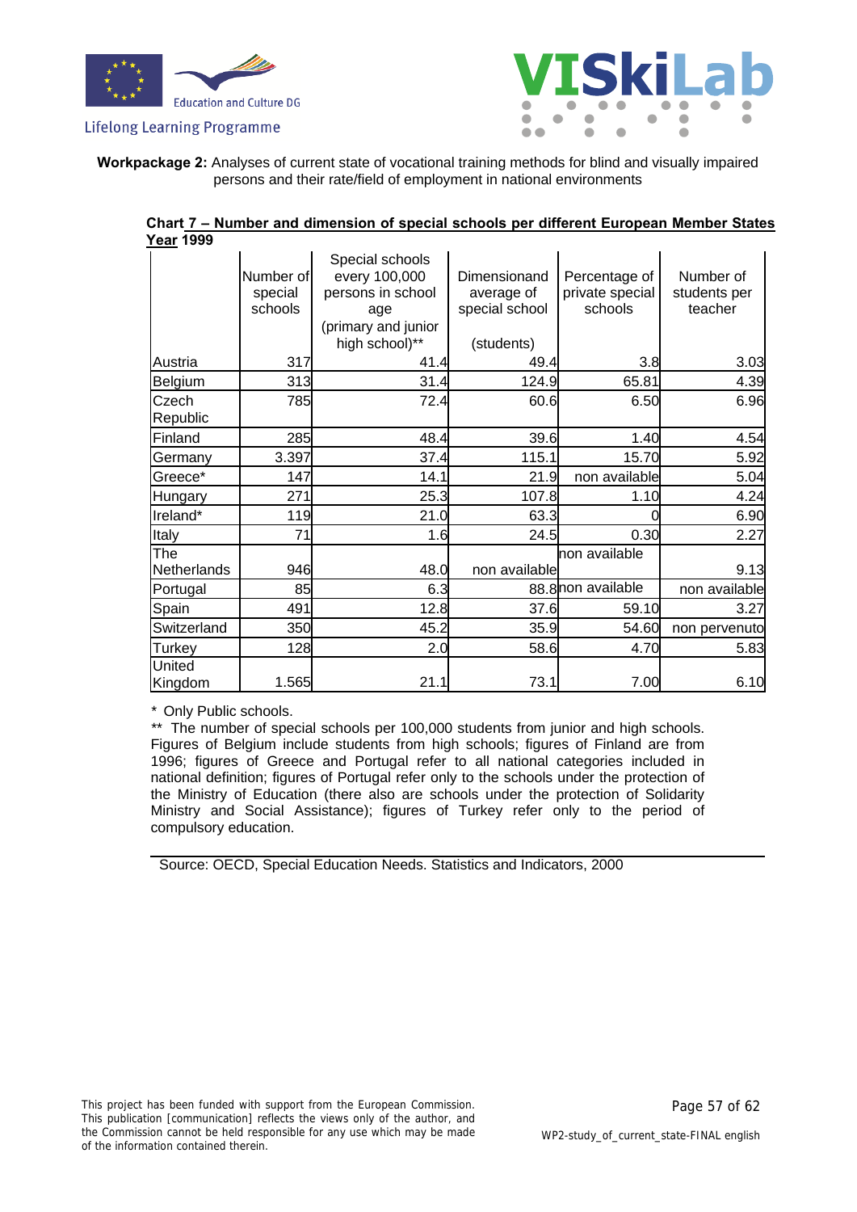**Workpackage 2:** Analyses of current state of vocational training methods for blind and visually impaired persons and their rate/field of employment in national environments

**Chart 7 – Number and dimension of special schools per different European Member States Year 1999**

| | Number of special schools | Special schools every 100,000 persons in school age (primary and junior high school)** | Dimensionand average of special school (students) | Percentage of private special schools | Number of students per teacher |
|---|---|---|---|---|---|
| Austria | 317 | 41.4 | 49.4 | 3.8 | 3.03 |
| Belgium | 313 | 31.4 | 124.9 | 65.81 | 4.39 |
| Czech Republic | 785 | 72.4 | 60.6 | 6.50 | 6.96 |
| Finland | 285 | 48.4 | 39.6 | 1.40 | 4.54 |
| Germany | 3.397 | 37.4 | 115.1 | 15.70 | 5.92 |
| Greece* | 147 | 14.1 | 21.9 | non available | 5.04 |
| Hungary | 271 | 25.3 | 107.8 | 1.10 | 4.24 |
| Ireland* | 119 | 21.0 | 63.3 | 0 | 6.90 |
| Italy | 71 | 1.6 | 24.5 | 0.30 | 2.27 |
| The Netherlands | 946 | 48.0 | non available | non available | 9.13 |
| Portugal | 85 | 6.3 | 88.8 | non available | non available |
| Spain | 491 | 12.8 | 37.6 | 59.10 | 3.27 |
| Switzerland | 350 | 45.2 | 35.9 | 54.60 | non pervenuto |
| Turkey | 128 | 2.0 | 58.6 | 4.70 | 5.83 |
| United Kingdom | 1.565 | 21.1 | 73.1 | 7.00 | 6.10 |

\* Only Public schools.

\*\* The number of special schools per 100,000 students from junior and high schools. Figures of Belgium include students from high schools; figures of Finland are from 1996; figures of Greece and Portugal refer to all national categories included in national definition; figures of Portugal refer only to the schools under the protection of the Ministry of Education (there also are schools under the protection of Solidarity Ministry and Social Assistance); figures of Turkey refer only to the period of compulsory education.

Source: OECD, Special Education Needs. Statistics and Indicators, 2000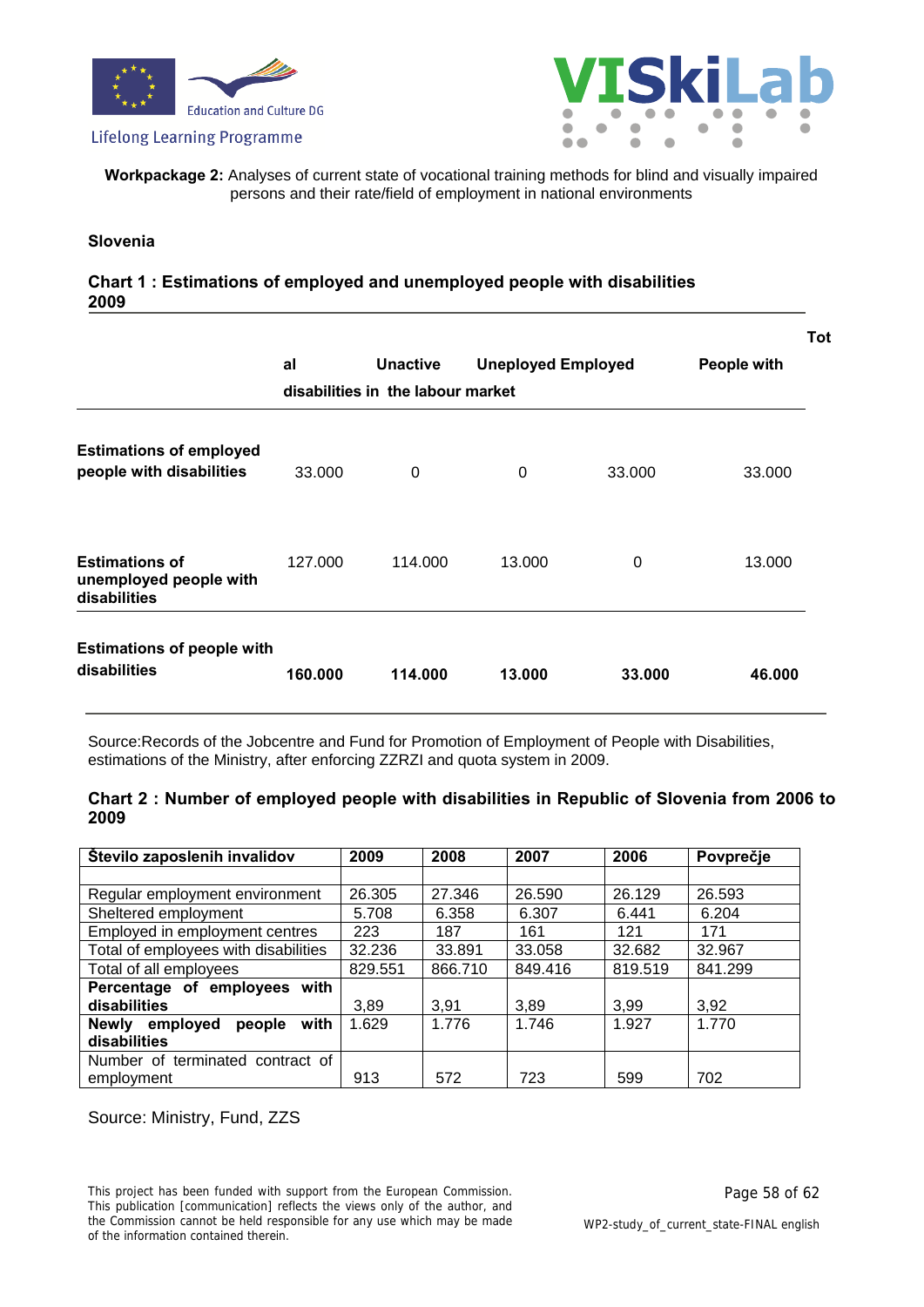**Workpackage 2:** Analyses of current state of vocational training methods for blind and visually impaired persons and their rate/field of employment in national environments

**Slovenia**

**Chart 1 : Estimations of employed and unemployed people with disabilities 2009**

| | Total | Unactive | Uneployed | Employed | People with disabilities in the labour market |
|---|---|---|---|---|---|
| **Estimations of employed people with disabilities** | 33.000 | 0 | 0 | 33.000 | 33.000 |
| **Estimations of unemployed people with disabilities** | 127.000 | 114.000 | 13.000 | 0 | 13.000 |
| **Estimations of people with disabilities** | **160.000** | **114.000** | **13.000** | **33.000** | **46.000** |

Source:Records of the Jobcentre and Fund for Promotion of Employment of People with Disabilities, estimations of the Ministry, after enforcing ZZRZI and quota system in 2009.

**Chart 2 : Number of employed people with disabilities in Republic of Slovenia from 2006 to 2009**

| **Število zaposlenih invalidov** | **2009** | **2008** | **2007** | **2006** | **Povprečje** |
|---|---|---|---|---|---|
| | | | | | |
| Regular employment environment | 26.305 | 27.346 | 26.590 | 26.129 | 26.593 |
| Sheltered employment | 5.708 | 6.358 | 6.307 | 6.441 | 6.204 |
| Employed in employment centres | 223 | 187 | 161 | 121 | 171 |
| Total of employees with disabilities | 32.236 | 33.891 | 33.058 | 32.682 | 32.967 |
| Total of all employees | 829.551 | 866.710 | 849.416 | 819.519 | 841.299 |
| **Percentage of employees with disabilities** | 3,89 | 3,91 | 3,89 | 3,99 | 3,92 |
| **Newly employed people with disabilities** | 1.629 | 1.776 | 1.746 | 1.927 | 1.770 |
| Number of terminated contract of employment | 913 | 572 | 723 | 599 | 702 |

Source: Ministry, Fund, ZZS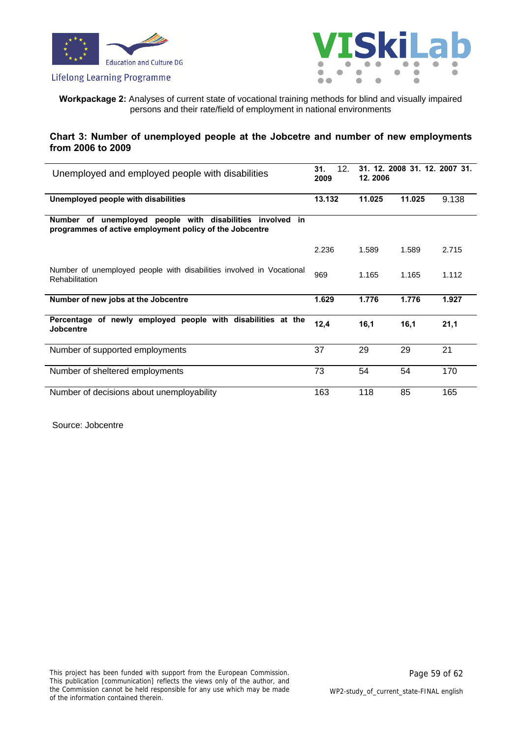**Workpackage 2:** Analyses of current state of vocational training methods for blind and visually impaired persons and their rate/field of employment in national environments

### Chart 3: Number of unemployed people at the Jobcetre and number of new employments from 2006 to 2009

| Unemployed and employed people with disabilities | **31. 12. 2009** | **31. 12. 2008** | **31. 12. 2007** | **31. 12. 2006** |
|---|---|---|---|---|
| **Unemployed people with disabilities** | **13.132** | **11.025** | **11.025** | 9.138 |
| **Number of unemployed people with disabilities involved in programmes of active employment policy of the Jobcentre** | 2.236 | 1.589 | 1.589 | 2.715 |
| Number of unemployed people with disabilities involved in Vocational Rehabilitation | 969 | 1.165 | 1.165 | 1.112 |
| **Number of new jobs at the Jobcentre** | **1.629** | **1.776** | **1.776** | **1.927** |
| **Percentage of newly employed people with disabilities at the Jobcentre** | **12,4** | **16,1** | **16,1** | **21,1** |
| Number of supported employments | 37 | 29 | 29 | 21 |
| Number of sheltered employments | 73 | 54 | 54 | 170 |
| Number of decisions about unemployability | 163 | 118 | 85 | 165 |

Source: Jobcentre

This project has been funded with support from the European Commission. This publication [communication] reflects the views only of the author, and the Commission cannot be held responsible for any use which may be made of the information contained therein.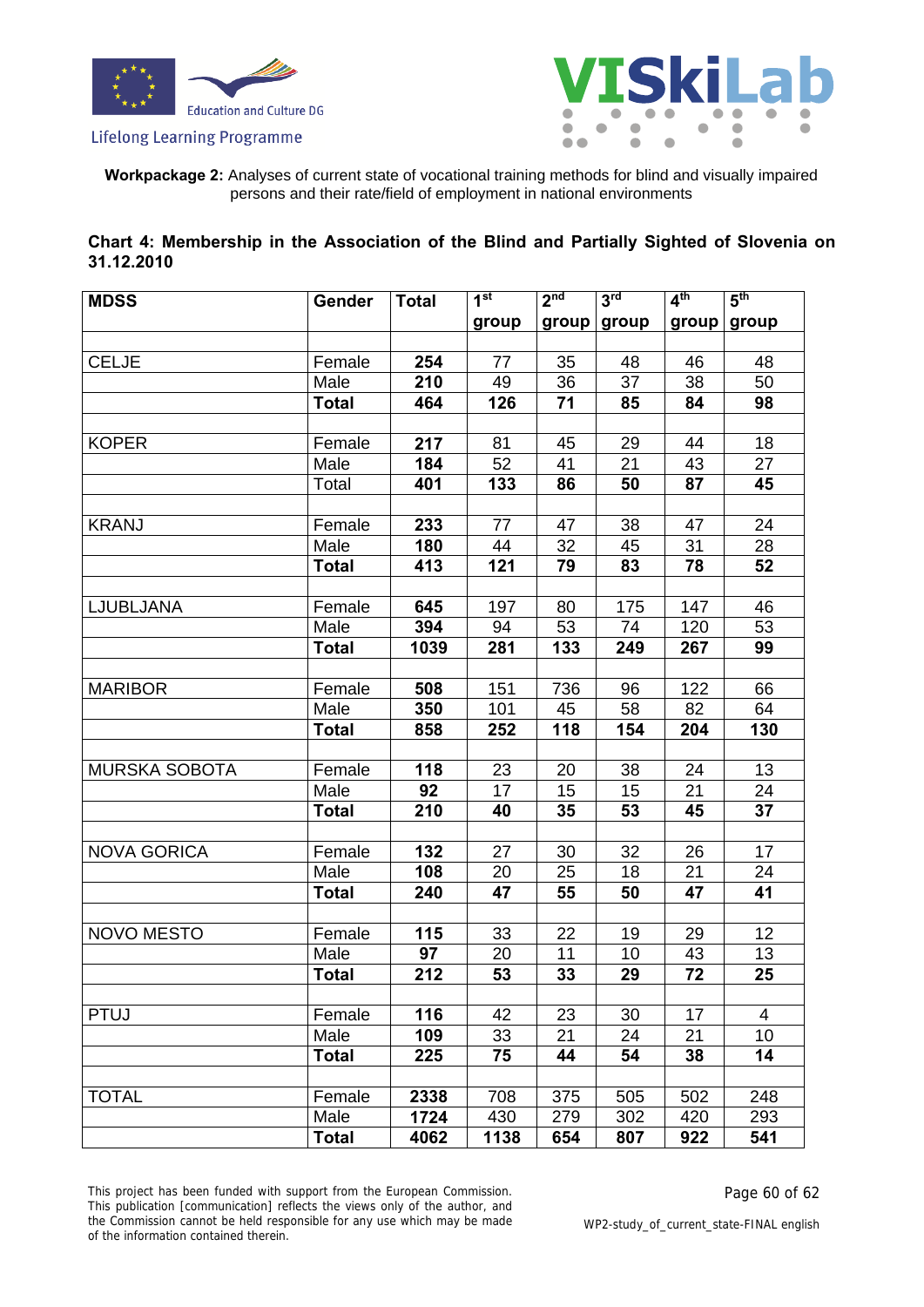**Workpackage 2:** Analyses of current state of vocational training methods for blind and visually impaired persons and their rate/field of employment in national environments

**Chart 4: Membership in the Association of the Blind and Partially Sighted of Slovenia on 31.12.2010**

| MDSS | Gender | Total | 1st group | 2nd group | 3rd group | 4th group | 5th group |
|---|---|---|---|---|---|---|---|
| | | | | | | | |
| CELJE | Female | **254** | 77 | 35 | 48 | 46 | 48 |
| | Male | **210** | 49 | 36 | 37 | 38 | 50 |
| | **Total** | **464** | **126** | **71** | **85** | **84** | **98** |
| | | | | | | | |
| KOPER | Female | **217** | 81 | 45 | 29 | 44 | 18 |
| | Male | **184** | 52 | 41 | 21 | 43 | 27 |
| | Total | **401** | **133** | **86** | **50** | **87** | **45** |
| | | | | | | | |
| KRANJ | Female | **233** | 77 | 47 | 38 | 47 | 24 |
| | Male | **180** | 44 | 32 | 45 | 31 | 28 |
| | **Total** | **413** | **121** | **79** | **83** | **78** | **52** |
| | | | | | | | |
| LJUBLJANA | Female | **645** | 197 | 80 | 175 | 147 | 46 |
| | Male | **394** | 94 | 53 | 74 | 120 | 53 |
| | **Total** | **1039** | **281** | **133** | **249** | **267** | **99** |
| | | | | | | | |
| MARIBOR | Female | **508** | 151 | 736 | 96 | 122 | 66 |
| | Male | **350** | 101 | 45 | 58 | 82 | 64 |
| | **Total** | **858** | **252** | **118** | **154** | **204** | **130** |
| | | | | | | | |
| MURSKA SOBOTA | Female | **118** | 23 | 20 | 38 | 24 | 13 |
| | Male | **92** | 17 | 15 | 15 | 21 | 24 |
| | **Total** | **210** | **40** | **35** | **53** | **45** | **37** |
| | | | | | | | |
| NOVA GORICA | Female | **132** | 27 | 30 | 32 | 26 | 17 |
| | Male | **108** | 20 | 25 | 18 | 21 | 24 |
| | **Total** | **240** | **47** | **55** | **50** | **47** | **41** |
| | | | | | | | |
| NOVO MESTO | Female | **115** | 33 | 22 | 19 | 29 | 12 |
| | Male | **97** | 20 | 11 | 10 | 43 | 13 |
| | **Total** | **212** | **53** | **33** | **29** | **72** | **25** |
| | | | | | | | |
| PTUJ | Female | **116** | 42 | 23 | 30 | 17 | 4 |
| | Male | **109** | 33 | 21 | 24 | 21 | 10 |
| | **Total** | **225** | **75** | **44** | **54** | **38** | **14** |
| | | | | | | | |
| TOTAL | Female | **2338** | 708 | 375 | 505 | 502 | 248 |
| | Male | **1724** | 430 | 279 | 302 | 420 | 293 |
| | **Total** | **4062** | **1138** | **654** | **807** | **922** | **541** |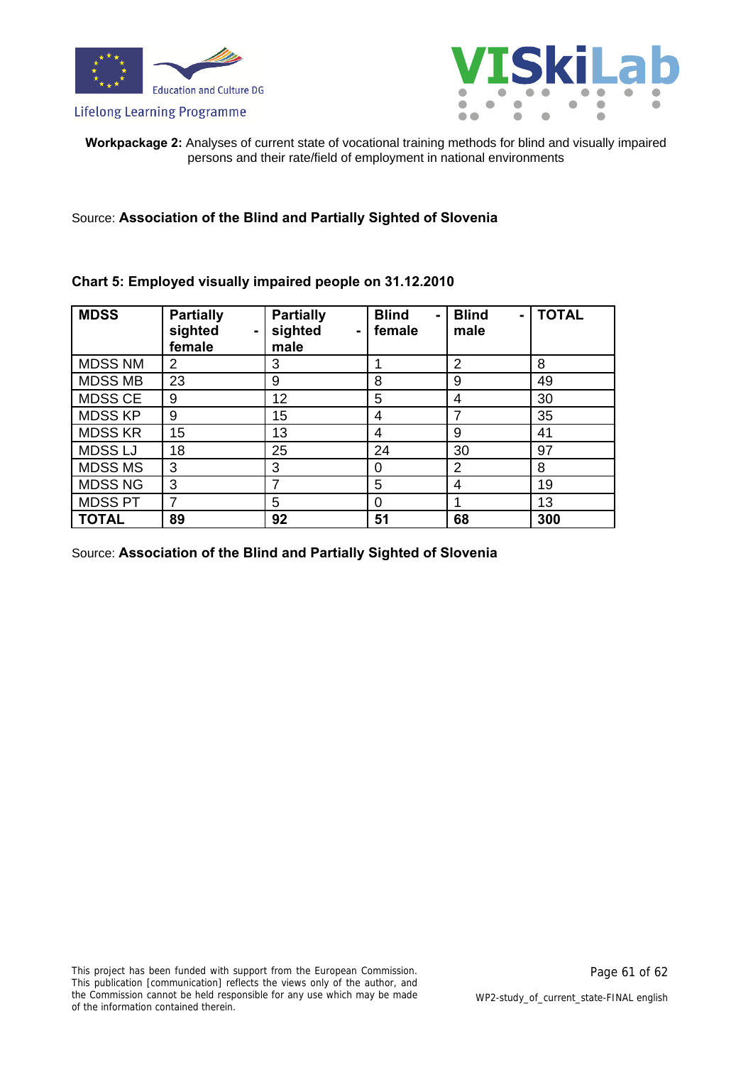**Workpackage 2:** Analyses of current state of vocational training methods for blind and visually impaired persons and their rate/field of employment in national environments

Source: **Association of the Blind and Partially Sighted of Slovenia**

**Chart 5: Employed visually impaired people on 31.12.2010**

| **MDSS** | **Partially sighted - female** | **Partially sighted - male** | **Blind - female** | **Blind - male** | **TOTAL** |
|---|---|---|---|---|---|
| MDSS NM | 2 | 3 | 1 | 2 | 8 |
| MDSS MB | 23 | 9 | 8 | 9 | 49 |
| MDSS CE | 9 | 12 | 5 | 4 | 30 |
| MDSS KP | 9 | 15 | 4 | 7 | 35 |
| MDSS KR | 15 | 13 | 4 | 9 | 41 |
| MDSS LJ | 18 | 25 | 24 | 30 | 97 |
| MDSS MS | 3 | 3 | 0 | 2 | 8 |
| MDSS NG | 3 | 7 | 5 | 4 | 19 |
| MDSS PT | 7 | 5 | 0 | 1 | 13 |
| **TOTAL** | **89** | **92** | **51** | **68** | **300** |

Source: **Association of the Blind and Partially Sighted of Slovenia**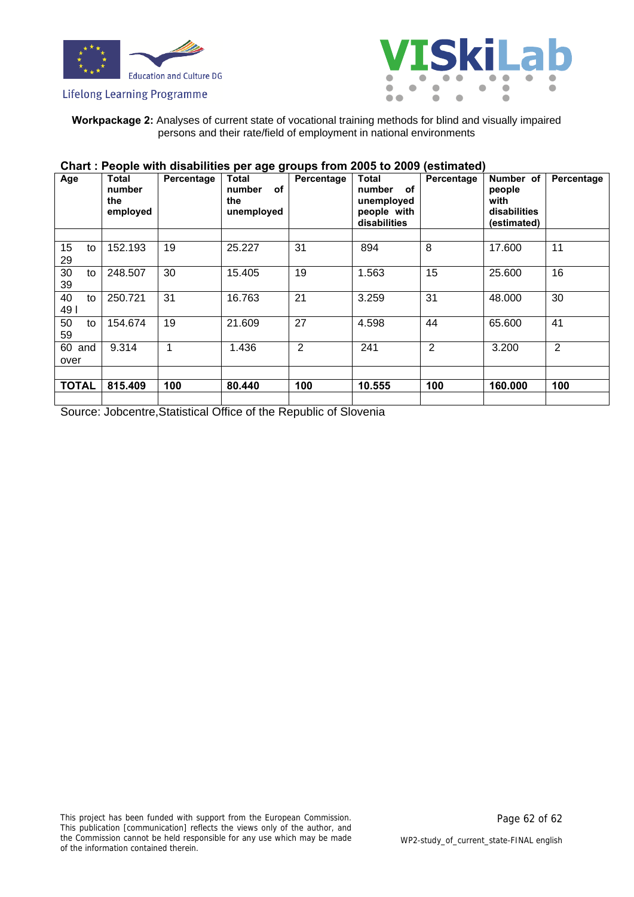**Workpackage 2:** Analyses of current state of vocational training methods for blind and visually impaired persons and their rate/field of employment in national environments

**Chart : People with disabilities per age groups from 2005 to 2009 (estimated)**

| Age | Total number the employed | Percentage | Total number of the unemployed | Percentage | Total number of unemployed people with disabilities | Percentage | Number of people with disabilities (estimated) | Percentage |
|---|---|---|---|---|---|---|---|---|
| | | | | | | | | |
| 15 to 29 | 152.193 | 19 | 25.227 | 31 | 894 | 8 | 17.600 | 11 |
| 30 to 39 | 248.507 | 30 | 15.405 | 19 | 1.563 | 15 | 25.600 | 16 |
| 40 to 49 l | 250.721 | 31 | 16.763 | 21 | 3.259 | 31 | 48.000 | 30 |
| 50 to 59 | 154.674 | 19 | 21.609 | 27 | 4.598 | 44 | 65.600 | 41 |
| 60 and over | 9.314 | 1 | 1.436 | 2 | 241 | 2 | 3.200 | 2 |
| | | | | | | | | |
| **TOTAL** | **815.409** | **100** | **80.440** | **100** | **10.555** | **100** | **160.000** | **100** |
| | | | | | | | | |

Source: Jobcentre,Statistical Office of the Republic of Slovenia

This project has been funded with support from the European Commission. This publication [communication] reflects the views only of the author, and the Commission cannot be held responsible for any use which may be made of the information contained therein.